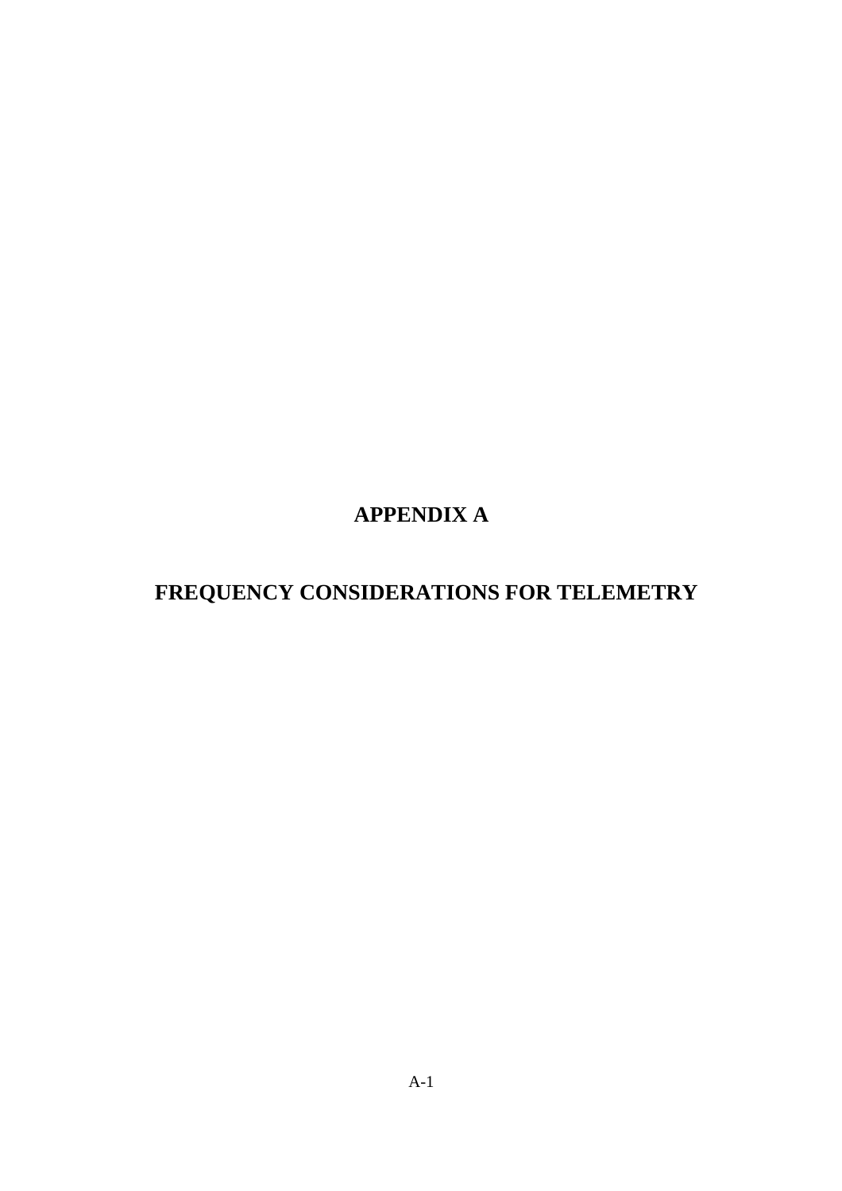# APPENDIX A

# FREQUENCY CONSIDERATIONS FOR TELEMETRY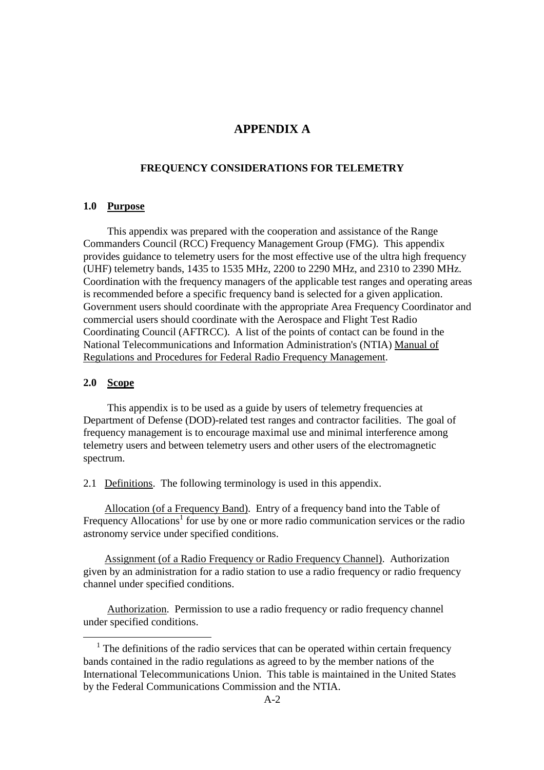# APPENDIX A

## FREQUENCY CONSIDERATIONS FOR TELEMETRY

### 1.0 Purpose

This appendix was prepared with the cooperation and assistance of the Range Commanders Council (RCC) Frequency Management Group (FMG). This appendix provides guidance to telemetry users for the most effective use of the ultra high frequency (UHF) telemetry bands, 1435 to 1535 MHz, 2200 to 2290 MHz, and 2310 to 2390 MHz. Coordination with the frequency managers of the applicable test ranges and operating areas is recommended before a specific frequency band is selected for a given application. Government users should coordinate with the appropriate Area Frequency Coordinator and commercial users should coordinate with the Aerospace and Flight Test Radio Coordinating Council (AFTRCC). A list of the points of contact can be found in the National Telecommunications and Information Administration's (NTIA) Manual of Regulations and Procedures for Federal Radio Frequency Management.

### 2.0 Scope

This appendix is to be used as a guide by users of telemetry frequencies at Department of Defense (DOD)-related test ranges and contractor facilities. The goal of frequency management is to encourage maximal use and minimal interference among telemetry users and between telemetry users and other users of the electromagnetic spectrum.

2.1 Definitions. The following terminology is used in this appendix.

Allocation (of a Frequency Band). Entry of a frequency band into the Table of Frequency Allocations[1] for use by one or more radio communication services or the radio astronomy service under specified conditions.

Assignment (of a Radio Frequency or Radio Frequency Channel). Authorization given by an administration for a radio station to use a radio frequency or radio frequency channel under specified conditions.

Authorization. Permission to use a radio frequency or radio frequency channel under specified conditions.

---

[1] The definitions of the radio services that can be operated within certain frequency bands contained in the radio regulations as agreed to by the member nations of the International Telecommunications Union. This table is maintained in the United States by the Federal Communications Commission and the NTIA.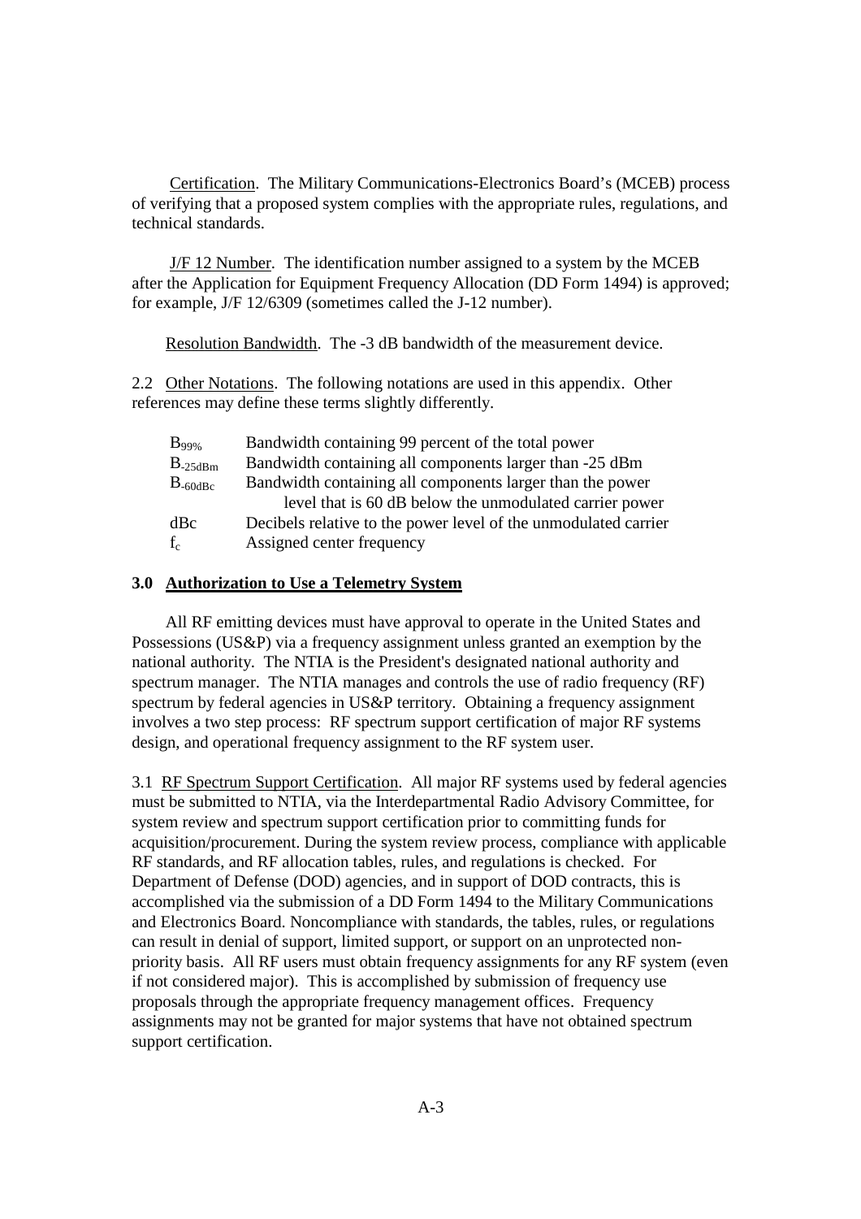Certification. The Military Communications-Electronics Board's (MCEB) process of verifying that a proposed system complies with the appropriate rules, regulations, and technical standards.

J/F 12 Number. The identification number assigned to a system by the MCEB after the Application for Equipment Frequency Allocation (DD Form 1494) is approved; for example, J/F 12/6309 (sometimes called the J-12 number).

Resolution Bandwidth. The -3 dB bandwidth of the measurement device.

2.2 Other Notations. The following notations are used in this appendix. Other references may define these terms slightly differently.

| | |
|---|---|
| $B_{99\%}$ | Bandwidth containing 99 percent of the total power |
| $B_{-25dBm}$ | Bandwidth containing all components larger than -25 dBm |
| $B_{-60dBc}$ | Bandwidth containing all components larger than the power level that is 60 dB below the unmodulated carrier power |
| dBc | Decibels relative to the power level of the unmodulated carrier |
| $f_c$ | Assigned center frequency |

## 3.0 Authorization to Use a Telemetry System

All RF emitting devices must have approval to operate in the United States and Possessions (US&P) via a frequency assignment unless granted an exemption by the national authority. The NTIA is the President's designated national authority and spectrum manager. The NTIA manages and controls the use of radio frequency (RF) spectrum by federal agencies in US&P territory. Obtaining a frequency assignment involves a two step process: RF spectrum support certification of major RF systems design, and operational frequency assignment to the RF system user.

3.1 RF Spectrum Support Certification. All major RF systems used by federal agencies must be submitted to NTIA, via the Interdepartmental Radio Advisory Committee, for system review and spectrum support certification prior to committing funds for acquisition/procurement. During the system review process, compliance with applicable RF standards, and RF allocation tables, rules, and regulations is checked. For Department of Defense (DOD) agencies, and in support of DOD contracts, this is accomplished via the submission of a DD Form 1494 to the Military Communications and Electronics Board. Noncompliance with standards, the tables, rules, or regulations can result in denial of support, limited support, or support on an unprotected non-priority basis. All RF users must obtain frequency assignments for any RF system (even if not considered major). This is accomplished by submission of frequency use proposals through the appropriate frequency management offices. Frequency assignments may not be granted for major systems that have not obtained spectrum support certification.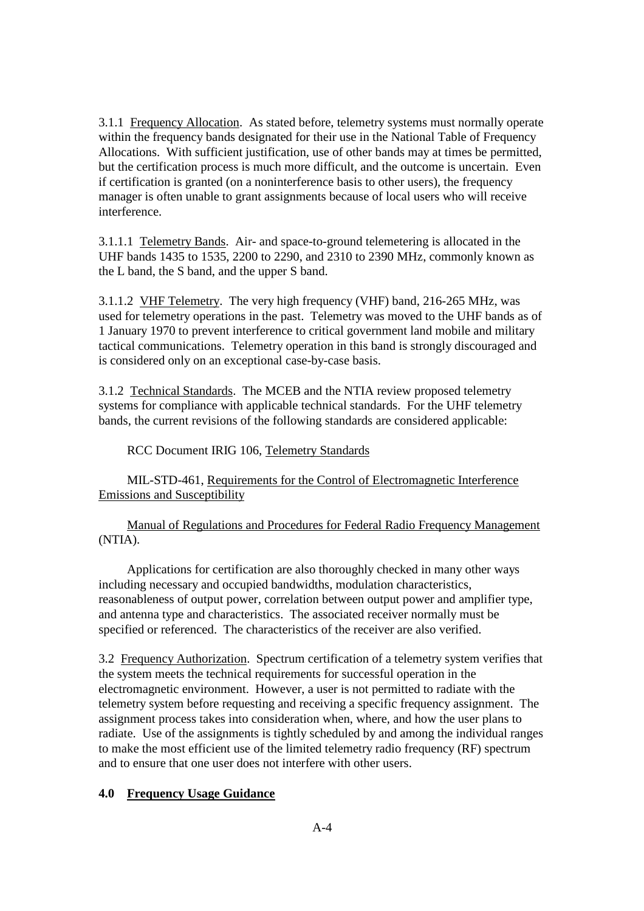3.1.1 Frequency Allocation. As stated before, telemetry systems must normally operate within the frequency bands designated for their use in the National Table of Frequency Allocations. With sufficient justification, use of other bands may at times be permitted, but the certification process is much more difficult, and the outcome is uncertain. Even if certification is granted (on a noninterference basis to other users), the frequency manager is often unable to grant assignments because of local users who will receive interference.

3.1.1.1 Telemetry Bands. Air- and space-to-ground telemetering is allocated in the UHF bands 1435 to 1535, 2200 to 2290, and 2310 to 2390 MHz, commonly known as the L band, the S band, and the upper S band.

3.1.1.2 VHF Telemetry. The very high frequency (VHF) band, 216-265 MHz, was used for telemetry operations in the past. Telemetry was moved to the UHF bands as of 1 January 1970 to prevent interference to critical government land mobile and military tactical communications. Telemetry operation in this band is strongly discouraged and is considered only on an exceptional case-by-case basis.

3.1.2 Technical Standards. The MCEB and the NTIA review proposed telemetry systems for compliance with applicable technical standards. For the UHF telemetry bands, the current revisions of the following standards are considered applicable:

RCC Document IRIG 106, Telemetry Standards

MIL-STD-461, Requirements for the Control of Electromagnetic Interference Emissions and Susceptibility

Manual of Regulations and Procedures for Federal Radio Frequency Management (NTIA).

Applications for certification are also thoroughly checked in many other ways including necessary and occupied bandwidths, modulation characteristics, reasonableness of output power, correlation between output power and amplifier type, and antenna type and characteristics. The associated receiver normally must be specified or referenced. The characteristics of the receiver are also verified.

3.2 Frequency Authorization. Spectrum certification of a telemetry system verifies that the system meets the technical requirements for successful operation in the electromagnetic environment. However, a user is not permitted to radiate with the telemetry system before requesting and receiving a specific frequency assignment. The assignment process takes into consideration when, where, and how the user plans to radiate. Use of the assignments is tightly scheduled by and among the individual ranges to make the most efficient use of the limited telemetry radio frequency (RF) spectrum and to ensure that one user does not interfere with other users.

## 4.0 Frequency Usage Guidance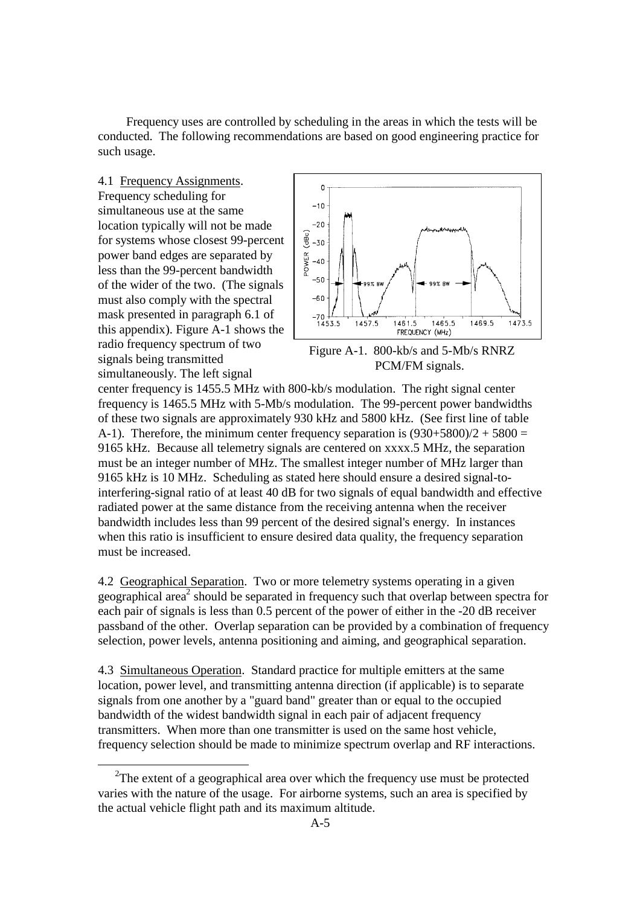Frequency uses are controlled by scheduling in the areas in which the tests will be conducted. The following recommendations are based on good engineering practice for such usage.

4.1 Frequency Assignments. Frequency scheduling for simultaneous use at the same location typically will not be made for systems whose closest 99-percent power band edges are separated by less than the 99-percent bandwidth of the wider of the two. (The signals must also comply with the spectral mask presented in paragraph 6.1 of this appendix). Figure A-1 shows the radio frequency spectrum of two signals being transmitted simultaneously. The left signal center frequency is 1455.5 MHz with 800-kb/s modulation. The right signal center frequency is 1465.5 MHz with 5-Mb/s modulation. The 99-percent power bandwidths of these two signals are approximately 930 kHz and 5800 kHz. (See first line of table A-1). Therefore, the minimum center frequency separation is $(930+5800)/2 + 5800 = 9165$ kHz. Because all telemetry signals are centered on xxxx.5 MHz, the separation must be an integer number of MHz. The smallest integer number of MHz larger than 9165 kHz is 10 MHz. Scheduling as stated here should ensure a desired signal-to-interfering-signal ratio of at least 40 dB for two signals of equal bandwidth and effective radiated power at the same distance from the receiving antenna when the receiver bandwidth includes less than 99 percent of the desired signal's energy. In instances when this ratio is insufficient to ensure desired data quality, the frequency separation must be increased.

Figure A-1. 800-kb/s and 5-Mb/s RNRZ PCM/FM signals.

4.2 Geographical Separation. Two or more telemetry systems operating in a given geographical area[2] should be separated in frequency such that overlap between spectra for each pair of signals is less than 0.5 percent of the power of either in the -20 dB receiver passband of the other. Overlap separation can be provided by a combination of frequency selection, power levels, antenna positioning and aiming, and geographical separation.

4.3 Simultaneous Operation. Standard practice for multiple emitters at the same location, power level, and transmitting antenna direction (if applicable) is to separate signals from one another by a "guard band" greater than or equal to the occupied bandwidth of the widest bandwidth signal in each pair of adjacent frequency transmitters. When more than one transmitter is used on the same host vehicle, frequency selection should be made to minimize spectrum overlap and RF interactions.

---

[2] The extent of a geographical area over which the frequency use must be protected varies with the nature of the usage. For airborne systems, such an area is specified by the actual vehicle flight path and its maximum altitude.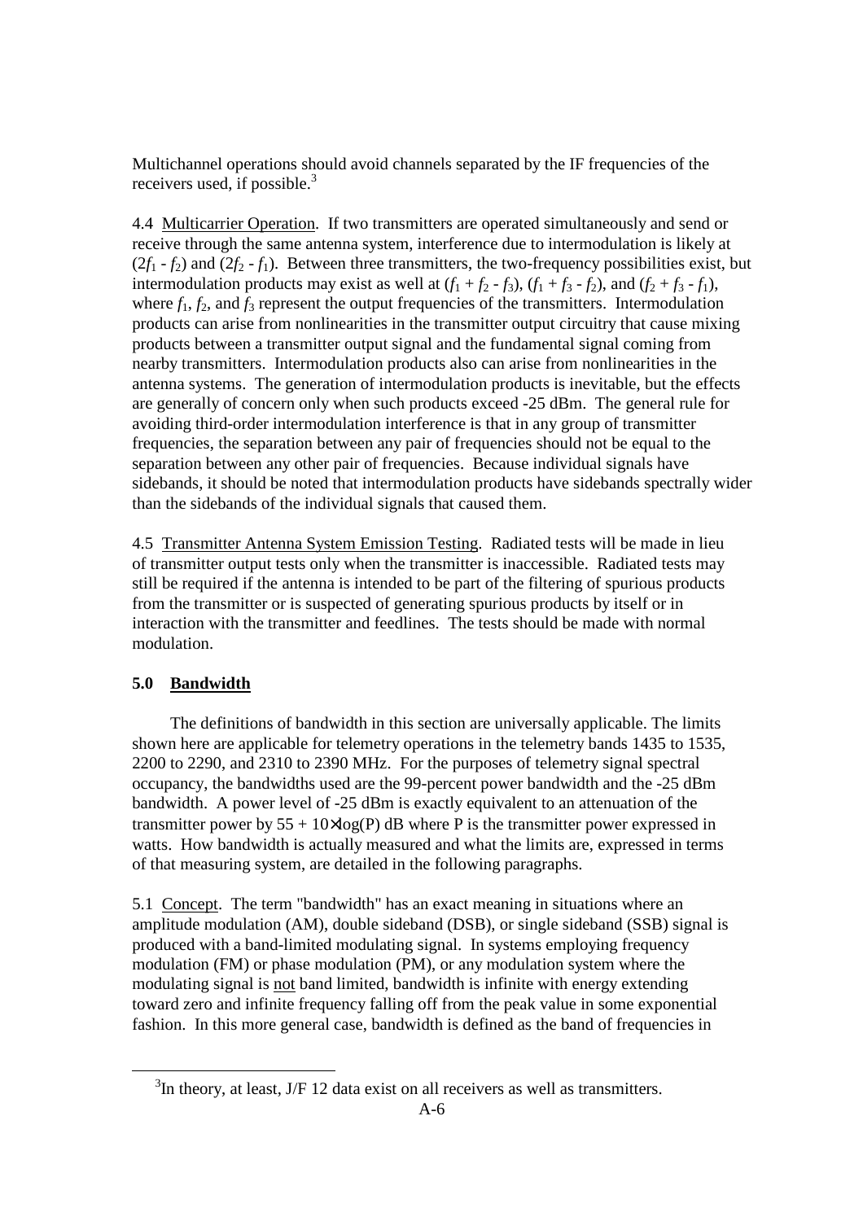Multichannel operations should avoid channels separated by the IF frequencies of the receivers used, if possible.[3]

4.4 Multicarrier Operation. If two transmitters are operated simultaneously and send or receive through the same antenna system, interference due to intermodulation is likely at $(2f_1 - f_2)$ and $(2f_2 - f_1)$. Between three transmitters, the two-frequency possibilities exist, but intermodulation products may exist as well at $(f_1 + f_2 - f_3)$, $(f_1 + f_3 - f_2)$, and $(f_2 + f_3 - f_1)$, where $f_1$, $f_2$, and $f_3$ represent the output frequencies of the transmitters. Intermodulation products can arise from nonlinearities in the transmitter output circuitry that cause mixing products between a transmitter output signal and the fundamental signal coming from nearby transmitters. Intermodulation products also can arise from nonlinearities in the antenna systems. The generation of intermodulation products is inevitable, but the effects are generally of concern only when such products exceed -25 dBm. The general rule for avoiding third-order intermodulation interference is that in any group of transmitter frequencies, the separation between any pair of frequencies should not be equal to the separation between any other pair of frequencies. Because individual signals have sidebands, it should be noted that intermodulation products have sidebands spectrally wider than the sidebands of the individual signals that caused them.

4.5 Transmitter Antenna System Emission Testing. Radiated tests will be made in lieu of transmitter output tests only when the transmitter is inaccessible. Radiated tests may still be required if the antenna is intended to be part of the filtering of spurious products from the transmitter or is suspected of generating spurious products by itself or in interaction with the transmitter and feedlines. The tests should be made with normal modulation.

## 5.0 Bandwidth

The definitions of bandwidth in this section are universally applicable. The limits shown here are applicable for telemetry operations in the telemetry bands 1435 to 1535, 2200 to 2290, and 2310 to 2390 MHz. For the purposes of telemetry signal spectral occupancy, the bandwidths used are the 99-percent power bandwidth and the -25 dBm bandwidth. A power level of -25 dBm is exactly equivalent to an attenuation of the transmitter power by $55 + 10 \times \log(P)$ dB where P is the transmitter power expressed in watts. How bandwidth is actually measured and what the limits are, expressed in terms of that measuring system, are detailed in the following paragraphs.

5.1 Concept. The term "bandwidth" has an exact meaning in situations where an amplitude modulation (AM), double sideband (DSB), or single sideband (SSB) signal is produced with a band-limited modulating signal. In systems employing frequency modulation (FM) or phase modulation (PM), or any modulation system where the modulating signal is not band limited, bandwidth is infinite with energy extending toward zero and infinite frequency falling off from the peak value in some exponential fashion. In this more general case, bandwidth is defined as the band of frequencies in

[3] In theory, at least, J/F 12 data exist on all receivers as well as transmitters.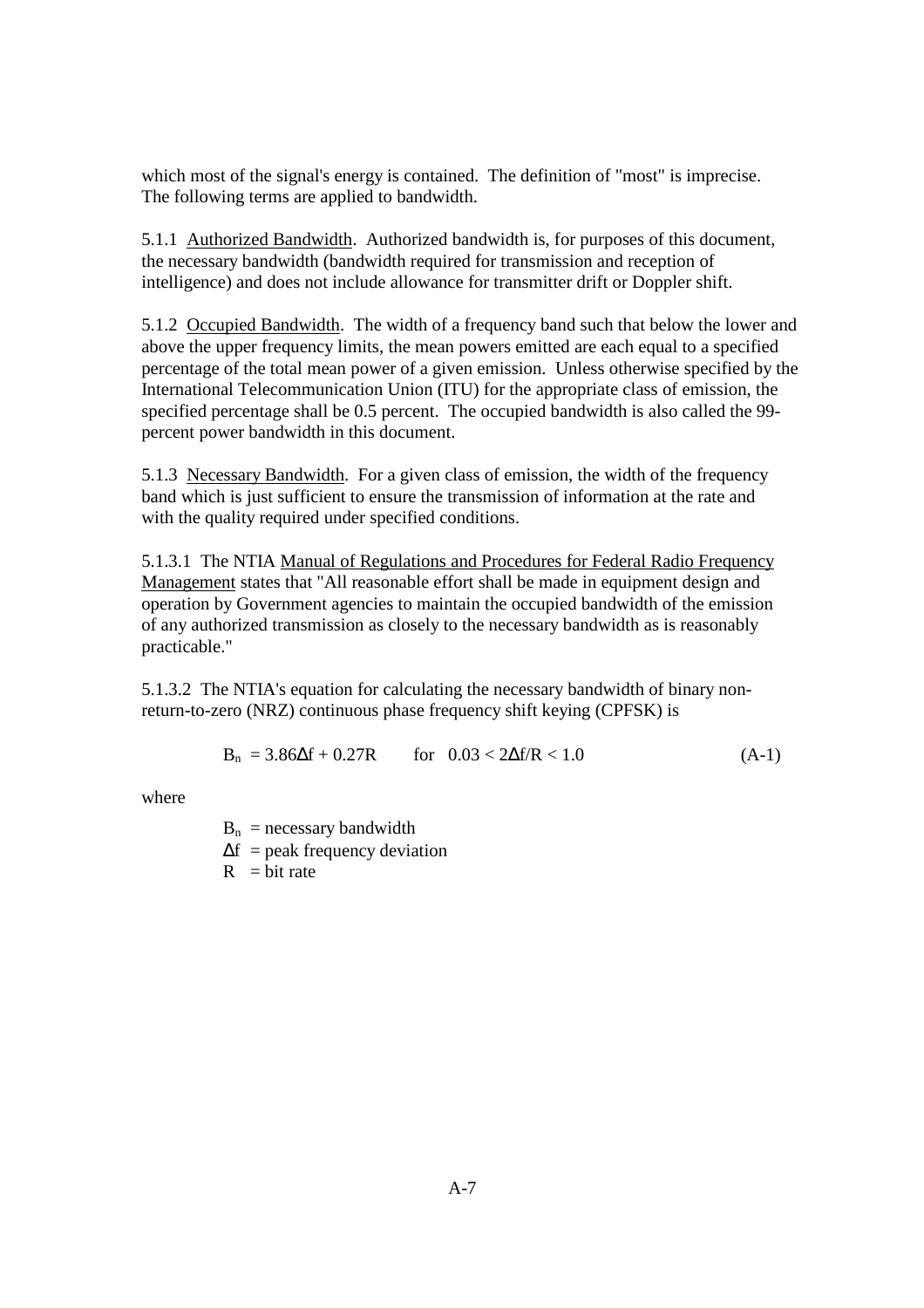which most of the signal's energy is contained. The definition of "most" is imprecise. The following terms are applied to bandwidth.

5.1.1 Authorized Bandwidth. Authorized bandwidth is, for purposes of this document, the necessary bandwidth (bandwidth required for transmission and reception of intelligence) and does not include allowance for transmitter drift or Doppler shift.

5.1.2 Occupied Bandwidth. The width of a frequency band such that below the lower and above the upper frequency limits, the mean powers emitted are each equal to a specified percentage of the total mean power of a given emission. Unless otherwise specified by the International Telecommunication Union (ITU) for the appropriate class of emission, the specified percentage shall be 0.5 percent. The occupied bandwidth is also called the 99-percent power bandwidth in this document.

5.1.3 Necessary Bandwidth. For a given class of emission, the width of the frequency band which is just sufficient to ensure the transmission of information at the rate and with the quality required under specified conditions.

5.1.3.1 The NTIA Manual of Regulations and Procedures for Federal Radio Frequency Management states that "All reasonable effort shall be made in equipment design and operation by Government agencies to maintain the occupied bandwidth of the emission of any authorized transmission as closely to the necessary bandwidth as is reasonably practicable."

5.1.3.2 The NTIA's equation for calculating the necessary bandwidth of binary non-return-to-zero (NRZ) continuous phase frequency shift keying (CPFSK) is

$$B_n = 3.86\Delta f + 0.27R \qquad \text{for} \quad 0.03 < 2\Delta f/R < 1.0 \qquad \text{(A-1)}$$

where

$B_n$ = necessary bandwidth
$\Delta f$ = peak frequency deviation
$R$ = bit rate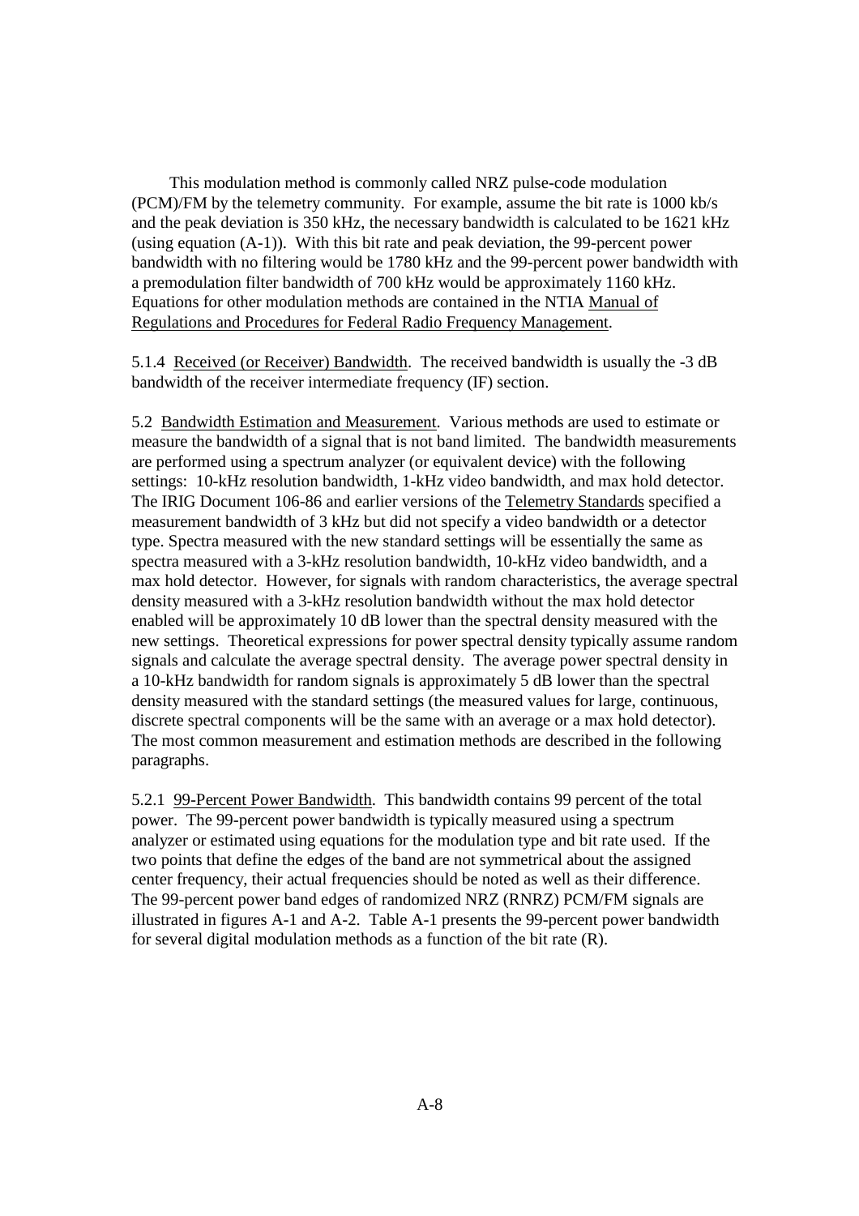This modulation method is commonly called NRZ pulse-code modulation (PCM)/FM by the telemetry community. For example, assume the bit rate is 1000 kb/s and the peak deviation is 350 kHz, the necessary bandwidth is calculated to be 1621 kHz (using equation (A-1)). With this bit rate and peak deviation, the 99-percent power bandwidth with no filtering would be 1780 kHz and the 99-percent power bandwidth with a premodulation filter bandwidth of 700 kHz would be approximately 1160 kHz. Equations for other modulation methods are contained in the NTIA Manual of Regulations and Procedures for Federal Radio Frequency Management.

5.1.4 Received (or Receiver) Bandwidth. The received bandwidth is usually the -3 dB bandwidth of the receiver intermediate frequency (IF) section.

5.2 Bandwidth Estimation and Measurement. Various methods are used to estimate or measure the bandwidth of a signal that is not band limited. The bandwidth measurements are performed using a spectrum analyzer (or equivalent device) with the following settings: 10-kHz resolution bandwidth, 1-kHz video bandwidth, and max hold detector. The IRIG Document 106-86 and earlier versions of the Telemetry Standards specified a measurement bandwidth of 3 kHz but did not specify a video bandwidth or a detector type. Spectra measured with the new standard settings will be essentially the same as spectra measured with a 3-kHz resolution bandwidth, 10-kHz video bandwidth, and a max hold detector. However, for signals with random characteristics, the average spectral density measured with a 3-kHz resolution bandwidth without the max hold detector enabled will be approximately 10 dB lower than the spectral density measured with the new settings. Theoretical expressions for power spectral density typically assume random signals and calculate the average spectral density. The average power spectral density in a 10-kHz bandwidth for random signals is approximately 5 dB lower than the spectral density measured with the standard settings (the measured values for large, continuous, discrete spectral components will be the same with an average or a max hold detector). The most common measurement and estimation methods are described in the following paragraphs.

5.2.1 99-Percent Power Bandwidth. This bandwidth contains 99 percent of the total power. The 99-percent power bandwidth is typically measured using a spectrum analyzer or estimated using equations for the modulation type and bit rate used. If the two points that define the edges of the band are not symmetrical about the assigned center frequency, their actual frequencies should be noted as well as their difference. The 99-percent power band edges of randomized NRZ (RNRZ) PCM/FM signals are illustrated in figures A-1 and A-2. Table A-1 presents the 99-percent power bandwidth for several digital modulation methods as a function of the bit rate (R).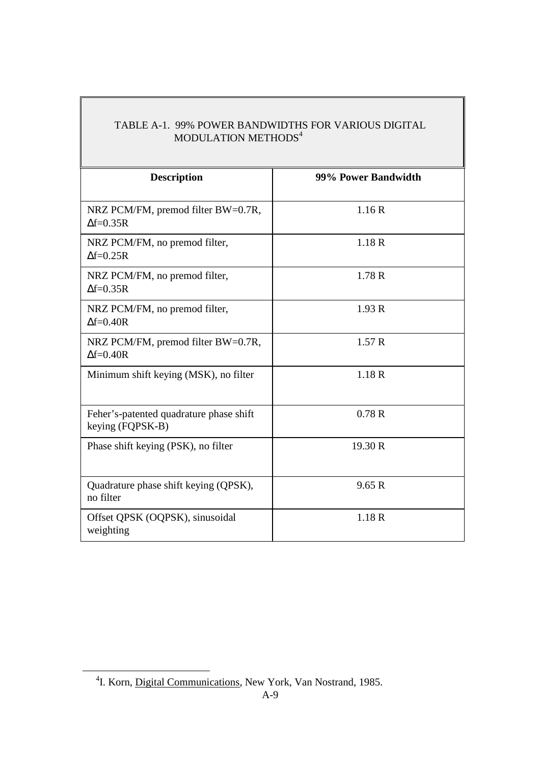TABLE A-1. 99% POWER BANDWIDTHS FOR VARIOUS DIGITAL MODULATION METHODS[4]

| Description | 99% Power Bandwidth |
|---|---|
| NRZ PCM/FM, premod filter BW=0.7R, Δf=0.35R | 1.16 R |
| NRZ PCM/FM, no premod filter, Δf=0.25R | 1.18 R |
| NRZ PCM/FM, no premod filter, Δf=0.35R | 1.78 R |
| NRZ PCM/FM, no premod filter, Δf=0.40R | 1.93 R |
| NRZ PCM/FM, premod filter BW=0.7R, Δf=0.40R | 1.57 R |
| Minimum shift keying (MSK), no filter | 1.18 R |
| Feher's-patented quadrature phase shift keying (FQPSK-B) | 0.78 R |
| Phase shift keying (PSK), no filter | 19.30 R |
| Quadrature phase shift keying (QPSK), no filter | 9.65 R |
| Offset QPSK (OQPSK), sinusoidal weighting | 1.18 R |

[4] I. Korn, Digital Communications, New York, Van Nostrand, 1985.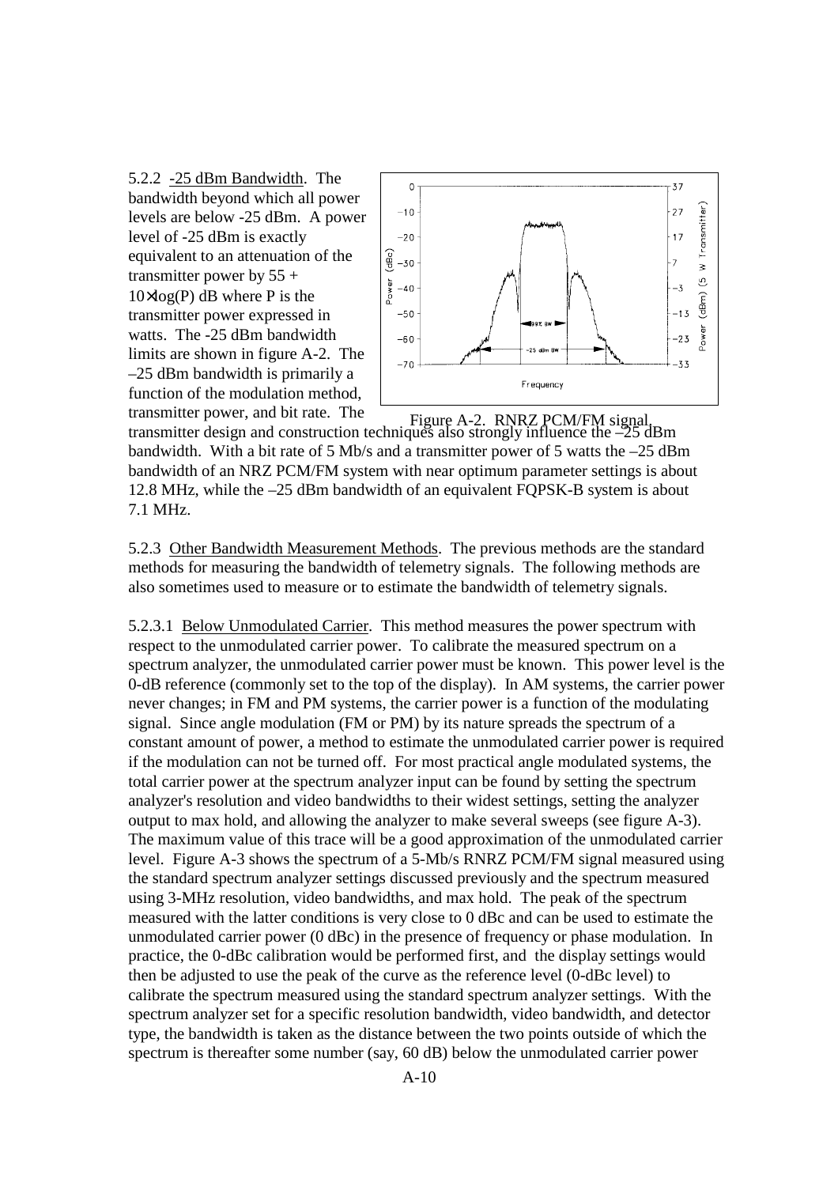5.2.2 -25 dBm Bandwidth. The bandwidth beyond which all power levels are below -25 dBm. A power level of -25 dBm is exactly equivalent to an attenuation of the transmitter power by $55 + 10\times\log(P)$ dB where P is the transmitter power expressed in watts. The -25 dBm bandwidth limits are shown in figure A-2. The –25 dBm bandwidth is primarily a function of the modulation method, transmitter power, and bit rate. The transmitter design and construction techniques also strongly influence the –25 dBm bandwidth. With a bit rate of 5 Mb/s and a transmitter power of 5 watts the –25 dBm bandwidth of an NRZ PCM/FM system with near optimum parameter settings is about 12.8 MHz, while the –25 dBm bandwidth of an equivalent FQPSK-B system is about 7.1 MHz.

Figure A-2. RNRZ PCM/FM signal.

5.2.3 Other Bandwidth Measurement Methods. The previous methods are the standard methods for measuring the bandwidth of telemetry signals. The following methods are also sometimes used to measure or to estimate the bandwidth of telemetry signals.

5.2.3.1 Below Unmodulated Carrier. This method measures the power spectrum with respect to the unmodulated carrier power. To calibrate the measured spectrum on a spectrum analyzer, the unmodulated carrier power must be known. This power level is the 0-dB reference (commonly set to the top of the display). In AM systems, the carrier power never changes; in FM and PM systems, the carrier power is a function of the modulating signal. Since angle modulation (FM or PM) by its nature spreads the spectrum of a constant amount of power, a method to estimate the unmodulated carrier power is required if the modulation can not be turned off. For most practical angle modulated systems, the total carrier power at the spectrum analyzer input can be found by setting the spectrum analyzer's resolution and video bandwidths to their widest settings, setting the analyzer output to max hold, and allowing the analyzer to make several sweeps (see figure A-3). The maximum value of this trace will be a good approximation of the unmodulated carrier level. Figure A-3 shows the spectrum of a 5-Mb/s RNRZ PCM/FM signal measured using the standard spectrum analyzer settings discussed previously and the spectrum measured using 3-MHz resolution, video bandwidths, and max hold. The peak of the spectrum measured with the latter conditions is very close to 0 dBc and can be used to estimate the unmodulated carrier power (0 dBc) in the presence of frequency or phase modulation. In practice, the 0-dBc calibration would be performed first, and the display settings would then be adjusted to use the peak of the curve as the reference level (0-dBc level) to calibrate the spectrum measured using the standard spectrum analyzer settings. With the spectrum analyzer set for a specific resolution bandwidth, video bandwidth, and detector type, the bandwidth is taken as the distance between the two points outside of which the spectrum is thereafter some number (say, 60 dB) below the unmodulated carrier power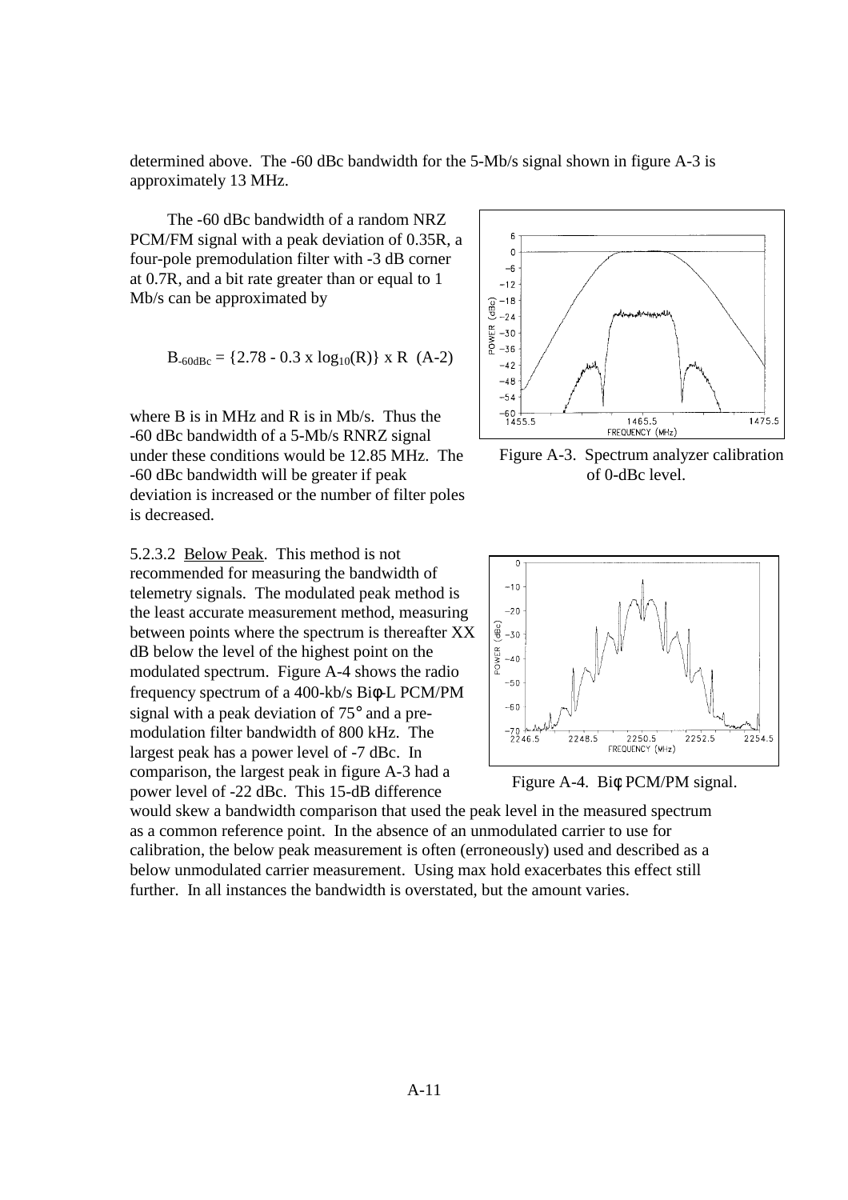determined above. The -60 dBc bandwidth for the 5-Mb/s signal shown in figure A-3 is approximately 13 MHz.

The -60 dBc bandwidth of a random NRZ PCM/FM signal with a peak deviation of 0.35R, a four-pole premodulation filter with -3 dB corner at 0.7R, and a bit rate greater than or equal to 1 Mb/s can be approximated by

$$B_{-60dBc} = \{2.78 - 0.3 \times \log_{10}(R)\} \times R \quad \text{(A-2)}$$

where B is in MHz and R is in Mb/s. Thus the -60 dBc bandwidth of a 5-Mb/s RNRZ signal under these conditions would be 12.85 MHz. The -60 dBc bandwidth will be greater if peak deviation is increased or the number of filter poles is decreased.

Figure A-3. Spectrum analyzer calibration of 0-dBc level.

5.2.3.2 Below Peak. This method is not recommended for measuring the bandwidth of telemetry signals. The modulated peak method is the least accurate measurement method, measuring between points where the spectrum is thereafter XX dB below the level of the highest point on the modulated spectrum. Figure A-4 shows the radio frequency spectrum of a 400-kb/s Biφ-L PCM/PM signal with a peak deviation of 75° and a pre-modulation filter bandwidth of 800 kHz. The largest peak has a power level of -7 dBc. In comparison, the largest peak in figure A-3 had a power level of -22 dBc. This 15-dB difference would skew a bandwidth comparison that used the peak level in the measured spectrum as a common reference point. In the absence of an unmodulated carrier to use for calibration, the below peak measurement is often (erroneously) used and described as a below unmodulated carrier measurement. Using max hold exacerbates this effect still further. In all instances the bandwidth is overstated, but the amount varies.

Figure A-4. Biφ PCM/PM signal.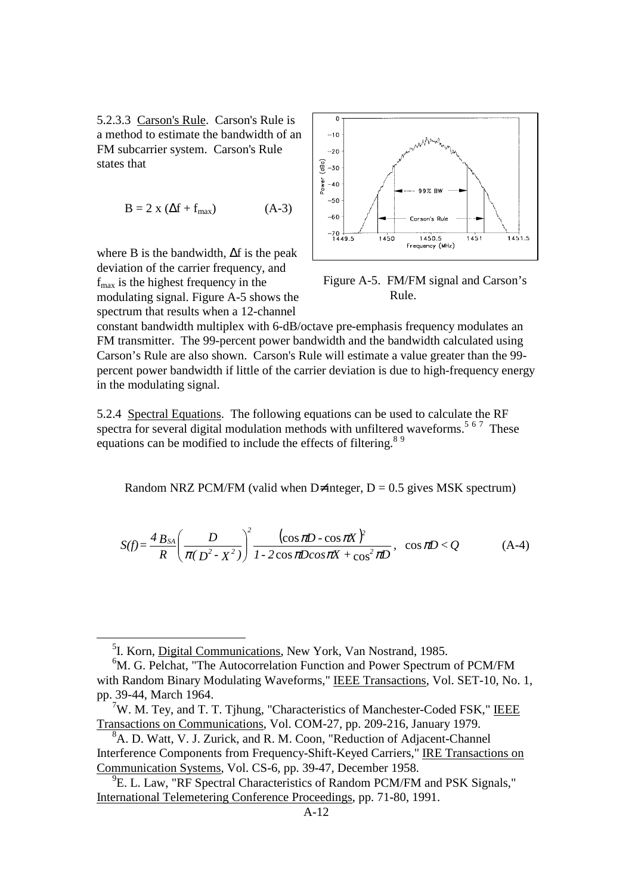5.2.3.3 Carson's Rule. Carson's Rule is a method to estimate the bandwidth of an FM subcarrier system. Carson's Rule states that

$$B = 2 \times (\Delta f + f_{max}) \qquad \text{(A-3)}$$

where B is the bandwidth, $\Delta f$ is the peak deviation of the carrier frequency, and $f_{max}$ is the highest frequency in the modulating signal. Figure A-5 shows the spectrum that results when a 12-channel constant bandwidth multiplex with 6-dB/octave pre-emphasis frequency modulates an FM transmitter. The 99-percent power bandwidth and the bandwidth calculated using Carson's Rule are also shown. Carson's Rule will estimate a value greater than the 99-percent power bandwidth if little of the carrier deviation is due to high-frequency energy in the modulating signal.

Figure A-5. FM/FM signal and Carson's Rule.

5.2.4 Spectral Equations. The following equations can be used to calculate the RF spectra for several digital modulation methods with unfiltered waveforms.[5 6 7] These equations can be modified to include the effects of filtering.[8 9]

Random NRZ PCM/FM (valid when D≠integer, D = 0.5 gives MSK spectrum)

$$S(f) = \frac{4\,B_{SA}}{R}\left(\frac{D}{\pi(D^2 - X^2)}\right)^2 \frac{(\cos \pi D - \cos \pi X)^2}{1 - 2\cos \pi D \cos \pi X + \cos^2 \pi D}, \quad \cos \pi D < Q \qquad \text{(A-4)}$$

---

[5] I. Korn, Digital Communications, New York, Van Nostrand, 1985.

[6] M. G. Pelchat, "The Autocorrelation Function and Power Spectrum of PCM/FM with Random Binary Modulating Waveforms," IEEE Transactions, Vol. SET-10, No. 1, pp. 39-44, March 1964.

[7] W. M. Tey, and T. T. Tjhung, "Characteristics of Manchester-Coded FSK," IEEE Transactions on Communications, Vol. COM-27, pp. 209-216, January 1979.

[8] A. D. Watt, V. J. Zurick, and R. M. Coon, "Reduction of Adjacent-Channel Interference Components from Frequency-Shift-Keyed Carriers," IRE Transactions on Communication Systems, Vol. CS-6, pp. 39-47, December 1958.

[9] E. L. Law, "RF Spectral Characteristics of Random PCM/FM and PSK Signals," International Telemetering Conference Proceedings, pp. 71-80, 1991.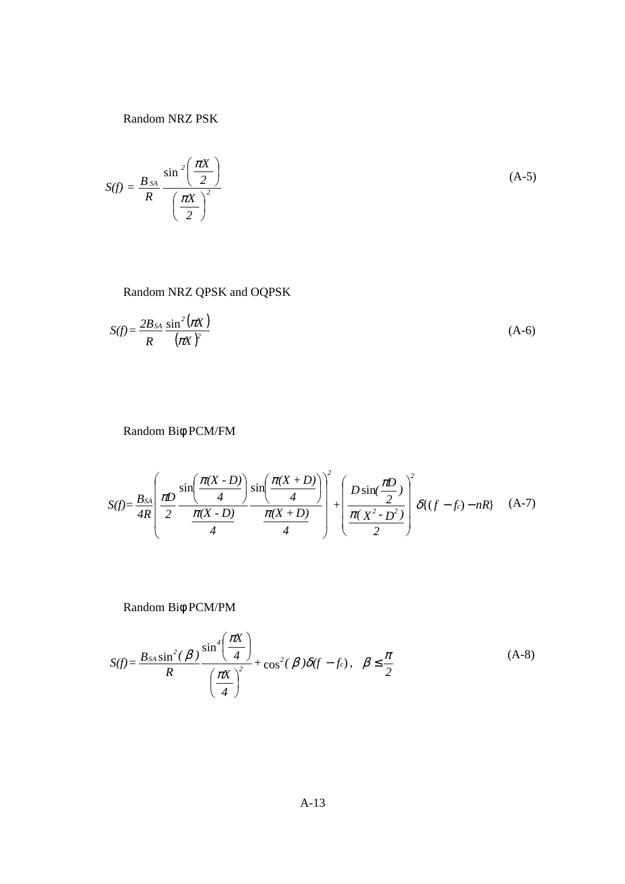Random NRZ PSK

$$S(f) = \frac{B_{SA}}{R} \frac{\sin^2\left(\frac{\pi X}{2}\right)}{\left(\frac{\pi X}{2}\right)^2} \tag{A-5}$$

Random NRZ QPSK and OQPSK

$$S(f) = \frac{2B_{SA}}{R} \frac{\sin^2(\pi X)}{(\pi X)^2} \tag{A-6}$$

Random Biφ PCM/FM

$$S(f) = \frac{B_{SA}}{4R} \left( \frac{\pi D}{2} \frac{\sin\left(\frac{\pi(X - D)}{4}\right)}{\frac{\pi(X - D)}{4}} \frac{\sin\left(\frac{\pi(X + D)}{4}\right)}{\frac{\pi(X + D)}{4}} \right)^2 + \left( \frac{D \sin(\frac{\pi D}{2})}{\frac{\pi(X^2 - D^2)}{2}} \right)^2 \delta\{(f - f_c) - nR\} \tag{A-7}$$

Random Biφ PCM/PM

$$S(f) = \frac{B_{SA} \sin^2(\beta)}{R} \frac{\sin^4\left(\frac{\pi X}{4}\right)}{\left(\frac{\pi X}{4}\right)^2} + \cos^2(\beta)\delta(f - f_c), \quad \beta \leq \frac{\pi}{2} \tag{A-8}$$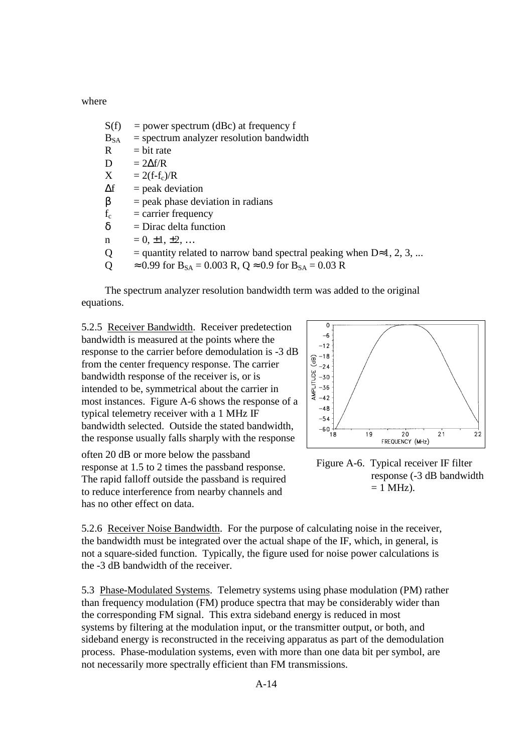where

$S(f)$ = power spectrum (dBc) at frequency f
$B_{SA}$ = spectrum analyzer resolution bandwidth
$R$ = bit rate
$D$ = $2\Delta f/R$
$X$ = $2(f-f_c)/R$
$\Delta f$ = peak deviation
$\beta$ = peak phase deviation in radians
$f_c$ = carrier frequency
$\delta$ = Dirac delta function
$n$ = $0, \pm 1, \pm 2, \ldots$
$Q$ = quantity related to narrow band spectral peaking when $D \approx 1, 2, 3, \ldots$
$Q$ $\approx 0.99$ for $B_{SA} = 0.003\ R$, $Q \approx 0.9$ for $B_{SA} = 0.03\ R$

The spectrum analyzer resolution bandwidth term was added to the original equations.

5.2.5 Receiver Bandwidth. Receiver predetection bandwidth is measured at the points where the response to the carrier before demodulation is -3 dB from the center frequency response. The carrier bandwidth response of the receiver is, or is intended to be, symmetrical about the carrier in most instances. Figure A-6 shows the response of a typical telemetry receiver with a 1 MHz IF bandwidth selected. Outside the stated bandwidth, the response usually falls sharply with the response often 20 dB or more below the passband response at 1.5 to 2 times the passband response. The rapid falloff outside the passband is required to reduce interference from nearby channels and has no other effect on data.

Figure A-6. Typical receiver IF filter response (-3 dB bandwidth = 1 MHz).

5.2.6 Receiver Noise Bandwidth. For the purpose of calculating noise in the receiver, the bandwidth must be integrated over the actual shape of the IF, which, in general, is not a square-sided function. Typically, the figure used for noise power calculations is the -3 dB bandwidth of the receiver.

5.3 Phase-Modulated Systems. Telemetry systems using phase modulation (PM) rather than frequency modulation (FM) produce spectra that may be considerably wider than the corresponding FM signal. This extra sideband energy is reduced in most systems by filtering at the modulation input, or the transmitter output, or both, and sideband energy is reconstructed in the receiving apparatus as part of the demodulation process. Phase-modulation systems, even with more than one data bit per symbol, are not necessarily more spectrally efficient than FM transmissions.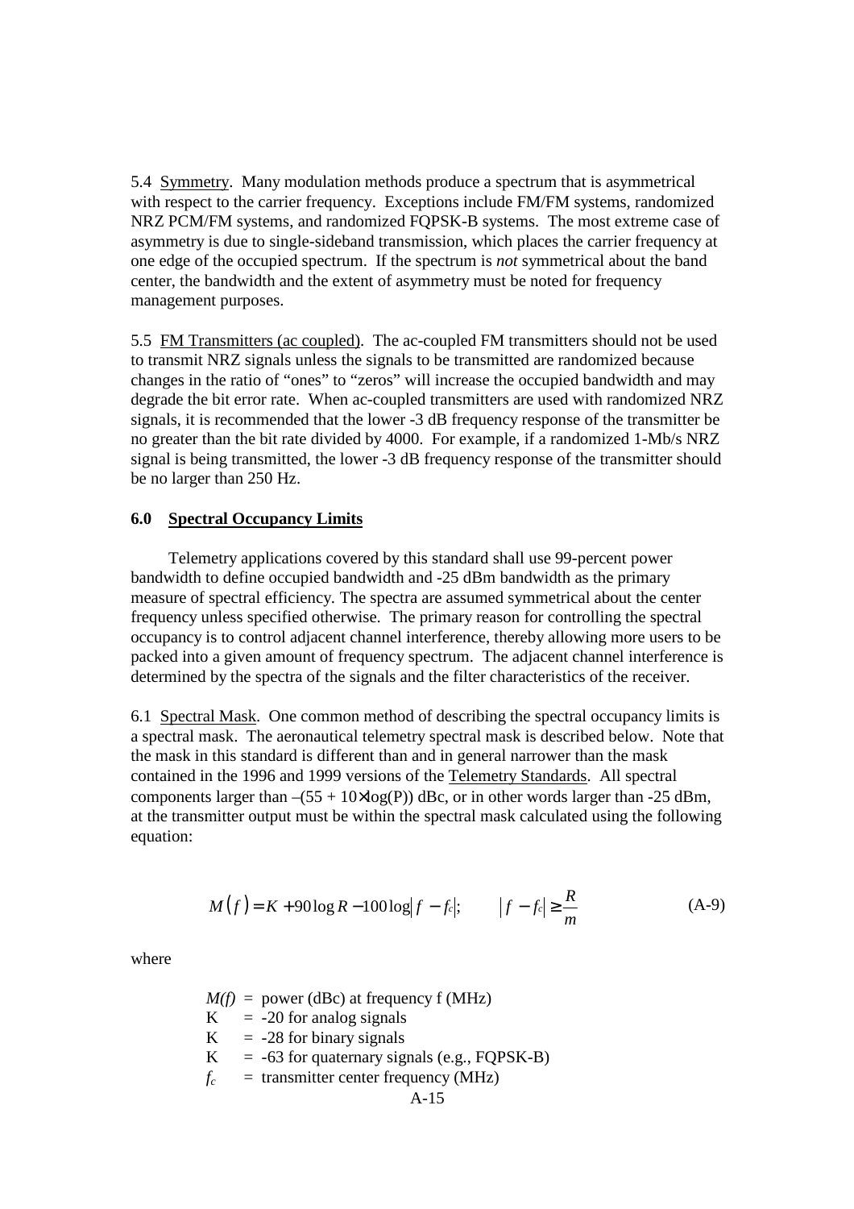5.4 Symmetry. Many modulation methods produce a spectrum that is asymmetrical with respect to the carrier frequency. Exceptions include FM/FM systems, randomized NRZ PCM/FM systems, and randomized FQPSK-B systems. The most extreme case of asymmetry is due to single-sideband transmission, which places the carrier frequency at one edge of the occupied spectrum. If the spectrum is *not* symmetrical about the band center, the bandwidth and the extent of asymmetry must be noted for frequency management purposes.

5.5 FM Transmitters (ac coupled). The ac-coupled FM transmitters should not be used to transmit NRZ signals unless the signals to be transmitted are randomized because changes in the ratio of "ones" to "zeros" will increase the occupied bandwidth and may degrade the bit error rate. When ac-coupled transmitters are used with randomized NRZ signals, it is recommended that the lower -3 dB frequency response of the transmitter be no greater than the bit rate divided by 4000. For example, if a randomized 1-Mb/s NRZ signal is being transmitted, the lower -3 dB frequency response of the transmitter should be no larger than 250 Hz.

## 6.0 Spectral Occupancy Limits

Telemetry applications covered by this standard shall use 99-percent power bandwidth to define occupied bandwidth and -25 dBm bandwidth as the primary measure of spectral efficiency. The spectra are assumed symmetrical about the center frequency unless specified otherwise. The primary reason for controlling the spectral occupancy is to control adjacent channel interference, thereby allowing more users to be packed into a given amount of frequency spectrum. The adjacent channel interference is determined by the spectra of the signals and the filter characteristics of the receiver.

6.1 Spectral Mask. One common method of describing the spectral occupancy limits is a spectral mask. The aeronautical telemetry spectral mask is described below. Note that the mask in this standard is different than and in general narrower than the mask contained in the 1996 and 1999 versions of the Telemetry Standards. All spectral components larger than $-(55 + 10\times\log(P))$ dBc, or in other words larger than -25 dBm, at the transmitter output must be within the spectral mask calculated using the following equation:

$$M(f) = K + 90\log R - 100\log\left|f - f_c\right|; \qquad \left|f - f_c\right| \geq \frac{R}{m} \tag{A-9}$$

where

$M(f)$ = power (dBc) at frequency f (MHz)
K = -20 for analog signals
K = -28 for binary signals
K = -63 for quaternary signals (e.g., FQPSK-B)
$f_c$ = transmitter center frequency (MHz)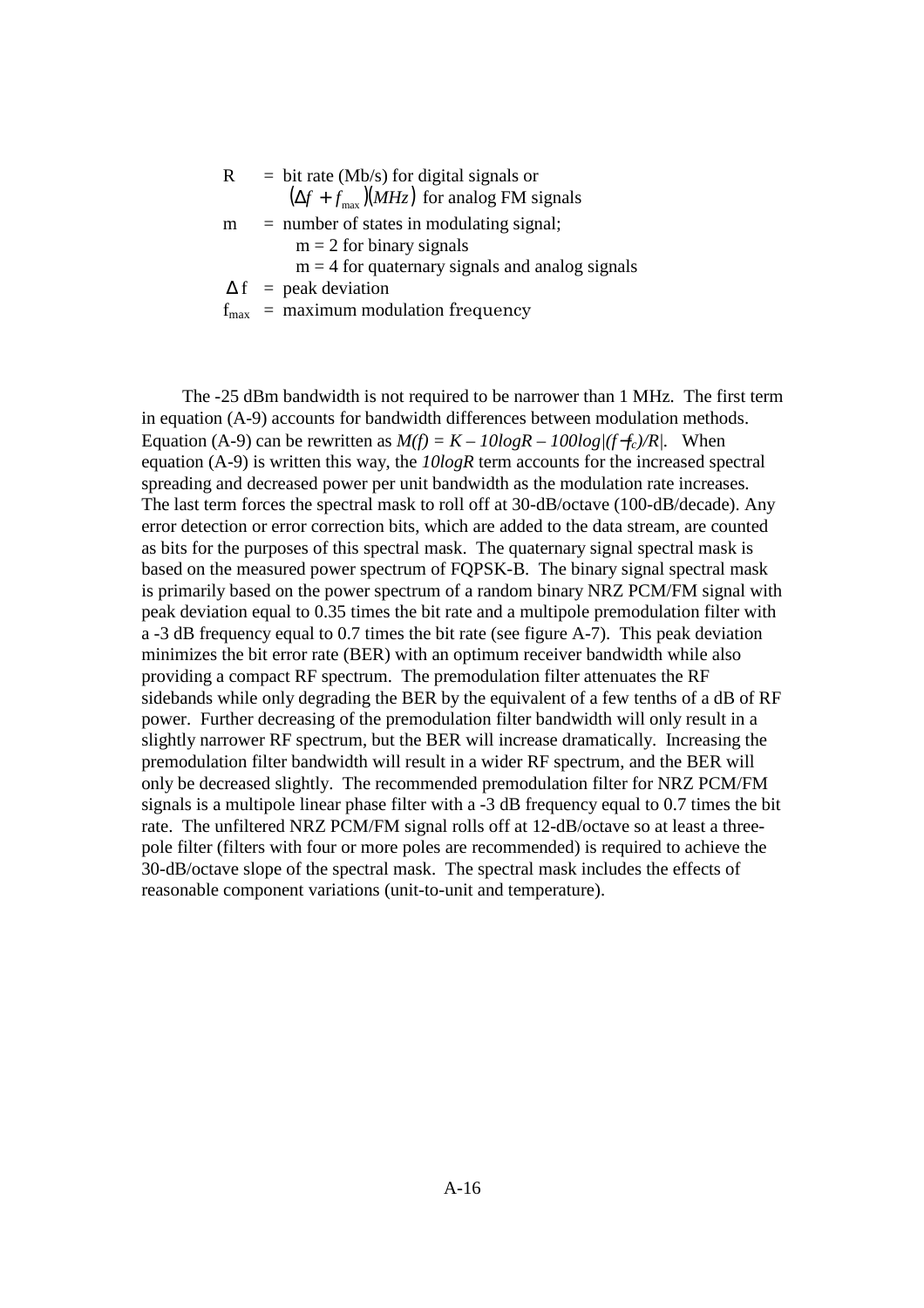| | | |
|---|---|---|
| R | = | bit rate (Mb/s) for digital signals or $(\Delta f + f_{max})(MHz)$ for analog FM signals |
| m | = | number of states in modulating signal; m = 2 for binary signals; m = 4 for quaternary signals and analog signals |
| $\Delta f$ | = | peak deviation |
| $f_{max}$ | = | maximum modulation frequency |

The -25 dBm bandwidth is not required to be narrower than 1 MHz. The first term in equation (A-9) accounts for bandwidth differences between modulation methods. Equation (A-9) can be rewritten as $M(f) = K - 10\log R - 100\log|(f - f_c)/R|$. When equation (A-9) is written this way, the $10\log R$ term accounts for the increased spectral spreading and decreased power per unit bandwidth as the modulation rate increases. The last term forces the spectral mask to roll off at 30-dB/octave (100-dB/decade). Any error detection or error correction bits, which are added to the data stream, are counted as bits for the purposes of this spectral mask. The quaternary signal spectral mask is based on the measured power spectrum of FQPSK-B. The binary signal spectral mask is primarily based on the power spectrum of a random binary NRZ PCM/FM signal with peak deviation equal to 0.35 times the bit rate and a multipole premodulation filter with a -3 dB frequency equal to 0.7 times the bit rate (see figure A-7). This peak deviation minimizes the bit error rate (BER) with an optimum receiver bandwidth while also providing a compact RF spectrum. The premodulation filter attenuates the RF sidebands while only degrading the BER by the equivalent of a few tenths of a dB of RF power. Further decreasing of the premodulation filter bandwidth will only result in a slightly narrower RF spectrum, but the BER will increase dramatically. Increasing the premodulation filter bandwidth will result in a wider RF spectrum, and the BER will only be decreased slightly. The recommended premodulation filter for NRZ PCM/FM signals is a multipole linear phase filter with a -3 dB frequency equal to 0.7 times the bit rate. The unfiltered NRZ PCM/FM signal rolls off at 12-dB/octave so at least a three-pole filter (filters with four or more poles are recommended) is required to achieve the 30-dB/octave slope of the spectral mask. The spectral mask includes the effects of reasonable component variations (unit-to-unit and temperature).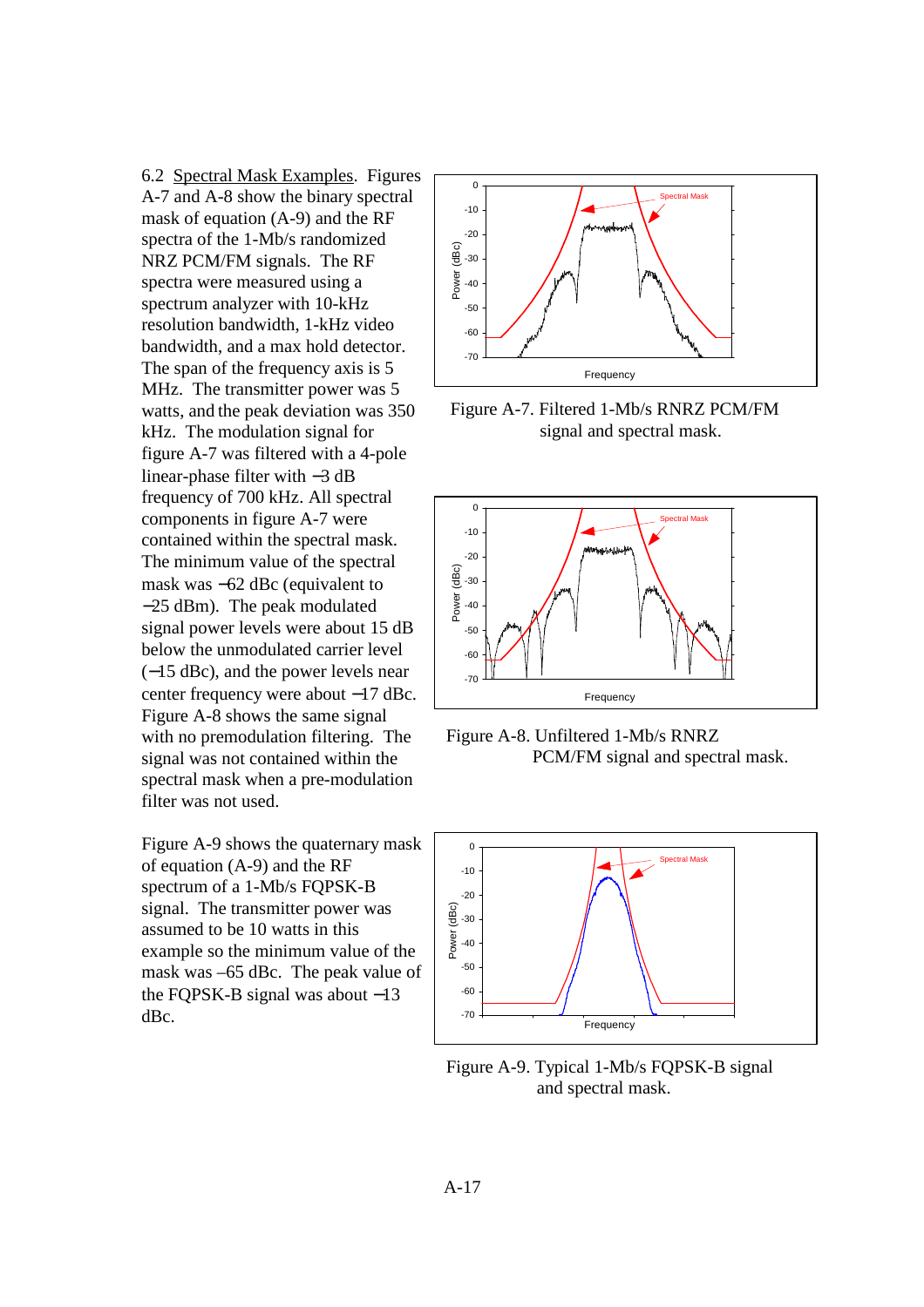6.2 Spectral Mask Examples. Figures A-7 and A-8 show the binary spectral mask of equation (A-9) and the RF spectra of the 1-Mb/s randomized NRZ PCM/FM signals. The RF spectra were measured using a spectrum analyzer with 10-kHz resolution bandwidth, 1-kHz video bandwidth, and a max hold detector. The span of the frequency axis is 5 MHz. The transmitter power was 5 watts, and the peak deviation was 350 kHz. The modulation signal for figure A-7 was filtered with a 4-pole linear-phase filter with −3 dB frequency of 700 kHz. All spectral components in figure A-7 were contained within the spectral mask. The minimum value of the spectral mask was −62 dBc (equivalent to −25 dBm). The peak modulated signal power levels were about 15 dB below the unmodulated carrier level (−15 dBc), and the power levels near center frequency were about −17 dBc. Figure A-8 shows the same signal with no premodulation filtering. The signal was not contained within the spectral mask when a pre-modulation filter was not used.

Figure A-7. Filtered 1-Mb/s RNRZ PCM/FM signal and spectral mask.

Figure A-8. Unfiltered 1-Mb/s RNRZ PCM/FM signal and spectral mask.

Figure A-9 shows the quaternary mask of equation (A-9) and the RF spectrum of a 1-Mb/s FQPSK-B signal. The transmitter power was assumed to be 10 watts in this example so the minimum value of the mask was –65 dBc. The peak value of the FQPSK-B signal was about −13 dBc.

Figure A-9. Typical 1-Mb/s FQPSK-B signal and spectral mask.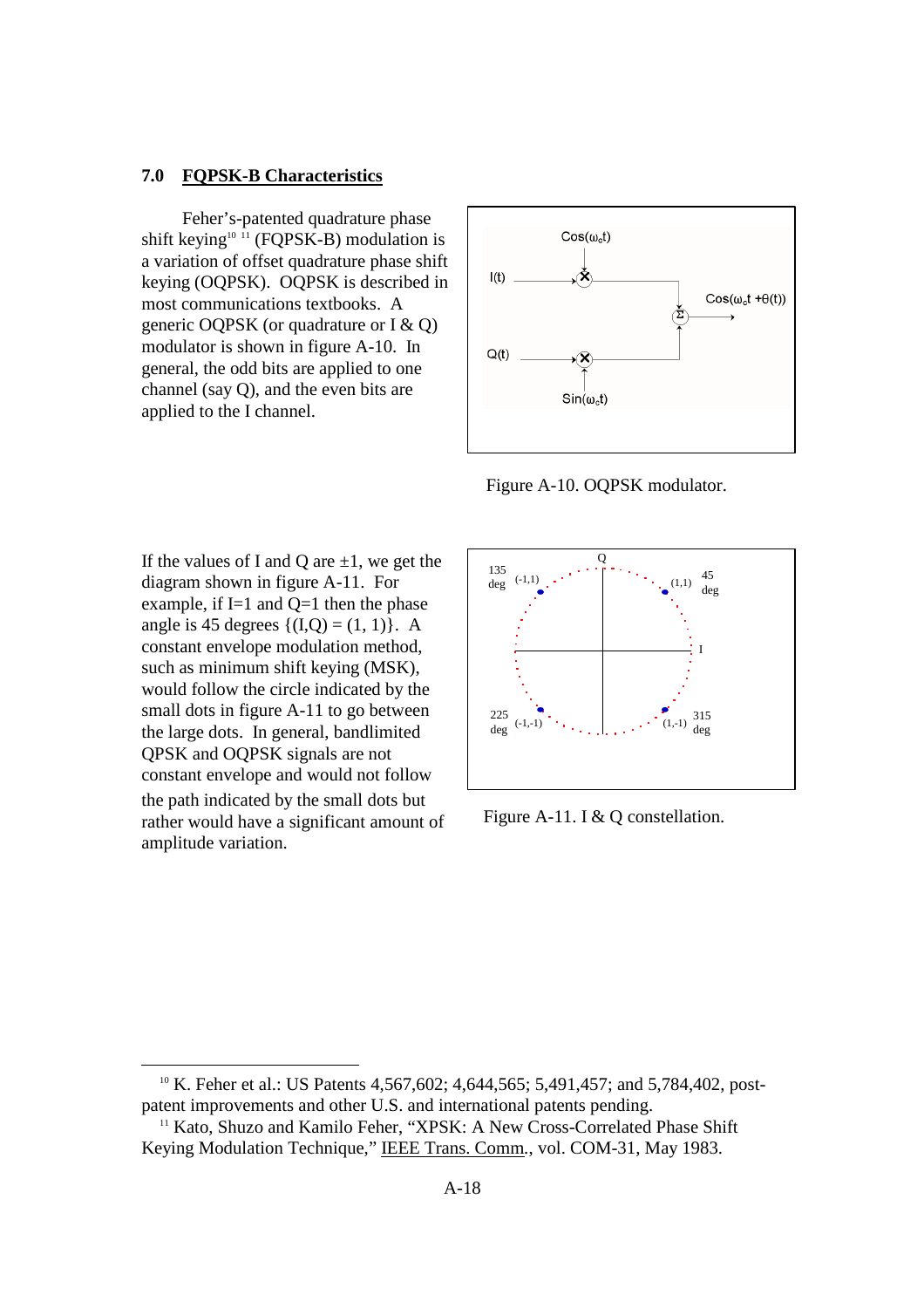## 7.0 FQPSK-B Characteristics

Feher's-patented quadrature phase shift keying[10] [11] (FQPSK-B) modulation is a variation of offset quadrature phase shift keying (OQPSK). OQPSK is described in most communications textbooks. A generic OQPSK (or quadrature or I & Q) modulator is shown in figure A-10. In general, the odd bits are applied to one channel (say Q), and the even bits are applied to the I channel.

Figure A-10. OQPSK modulator.

If the values of I and Q are ±1, we get the diagram shown in figure A-11. For example, if I=1 and Q=1 then the phase angle is 45 degrees {(I,Q) = (1, 1)}. A constant envelope modulation method, such as minimum shift keying (MSK), would follow the circle indicated by the small dots in figure A-11 to go between the large dots. In general, bandlimited QPSK and OQPSK signals are not constant envelope and would not follow the path indicated by the small dots but rather would have a significant amount of amplitude variation.

Figure A-11. I & Q constellation.

---

[10] K. Feher et al.: US Patents 4,567,602; 4,644,565; 5,491,457; and 5,784,402, post-patent improvements and other U.S. and international patents pending.

[11] Kato, Shuzo and Kamilo Feher, "XPSK: A New Cross-Correlated Phase Shift Keying Modulation Technique," IEEE Trans. Comm., vol. COM-31, May 1983.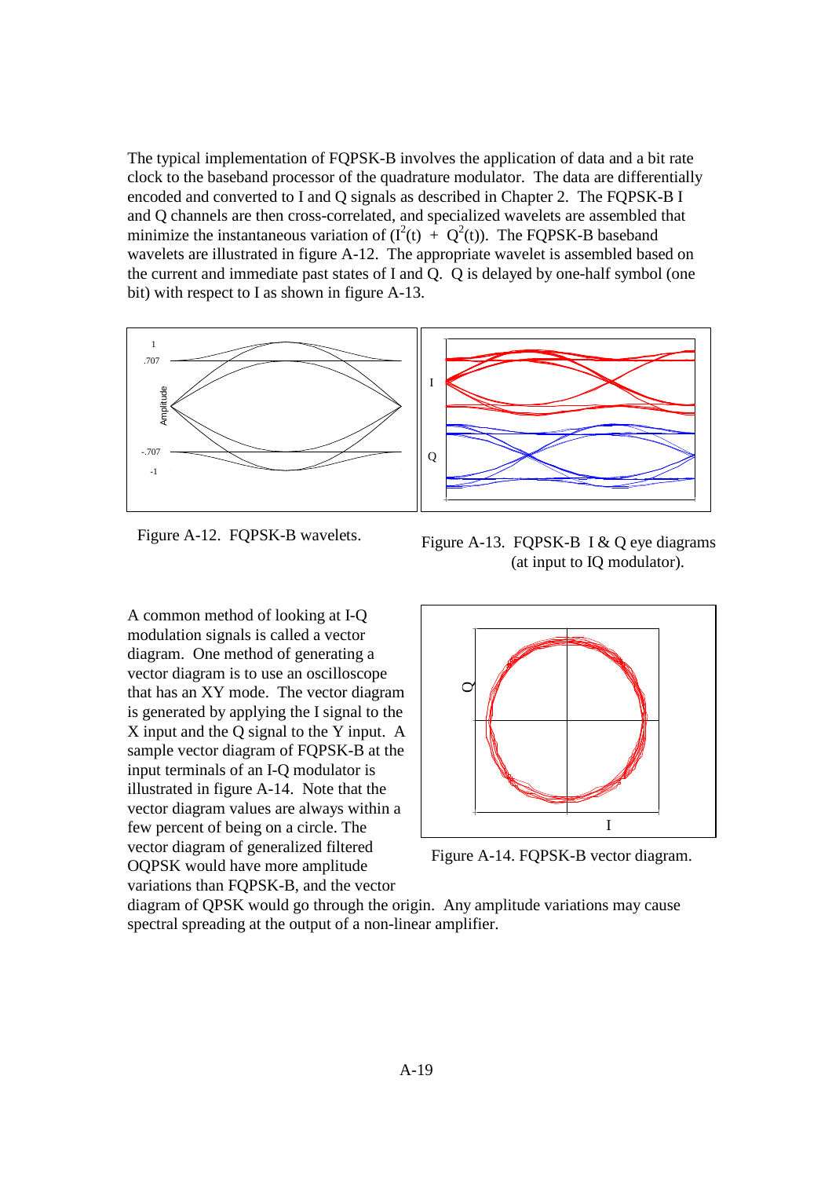The typical implementation of FQPSK-B involves the application of data and a bit rate clock to the baseband processor of the quadrature modulator. The data are differentially encoded and converted to I and Q signals as described in Chapter 2. The FQPSK-B I and Q channels are then cross-correlated, and specialized wavelets are assembled that minimize the instantaneous variation of ($I^2(t) + Q^2(t)$). The FQPSK-B baseband wavelets are illustrated in figure A-12. The appropriate wavelet is assembled based on the current and immediate past states of I and Q. Q is delayed by one-half symbol (one bit) with respect to I as shown in figure A-13.

Figure A-12. FQPSK-B wavelets.

Figure A-13. FQPSK-B I & Q eye diagrams (at input to IQ modulator).

A common method of looking at I-Q modulation signals is called a vector diagram. One method of generating a vector diagram is to use an oscilloscope that has an XY mode. The vector diagram is generated by applying the I signal to the X input and the Q signal to the Y input. A sample vector diagram of FQPSK-B at the input terminals of an I-Q modulator is illustrated in figure A-14. Note that the vector diagram values are always within a few percent of being on a circle. The vector diagram of generalized filtered OQPSK would have more amplitude variations than FQPSK-B, and the vector diagram of QPSK would go through the origin. Any amplitude variations may cause spectral spreading at the output of a non-linear amplifier.

Figure A-14. FQPSK-B vector diagram.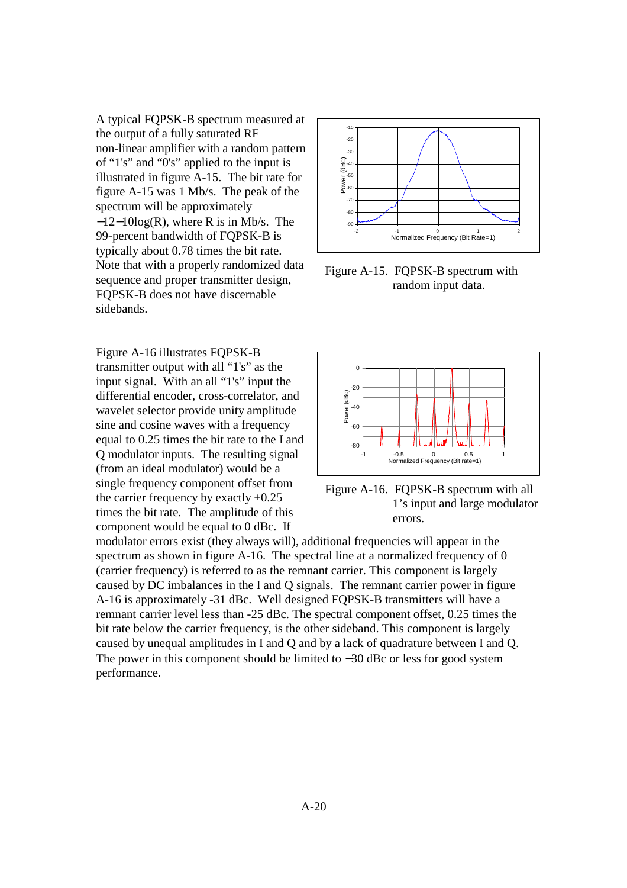A typical FQPSK-B spectrum measured at the output of a fully saturated RF non-linear amplifier with a random pattern of "1's" and "0's" applied to the input is illustrated in figure A-15. The bit rate for figure A-15 was 1 Mb/s. The peak of the spectrum will be approximately $-12-10\log(R)$, where R is in Mb/s. The 99-percent bandwidth of FQPSK-B is typically about 0.78 times the bit rate. Note that with a properly randomized data sequence and proper transmitter design, FQPSK-B does not have discernable sidebands.

Figure A-15. FQPSK-B spectrum with random input data.

Figure A-16 illustrates FQPSK-B transmitter output with all "1's" as the input signal. With an all "1's" input the differential encoder, cross-correlator, and wavelet selector provide unity amplitude sine and cosine waves with a frequency equal to 0.25 times the bit rate to the I and Q modulator inputs. The resulting signal (from an ideal modulator) would be a single frequency component offset from the carrier frequency by exactly +0.25 times the bit rate. The amplitude of this component would be equal to 0 dBc. If modulator errors exist (they always will), additional frequencies will appear in the spectrum as shown in figure A-16. The spectral line at a normalized frequency of 0 (carrier frequency) is referred to as the remnant carrier. This component is largely caused by DC imbalances in the I and Q signals. The remnant carrier power in figure A-16 is approximately -31 dBc. Well designed FQPSK-B transmitters will have a remnant carrier level less than -25 dBc. The spectral component offset, 0.25 times the bit rate below the carrier frequency, is the other sideband. This component is largely caused by unequal amplitudes in I and Q and by a lack of quadrature between I and Q. The power in this component should be limited to $-30$ dBc or less for good system performance.

Figure A-16. FQPSK-B spectrum with all 1's input and large modulator errors.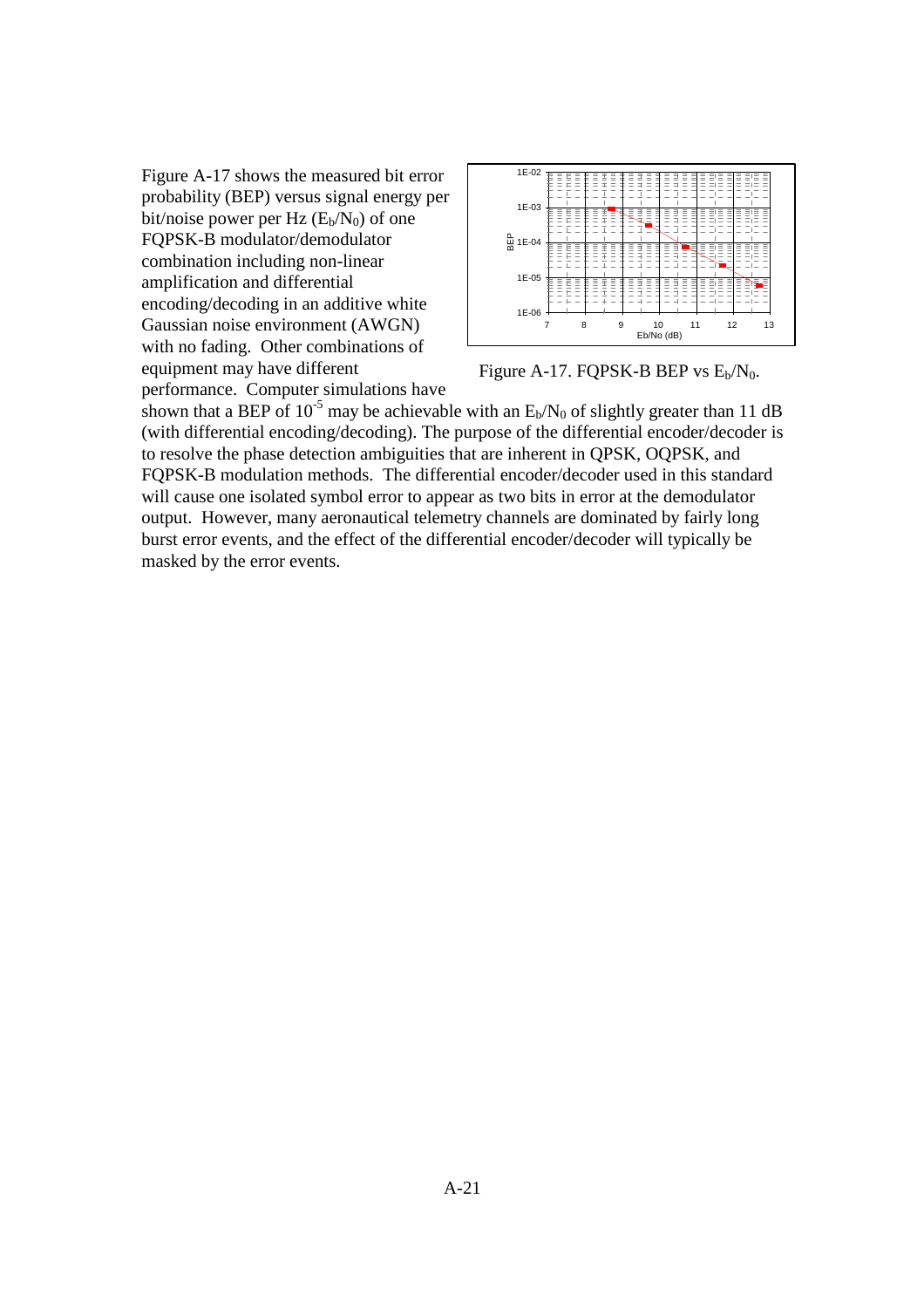Figure A-17 shows the measured bit error probability (BEP) versus signal energy per bit/noise power per Hz ($E_b/N_0$) of one FQPSK-B modulator/demodulator combination including non-linear amplification and differential encoding/decoding in an additive white Gaussian noise environment (AWGN) with no fading. Other combinations of equipment may have different performance. Computer simulations have shown that a BEP of $10^{-5}$ may be achievable with an $E_b/N_0$ of slightly greater than 11 dB (with differential encoding/decoding). The purpose of the differential encoder/decoder is to resolve the phase detection ambiguities that are inherent in QPSK, OQPSK, and FQPSK-B modulation methods. The differential encoder/decoder used in this standard will cause one isolated symbol error to appear as two bits in error at the demodulator output. However, many aeronautical telemetry channels are dominated by fairly long burst error events, and the effect of the differential encoder/decoder will typically be masked by the error events.

Figure A-17. FQPSK-B BEP vs $E_b/N_0$.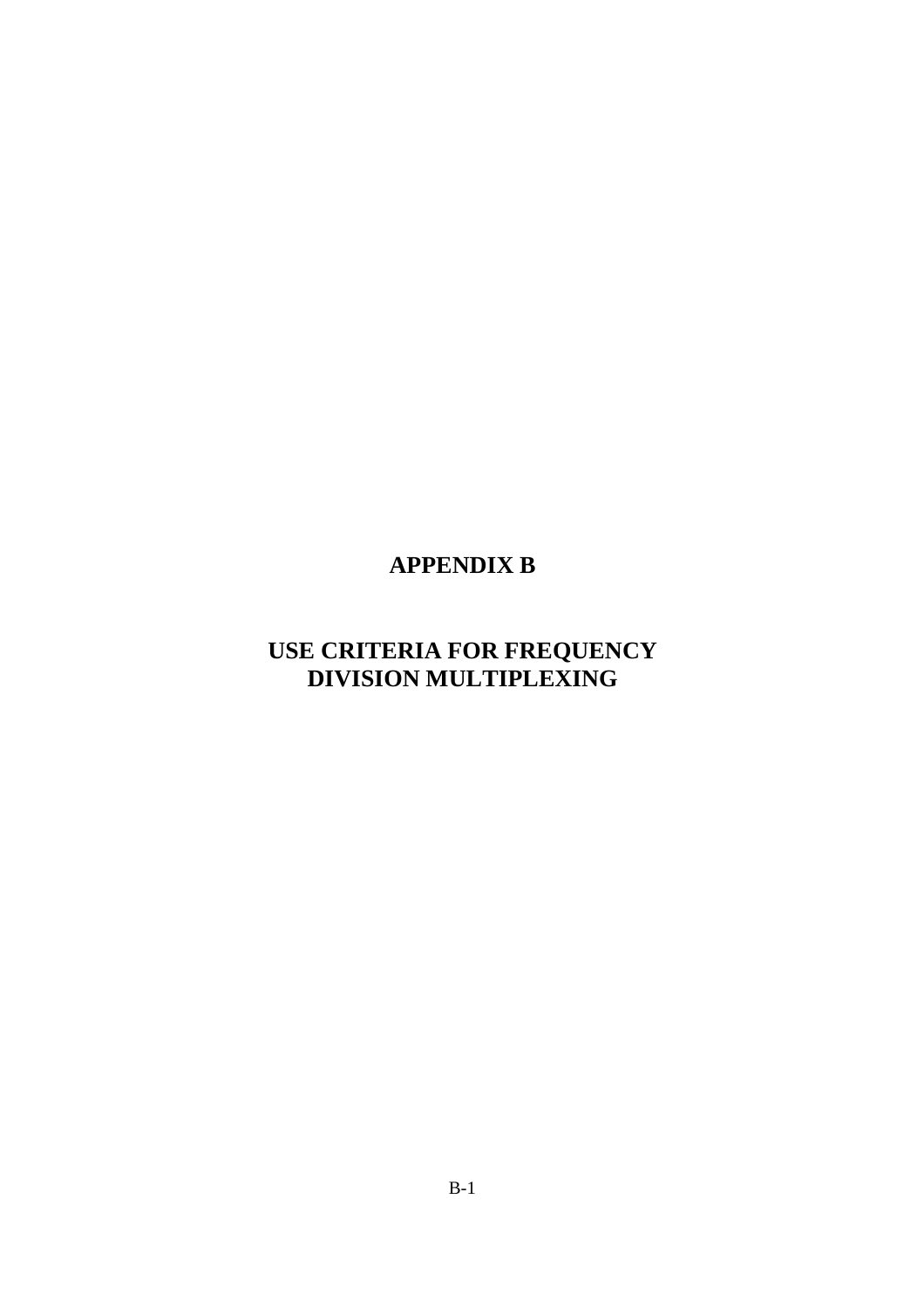# APPENDIX B

# USE CRITERIA FOR FREQUENCY DIVISION MULTIPLEXING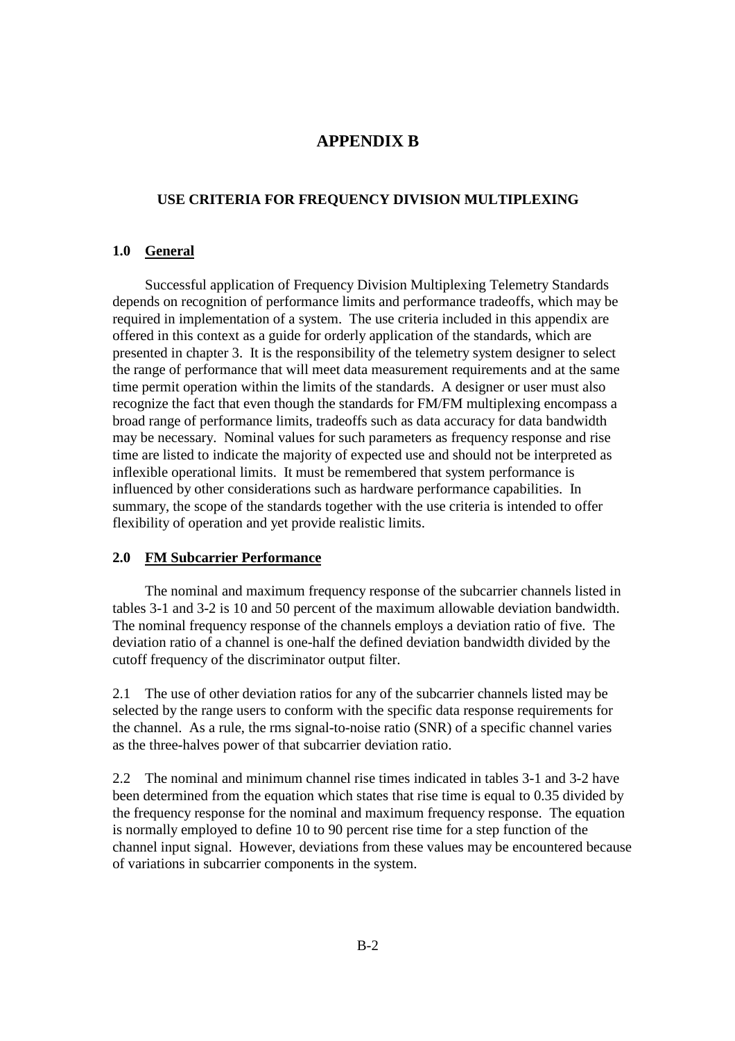# APPENDIX B

## USE CRITERIA FOR FREQUENCY DIVISION MULTIPLEXING

### 1.0 General

Successful application of Frequency Division Multiplexing Telemetry Standards depends on recognition of performance limits and performance tradeoffs, which may be required in implementation of a system. The use criteria included in this appendix are offered in this context as a guide for orderly application of the standards, which are presented in chapter 3. It is the responsibility of the telemetry system designer to select the range of performance that will meet data measurement requirements and at the same time permit operation within the limits of the standards. A designer or user must also recognize the fact that even though the standards for FM/FM multiplexing encompass a broad range of performance limits, tradeoffs such as data accuracy for data bandwidth may be necessary. Nominal values for such parameters as frequency response and rise time are listed to indicate the majority of expected use and should not be interpreted as inflexible operational limits. It must be remembered that system performance is influenced by other considerations such as hardware performance capabilities. In summary, the scope of the standards together with the use criteria is intended to offer flexibility of operation and yet provide realistic limits.

### 2.0 FM Subcarrier Performance

The nominal and maximum frequency response of the subcarrier channels listed in tables 3-1 and 3-2 is 10 and 50 percent of the maximum allowable deviation bandwidth. The nominal frequency response of the channels employs a deviation ratio of five. The deviation ratio of a channel is one-half the defined deviation bandwidth divided by the cutoff frequency of the discriminator output filter.

2.1 The use of other deviation ratios for any of the subcarrier channels listed may be selected by the range users to conform with the specific data response requirements for the channel. As a rule, the rms signal-to-noise ratio (SNR) of a specific channel varies as the three-halves power of that subcarrier deviation ratio.

2.2 The nominal and minimum channel rise times indicated in tables 3-1 and 3-2 have been determined from the equation which states that rise time is equal to 0.35 divided by the frequency response for the nominal and maximum frequency response. The equation is normally employed to define 10 to 90 percent rise time for a step function of the channel input signal. However, deviations from these values may be encountered because of variations in subcarrier components in the system.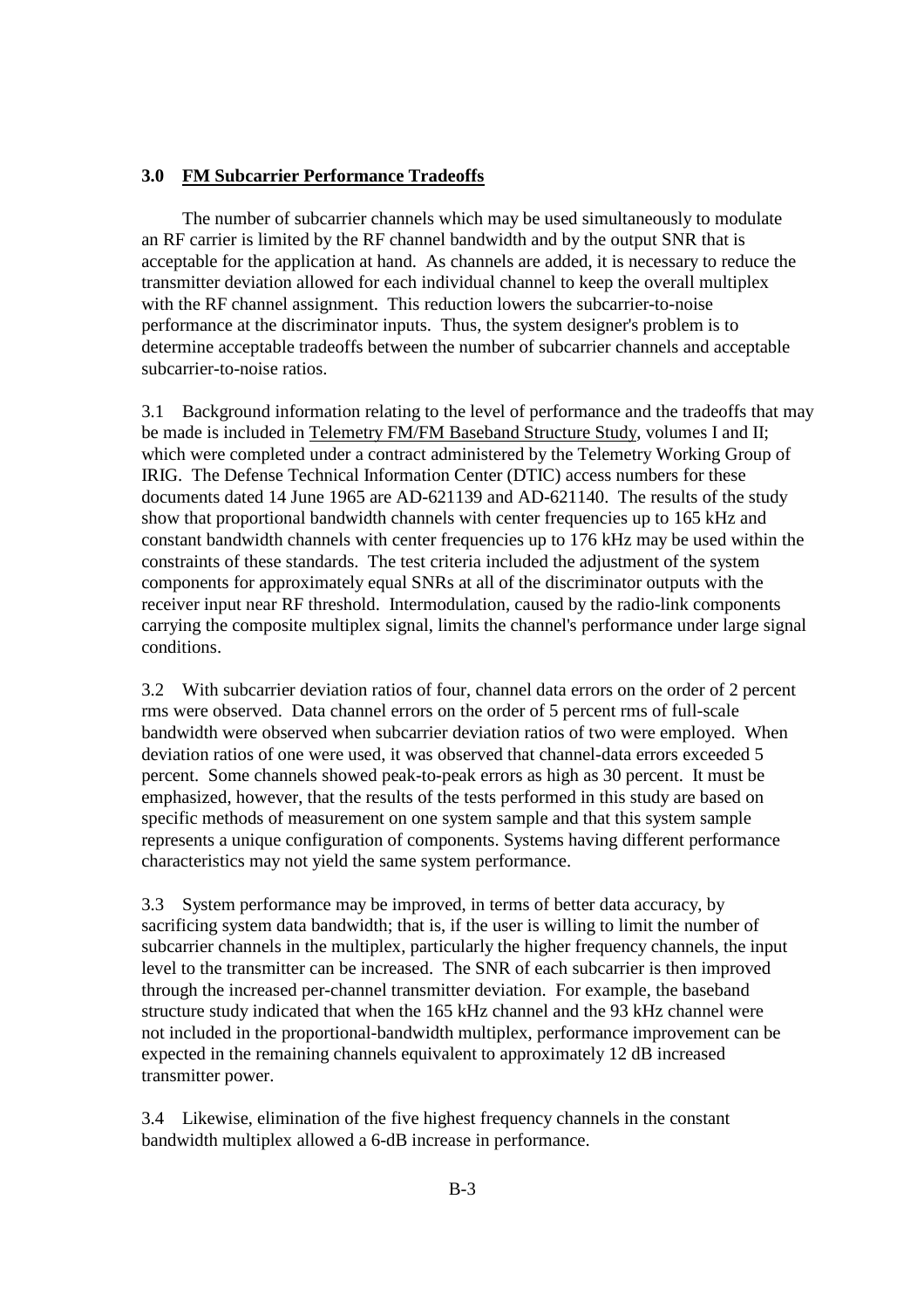### 3.0 **FM Subcarrier Performance Tradeoffs**

The number of subcarrier channels which may be used simultaneously to modulate an RF carrier is limited by the RF channel bandwidth and by the output SNR that is acceptable for the application at hand. As channels are added, it is necessary to reduce the transmitter deviation allowed for each individual channel to keep the overall multiplex with the RF channel assignment. This reduction lowers the subcarrier-to-noise performance at the discriminator inputs. Thus, the system designer's problem is to determine acceptable tradeoffs between the number of subcarrier channels and acceptable subcarrier-to-noise ratios.

3.1 Background information relating to the level of performance and the tradeoffs that may be made is included in Telemetry FM/FM Baseband Structure Study, volumes I and II; which were completed under a contract administered by the Telemetry Working Group of IRIG. The Defense Technical Information Center (DTIC) access numbers for these documents dated 14 June 1965 are AD-621139 and AD-621140. The results of the study show that proportional bandwidth channels with center frequencies up to 165 kHz and constant bandwidth channels with center frequencies up to 176 kHz may be used within the constraints of these standards. The test criteria included the adjustment of the system components for approximately equal SNRs at all of the discriminator outputs with the receiver input near RF threshold. Intermodulation, caused by the radio-link components carrying the composite multiplex signal, limits the channel's performance under large signal conditions.

3.2 With subcarrier deviation ratios of four, channel data errors on the order of 2 percent rms were observed. Data channel errors on the order of 5 percent rms of full-scale bandwidth were observed when subcarrier deviation ratios of two were employed. When deviation ratios of one were used, it was observed that channel-data errors exceeded 5 percent. Some channels showed peak-to-peak errors as high as 30 percent. It must be emphasized, however, that the results of the tests performed in this study are based on specific methods of measurement on one system sample and that this system sample represents a unique configuration of components. Systems having different performance characteristics may not yield the same system performance.

3.3 System performance may be improved, in terms of better data accuracy, by sacrificing system data bandwidth; that is, if the user is willing to limit the number of subcarrier channels in the multiplex, particularly the higher frequency channels, the input level to the transmitter can be increased. The SNR of each subcarrier is then improved through the increased per-channel transmitter deviation. For example, the baseband structure study indicated that when the 165 kHz channel and the 93 kHz channel were not included in the proportional-bandwidth multiplex, performance improvement can be expected in the remaining channels equivalent to approximately 12 dB increased transmitter power.

3.4 Likewise, elimination of the five highest frequency channels in the constant bandwidth multiplex allowed a 6-dB increase in performance.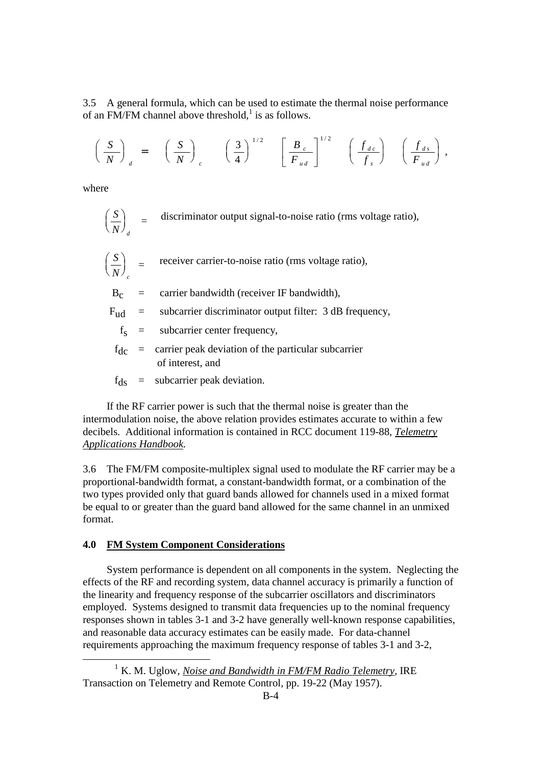3.5 A general formula, which can be used to estimate the thermal noise performance of an FM/FM channel above threshold,[1] is as follows.

$$\left(\frac{S}{N}\right)_d = \left(\frac{S}{N}\right)_c \left(\frac{3}{4}\right)^{1/2} \left[\frac{B_c}{F_{ud}}\right]^{1/2} \left(\frac{f_{dc}}{f_s}\right) \left(\frac{f_{ds}}{F_{ud}}\right),$$

where

$\left(\frac{S}{N}\right)_d$ = discriminator output signal-to-noise ratio (rms voltage ratio),

$\left(\frac{S}{N}\right)_c$ = receiver carrier-to-noise ratio (rms voltage ratio),

$B_c$ = carrier bandwidth (receiver IF bandwidth),

$F_{ud}$ = subcarrier discriminator output filter: 3 dB frequency,

$f_s$ = subcarrier center frequency,

$f_{dc}$ = carrier peak deviation of the particular subcarrier of interest, and

$f_{ds}$ = subcarrier peak deviation.

If the RF carrier power is such that the thermal noise is greater than the intermodulation noise, the above relation provides estimates accurate to within a few decibels. Additional information is contained in RCC document 119-88, *Telemetry Applications Handbook.*

3.6 The FM/FM composite-multiplex signal used to modulate the RF carrier may be a proportional-bandwidth format, a constant-bandwidth format, or a combination of the two types provided only that guard bands allowed for channels used in a mixed format be equal to or greater than the guard band allowed for the same channel in an unmixed format.

## 4.0 FM System Component Considerations

System performance is dependent on all components in the system. Neglecting the effects of the RF and recording system, data channel accuracy is primarily a function of the linearity and frequency response of the subcarrier oscillators and discriminators employed. Systems designed to transmit data frequencies up to the nominal frequency responses shown in tables 3-1 and 3-2 have generally well-known response capabilities, and reasonable data accuracy estimates can be easily made. For data-channel requirements approaching the maximum frequency response of tables 3-1 and 3-2,

[1] K. M. Uglow, *Noise and Bandwidth in FM/FM Radio Telemetry*, IRE Transaction on Telemetry and Remote Control, pp. 19-22 (May 1957).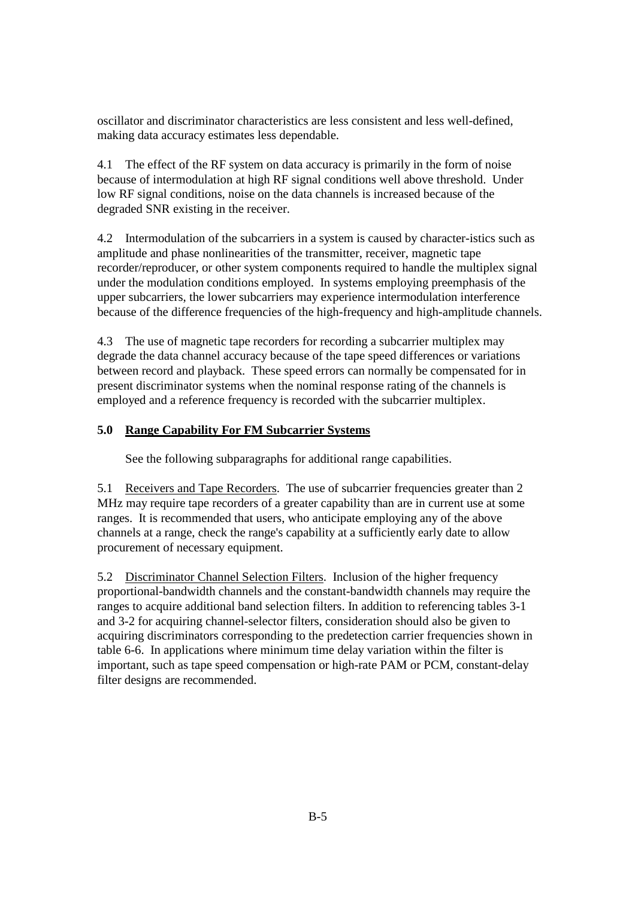oscillator and discriminator characteristics are less consistent and less well-defined, making data accuracy estimates less dependable.

4.1 The effect of the RF system on data accuracy is primarily in the form of noise because of intermodulation at high RF signal conditions well above threshold. Under low RF signal conditions, noise on the data channels is increased because of the degraded SNR existing in the receiver.

4.2 Intermodulation of the subcarriers in a system is caused by character-istics such as amplitude and phase nonlinearities of the transmitter, receiver, magnetic tape recorder/reproducer, or other system components required to handle the multiplex signal under the modulation conditions employed. In systems employing preemphasis of the upper subcarriers, the lower subcarriers may experience intermodulation interference because of the difference frequencies of the high-frequency and high-amplitude channels.

4.3 The use of magnetic tape recorders for recording a subcarrier multiplex may degrade the data channel accuracy because of the tape speed differences or variations between record and playback. These speed errors can normally be compensated for in present discriminator systems when the nominal response rating of the channels is employed and a reference frequency is recorded with the subcarrier multiplex.

## 5.0 Range Capability For FM Subcarrier Systems

See the following subparagraphs for additional range capabilities.

5.1 Receivers and Tape Recorders. The use of subcarrier frequencies greater than 2 MHz may require tape recorders of a greater capability than are in current use at some ranges. It is recommended that users, who anticipate employing any of the above channels at a range, check the range's capability at a sufficiently early date to allow procurement of necessary equipment.

5.2 Discriminator Channel Selection Filters. Inclusion of the higher frequency proportional-bandwidth channels and the constant-bandwidth channels may require the ranges to acquire additional band selection filters. In addition to referencing tables 3-1 and 3-2 for acquiring channel-selector filters, consideration should also be given to acquiring discriminators corresponding to the predetection carrier frequencies shown in table 6-6. In applications where minimum time delay variation within the filter is important, such as tape speed compensation or high-rate PAM or PCM, constant-delay filter designs are recommended.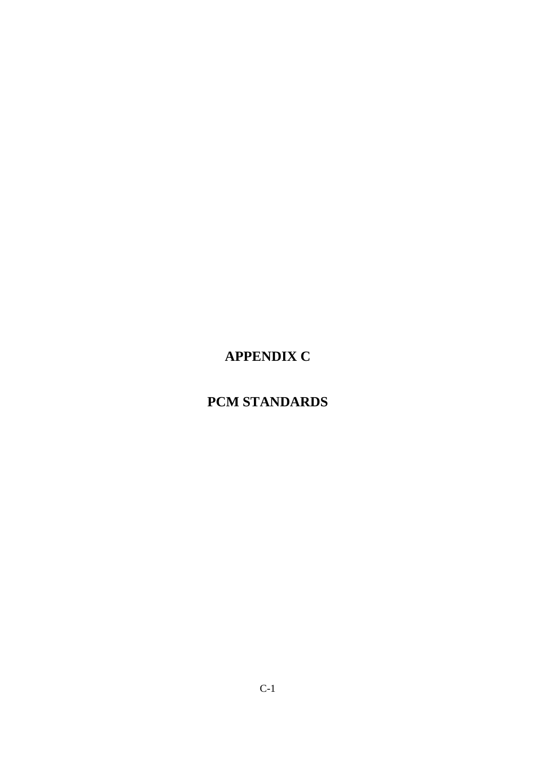# APPENDIX C

# PCM STANDARDS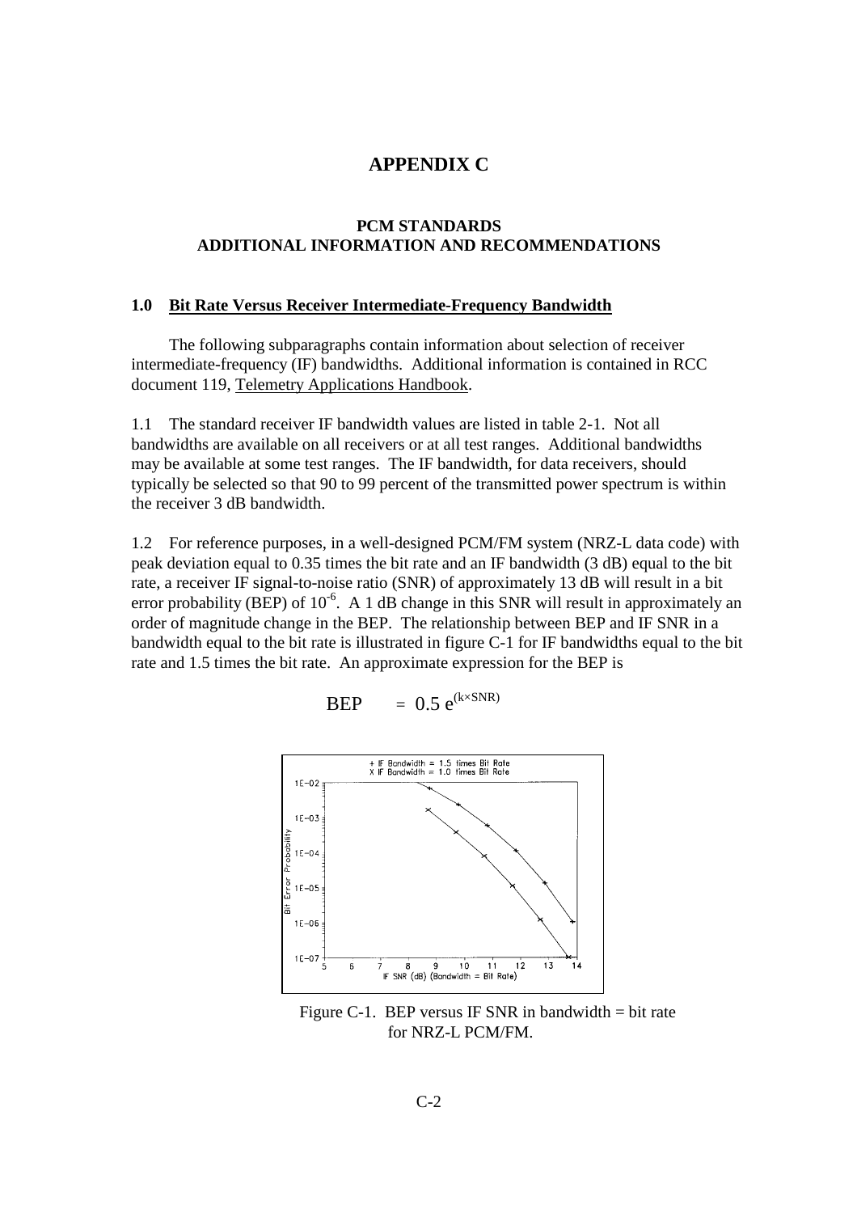# APPENDIX C

## PCM STANDARDS ADDITIONAL INFORMATION AND RECOMMENDATIONS

### 1.0 Bit Rate Versus Receiver Intermediate-Frequency Bandwidth

The following subparagraphs contain information about selection of receiver intermediate-frequency (IF) bandwidths. Additional information is contained in RCC document 119, Telemetry Applications Handbook.

1.1 The standard receiver IF bandwidth values are listed in table 2-1. Not all bandwidths are available on all receivers or at all test ranges. Additional bandwidths may be available at some test ranges. The IF bandwidth, for data receivers, should typically be selected so that 90 to 99 percent of the transmitted power spectrum is within the receiver 3 dB bandwidth.

1.2 For reference purposes, in a well-designed PCM/FM system (NRZ-L data code) with peak deviation equal to 0.35 times the bit rate and an IF bandwidth (3 dB) equal to the bit rate, a receiver IF signal-to-noise ratio (SNR) of approximately 13 dB will result in a bit error probability (BEP) of $10^{-6}$. A 1 dB change in this SNR will result in approximately an order of magnitude change in the BEP. The relationship between BEP and IF SNR in a bandwidth equal to the bit rate is illustrated in figure C-1 for IF bandwidths equal to the bit rate and 1.5 times the bit rate. An approximate expression for the BEP is

$$\text{BEP} = 0.5\, e^{(k \times \text{SNR})}$$

Figure C-1. BEP versus IF SNR in bandwidth = bit rate for NRZ-L PCM/FM.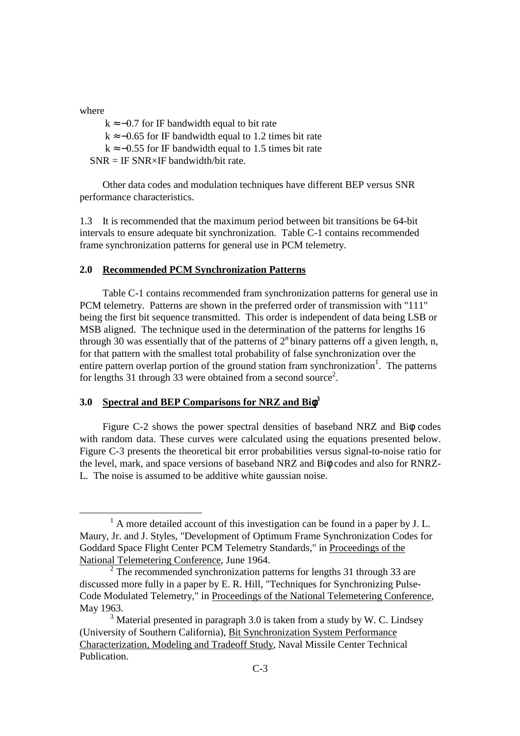where

$k \approx -0.7$ for IF bandwidth equal to bit rate
$k \approx -0.65$ for IF bandwidth equal to 1.2 times bit rate
$k \approx -0.55$ for IF bandwidth equal to 1.5 times bit rate
SNR = IF SNR×IF bandwidth/bit rate.

Other data codes and modulation techniques have different BEP versus SNR performance characteristics.

1.3 It is recommended that the maximum period between bit transitions be 64-bit intervals to ensure adequate bit synchronization. Table C-1 contains recommended frame synchronization patterns for general use in PCM telemetry.

## 2.0 Recommended PCM Synchronization Patterns

Table C-1 contains recommended fram synchronization patterns for general use in PCM telemetry. Patterns are shown in the preferred order of transmission with "111" being the first bit sequence transmitted. This order is independent of data being LSB or MSB aligned. The technique used in the determination of the patterns for lengths 16 through 30 was essentially that of the patterns of $2^n$ binary patterns off a given length, n, for that pattern with the smallest total probability of false synchronization over the entire pattern overlap portion of the ground station fram synchronization[1]. The patterns for lengths 31 through 33 were obtained from a second source[2].

## 3.0 Spectral and BEP Comparisons for NRZ and Biφ[3]

Figure C-2 shows the power spectral densities of baseband NRZ and Biφ codes with random data. These curves were calculated using the equations presented below. Figure C-3 presents the theoretical bit error probabilities versus signal-to-noise ratio for the level, mark, and space versions of baseband NRZ and Biφ codes and also for RNRZ-L. The noise is assumed to be additive white gaussian noise.

---

[1] A more detailed account of this investigation can be found in a paper by J. L. Maury, Jr. and J. Styles, "Development of Optimum Frame Synchronization Codes for Goddard Space Flight Center PCM Telemetry Standards," in Proceedings of the National Telemetering Conference, June 1964.

[2] The recommended synchronization patterns for lengths 31 through 33 are discussed more fully in a paper by E. R. Hill, "Techniques for Synchronizing Pulse-Code Modulated Telemetry," in Proceedings of the National Telemetering Conference, May 1963.

[3] Material presented in paragraph 3.0 is taken from a study by W. C. Lindsey (University of Southern California), Bit Synchronization System Performance Characterization, Modeling and Tradeoff Study, Naval Missile Center Technical Publication.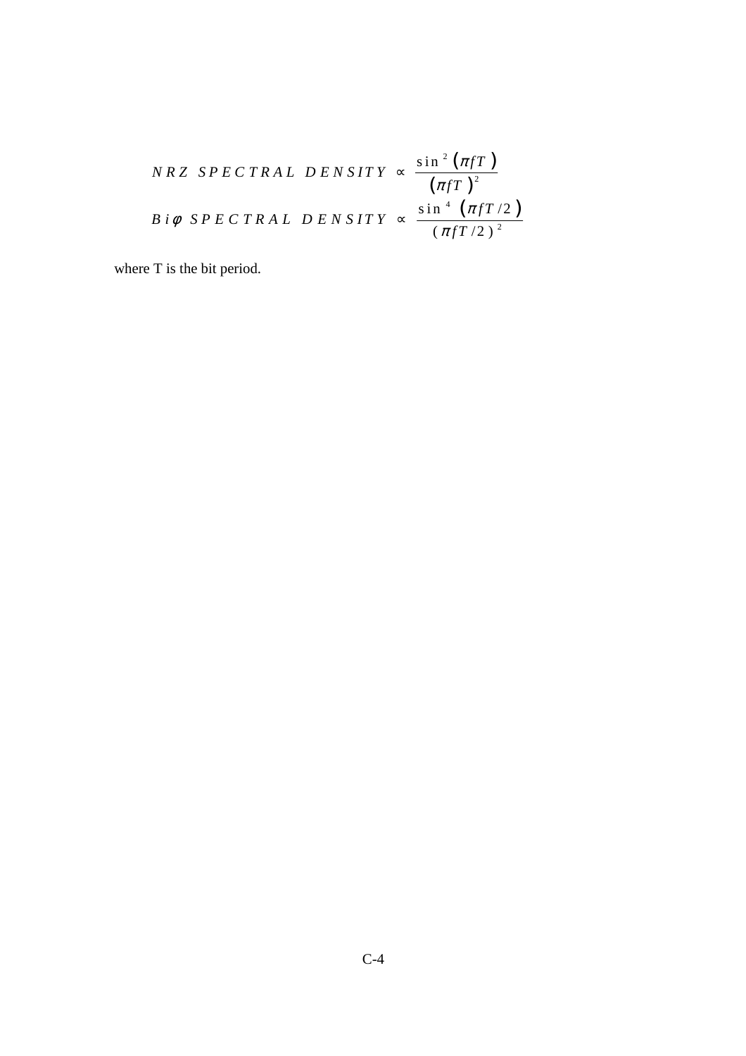$$NRZ\ SPECTRAL\ DENSITY \propto \frac{\sin^2(\pi f T)}{(\pi f T)^2}$$

$$Bi\phi\ SPECTRAL\ DENSITY \propto \frac{\sin^4(\pi f T/2)}{(\pi f T/2)^2}$$

where T is the bit period.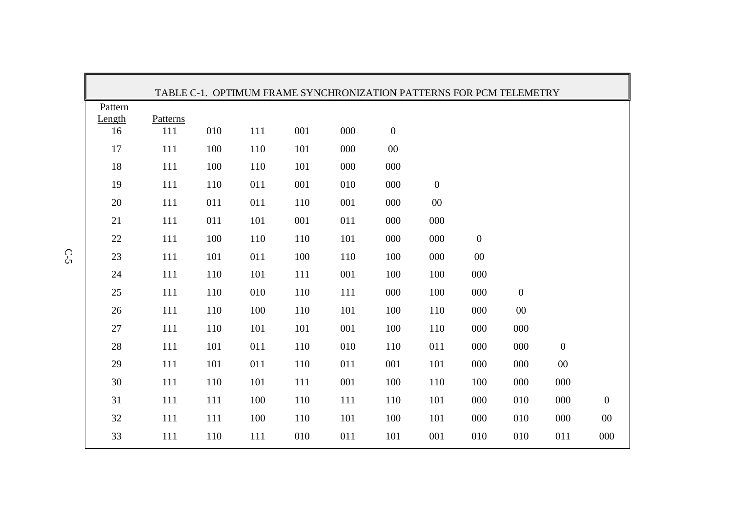TABLE C-1. OPTIMUM FRAME SYNCHRONIZATION PATTERNS FOR PCM TELEMETRY

| Pattern Length | Patterns | | | | | | | | | | |
|---|---|---|---|---|---|---|---|---|---|---|---|
| 16 | 111 | 010 | 111 | 001 | 000 | 0 | | | | | |
| 17 | 111 | 100 | 110 | 101 | 000 | 00 | | | | | |
| 18 | 111 | 100 | 110 | 101 | 000 | 000 | | | | | |
| 19 | 111 | 110 | 011 | 001 | 010 | 000 | 0 | | | | |
| 20 | 111 | 011 | 011 | 110 | 001 | 000 | 00 | | | | |
| 21 | 111 | 011 | 101 | 001 | 011 | 000 | 000 | | | | |
| 22 | 111 | 100 | 110 | 110 | 101 | 000 | 000 | 0 | | | |
| 23 | 111 | 101 | 011 | 100 | 110 | 100 | 000 | 00 | | | |
| 24 | 111 | 110 | 101 | 111 | 001 | 100 | 100 | 000 | | | |
| 25 | 111 | 110 | 010 | 110 | 111 | 000 | 100 | 000 | 0 | | |
| 26 | 111 | 110 | 100 | 110 | 101 | 100 | 110 | 000 | 00 | | |
| 27 | 111 | 110 | 101 | 101 | 001 | 100 | 110 | 000 | 000 | | |
| 28 | 111 | 101 | 011 | 110 | 010 | 110 | 011 | 000 | 000 | 0 | |
| 29 | 111 | 101 | 011 | 110 | 011 | 001 | 101 | 000 | 000 | 00 | |
| 30 | 111 | 110 | 101 | 111 | 001 | 100 | 110 | 100 | 000 | 000 | |
| 31 | 111 | 111 | 100 | 110 | 111 | 110 | 101 | 000 | 010 | 000 | 0 |
| 32 | 111 | 111 | 100 | 110 | 101 | 100 | 101 | 000 | 010 | 000 | 00 |
| 33 | 111 | 110 | 111 | 010 | 011 | 101 | 001 | 010 | 010 | 011 | 000 |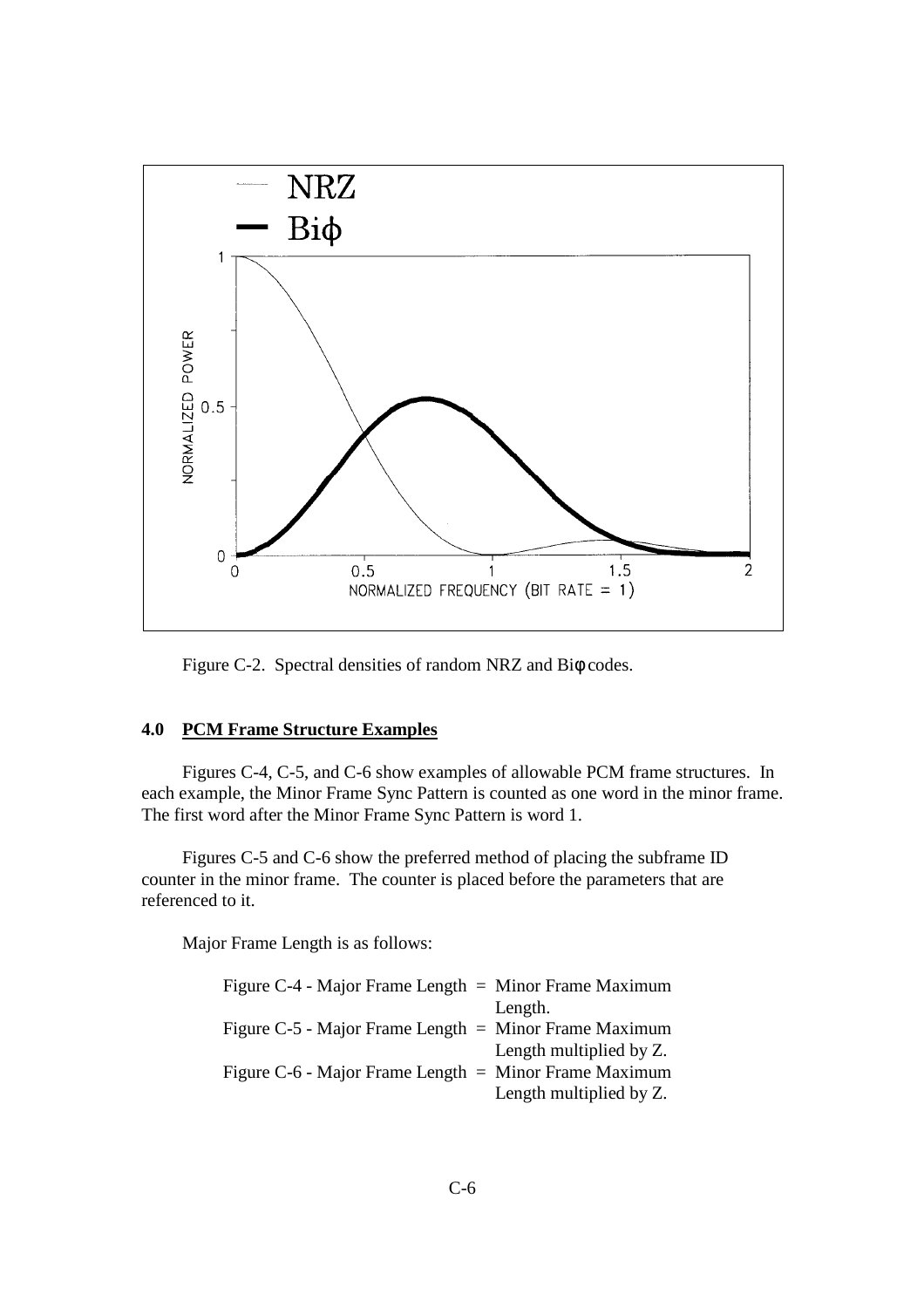Figure C-2. Spectral densities of random NRZ and Biφ codes.

## 4.0 PCM Frame Structure Examples

Figures C-4, C-5, and C-6 show examples of allowable PCM frame structures. In each example, the Minor Frame Sync Pattern is counted as one word in the minor frame. The first word after the Minor Frame Sync Pattern is word 1.

Figures C-5 and C-6 show the preferred method of placing the subframe ID counter in the minor frame. The counter is placed before the parameters that are referenced to it.

Major Frame Length is as follows:

Figure C-4 - Major Frame Length = Minor Frame Maximum Length.
Figure C-5 - Major Frame Length = Minor Frame Maximum Length multiplied by Z.
Figure C-6 - Major Frame Length = Minor Frame Maximum Length multiplied by Z.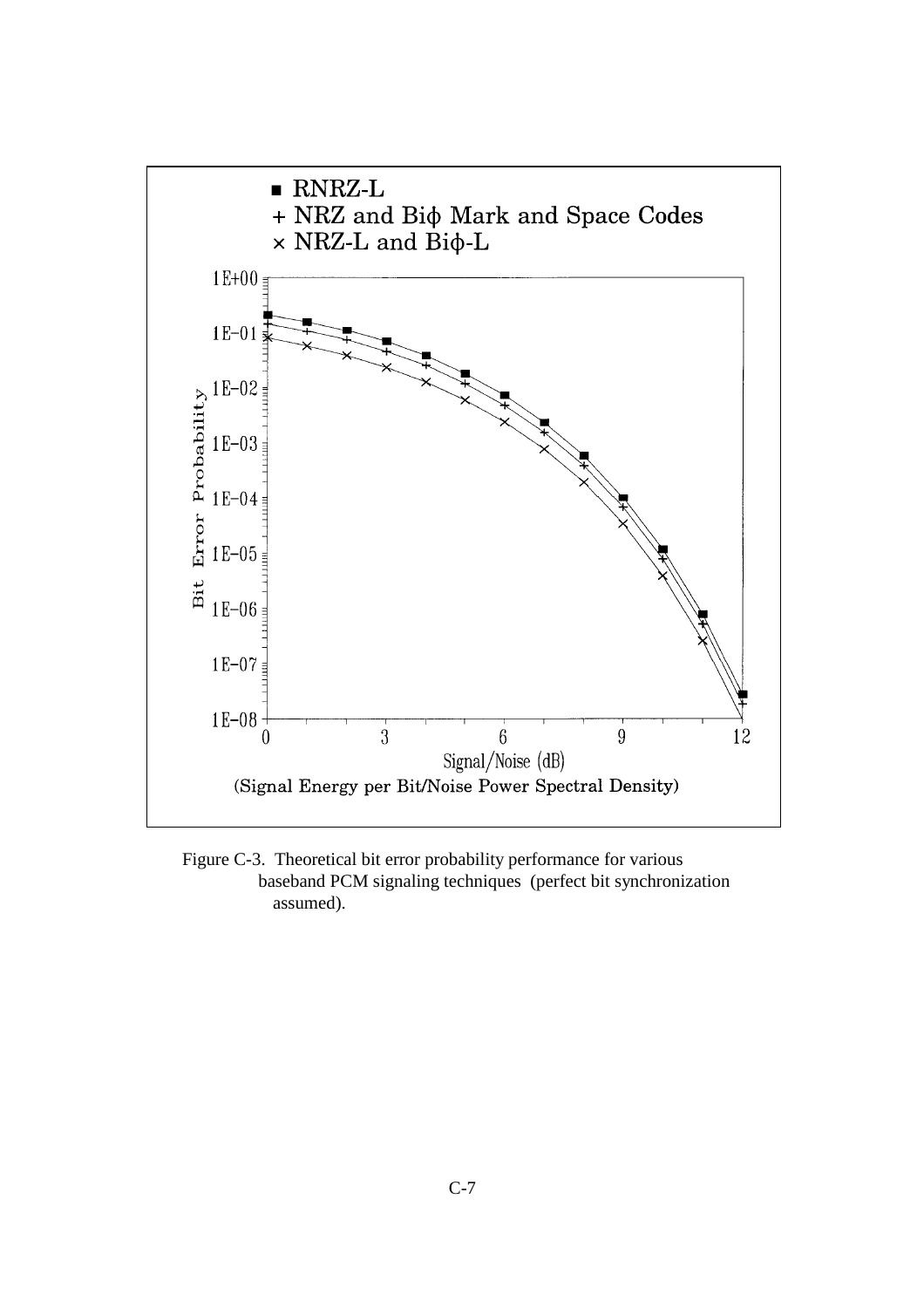■ RNRZ-L

+ NRZ and Biϕ Mark and Space Codes

× NRZ-L and Biϕ-L

Bit Error Probability

1E+00

1E−01

1E−02

1E−03

1E−04

1E−05

1E−06

1E−07

1E−08

0 3 6 9 12

Signal/Noise (dB)

(Signal Energy per Bit/Noise Power Spectral Density)

Figure C-3. Theoretical bit error probability performance for various baseband PCM signaling techniques (perfect bit synchronization assumed).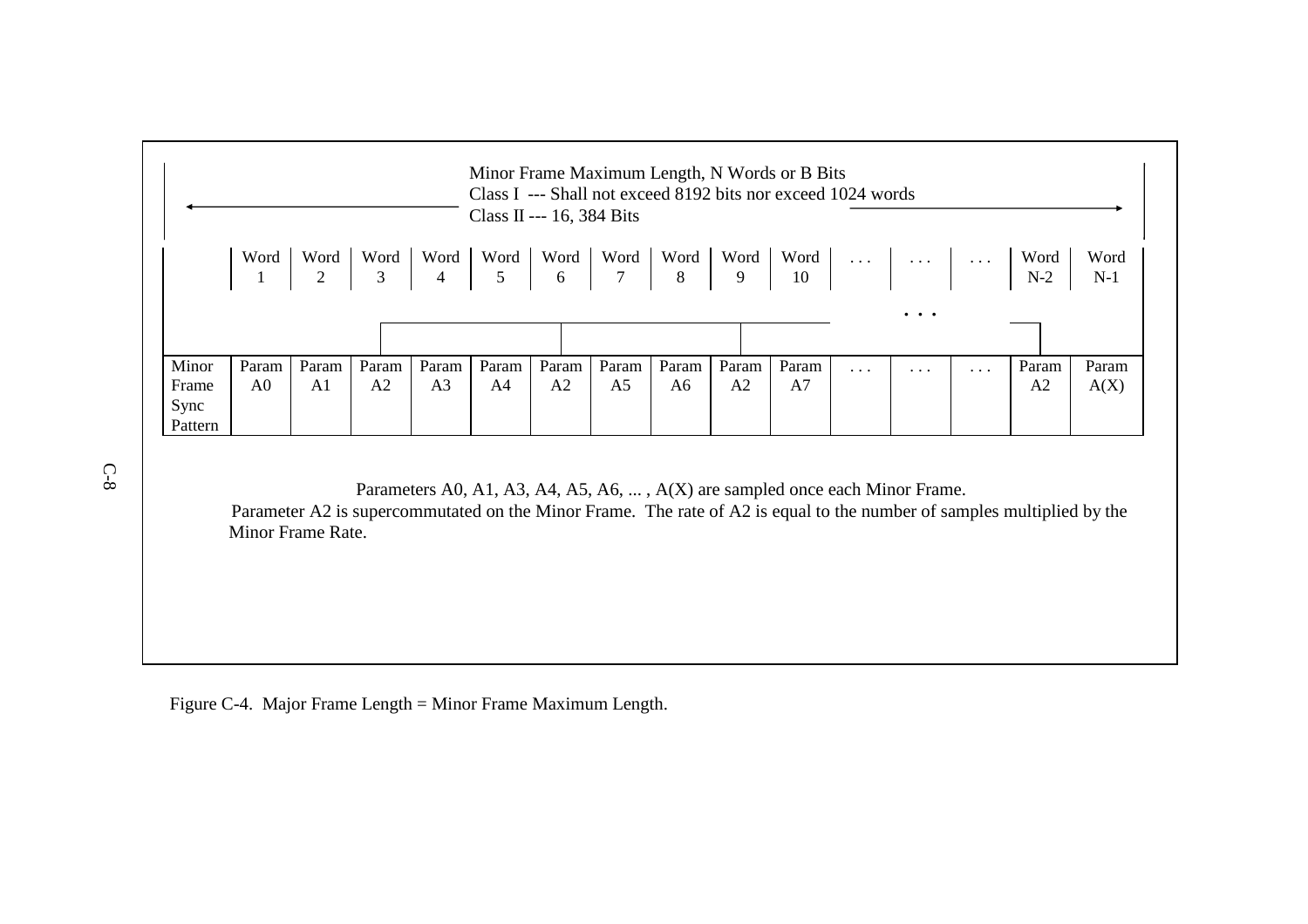Minor Frame Maximum Length, N Words or B Bits
Class I --- Shall not exceed 8192 bits nor exceed 1024 words
Class II --- 16, 384 Bits

| | Word 1 | Word 2 | Word 3 | Word 4 | Word 5 | Word 6 | Word 7 | Word 8 | Word 9 | Word 10 | . . . | . . . | . . . | Word N-2 | Word N-1 |
|---|---|---|---|---|---|---|---|---|---|---|---|---|---|---|---|
| Minor Frame Sync Pattern | Param A0 | Param A1 | Param A2 | Param A3 | Param A4 | Param A2 | Param A5 | Param A6 | Param A2 | Param A7 | . . . | . . . | . . . | Param A2 | Param A(X) |

Parameters A0, A1, A3, A4, A5, A6, ... , A(X) are sampled once each Minor Frame.
Parameter A2 is supercommutated on the Minor Frame. The rate of A2 is equal to the number of samples multiplied by the Minor Frame Rate.

Figure C-4. Major Frame Length = Minor Frame Maximum Length.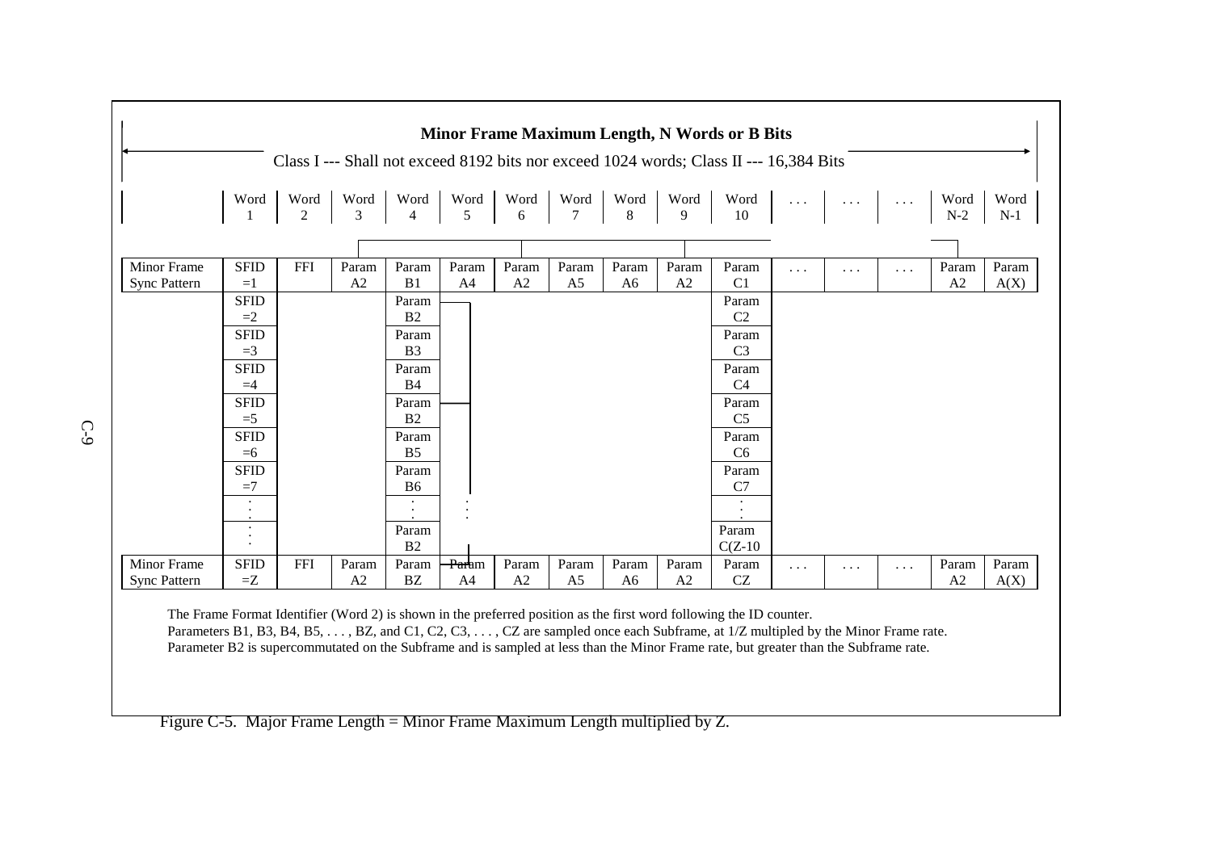**Minor Frame Maximum Length, N Words or B Bits**

Class I --- Shall not exceed 8192 bits nor exceed 1024 words; Class II --- 16,384 Bits

| | Word 1 | Word 2 | Word 3 | Word 4 | Word 5 | Word 6 | Word 7 | Word 8 | Word 9 | Word 10 | . . . | . . . | . . . | Word N-2 | Word N-1 |
|---|---|---|---|---|---|---|---|---|---|---|---|---|---|---|---|
| Minor Frame Sync Pattern | SFID =1 | FFI | Param A2 | Param B1 | Param A4 | Param A2 | Param A5 | Param A6 | Param A2 | Param C1 | . . . | . . . | . . . | Param A2 | Param A(X) |
| | SFID =2 | | | Param B2 | | | | | | Param C2 | | | | | |
| | SFID =3 | | | Param B3 | | | | | | Param C3 | | | | | |
| | SFID =4 | | | Param B4 | | | | | | Param C4 | | | | | |
| | SFID =5 | | | Param B2 | | | | | | Param C5 | | | | | |
| | SFID =6 | | | Param B5 | | | | | | Param C6 | | | | | |
| | SFID =7 | | | Param B6 | | | | | | Param C7 | | | | | |
| | . . . | | | . . . | . . . | | | | | . . . | | | | | |
| | . . . | | | Param B2 | | | | | | Param C(Z-10 | | | | | |
| Minor Frame Sync Pattern | SFID =Z | FFI | Param A2 | Param BZ | Param A4 | Param A2 | Param A5 | Param A6 | Param A2 | Param CZ | . . . | . . . | . . . | Param A2 | Param A(X) |

The Frame Format Identifier (Word 2) is shown in the preferred position as the first word following the ID counter.
Parameters B1, B3, B4, B5, . . . , BZ, and C1, C2, C3, . . . , CZ are sampled once each Subframe, at 1/Z multipled by the Minor Frame rate.
Parameter B2 is supercommutated on the Subframe and is sampled at less than the Minor Frame rate, but greater than the Subframe rate.

Figure C-5. Major Frame Length = Minor Frame Maximum Length multiplied by Z.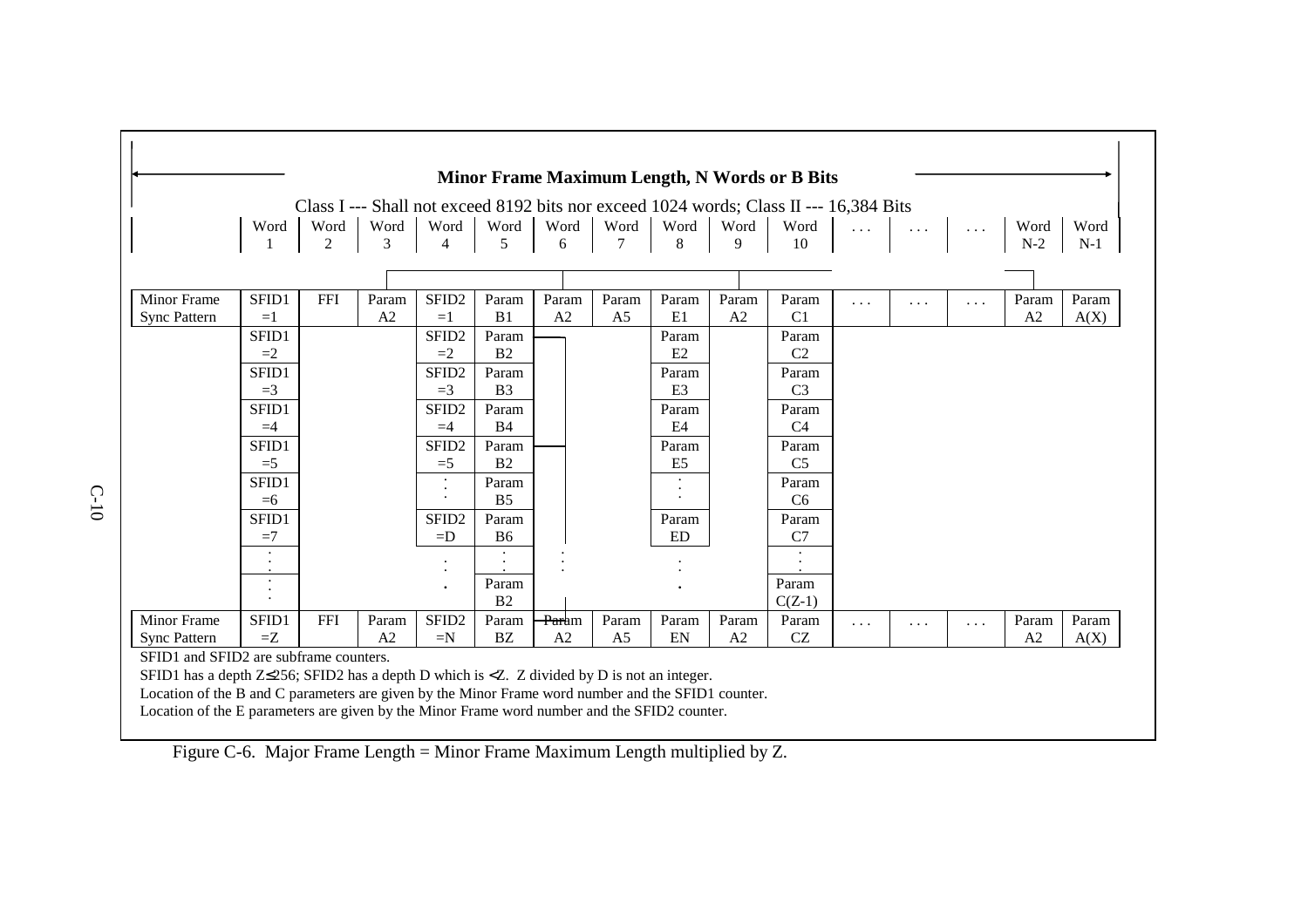**Minor Frame Maximum Length, N Words or B Bits**

Class I --- Shall not exceed 8192 bits nor exceed 1024 words; Class II --- 16,384 Bits

| | Word 1 | Word 2 | Word 3 | Word 4 | Word 5 | Word 6 | Word 7 | Word 8 | Word 9 | Word 10 | . . . | . . . | . . . | Word N-2 | Word N-1 |
|---|---|---|---|---|---|---|---|---|---|---|---|---|---|---|---|
| Minor Frame Sync Pattern | SFID1 =1 | FFI | Param A2 | SFID2 =1 | Param B1 | Param A2 | Param A5 | Param E1 | Param A2 | Param C1 | . . . | . . . | . . . | Param A2 | Param A(X) |
| | SFID1 =2 | | | SFID2 =2 | Param B2 | | | Param E2 | | Param C2 | | | | | |
| | SFID1 =3 | | | SFID2 =3 | Param B3 | | | Param E3 | | Param C3 | | | | | |
| | SFID1 =4 | | | SFID2 =4 | Param B4 | | | Param E4 | | Param C4 | | | | | |
| | SFID1 =5 | | | SFID2 =5 | Param B2 | | | Param E5 | | Param C5 | | | | | |
| | SFID1 =6 | | | : | Param B5 | | | : | | Param C6 | | | | | |
| | SFID1 =7 | | | SFID2 =D | Param B6 | | | Param ED | | Param C7 | | | | | |
| | : | | | : | : | : | | : | | : | | | | | |
| | : | | | . | Param B2 | | | . | | Param C(Z-1) | | | | | |
| Minor Frame Sync Pattern | SFID1 =Z | FFI | Param A2 | SFID2 =N | Param BZ | Param A2 | Param A5 | Param EN | Param A2 | Param CZ | . . . | . . . | . . . | Param A2 | Param A(X) |

SFID1 and SFID2 are subframe counters.

SFID1 has a depth Z≤256; SFID2 has a depth D which is <Z. Z divided by D is not an integer.

Location of the B and C parameters are given by the Minor Frame word number and the SFID1 counter.

Location of the E parameters are given by the Minor Frame word number and the SFID2 counter.

Figure C-6. Major Frame Length = Minor Frame Maximum Length multiplied by Z.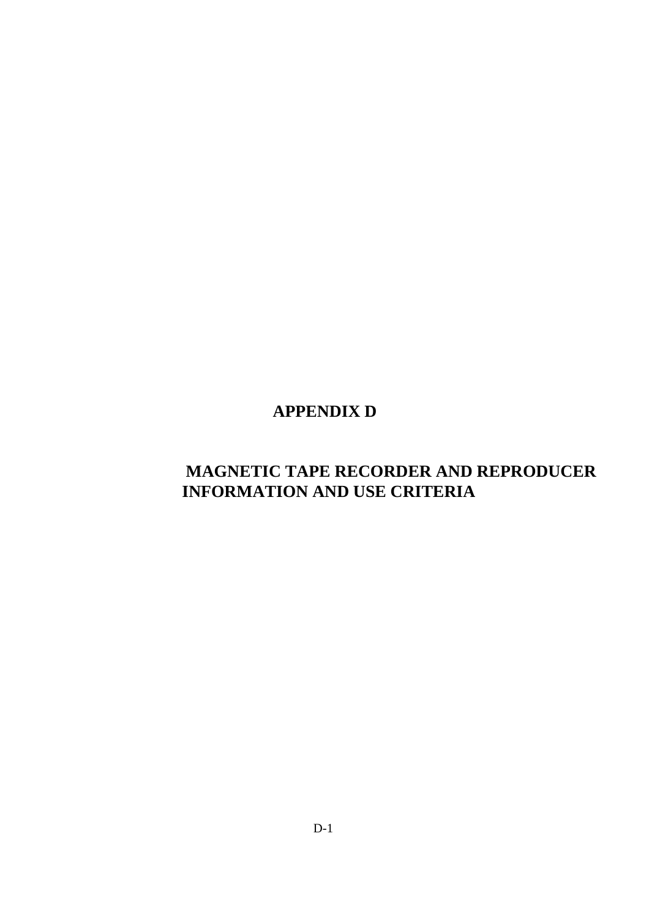# APPENDIX D

## MAGNETIC TAPE RECORDER AND REPRODUCER INFORMATION AND USE CRITERIA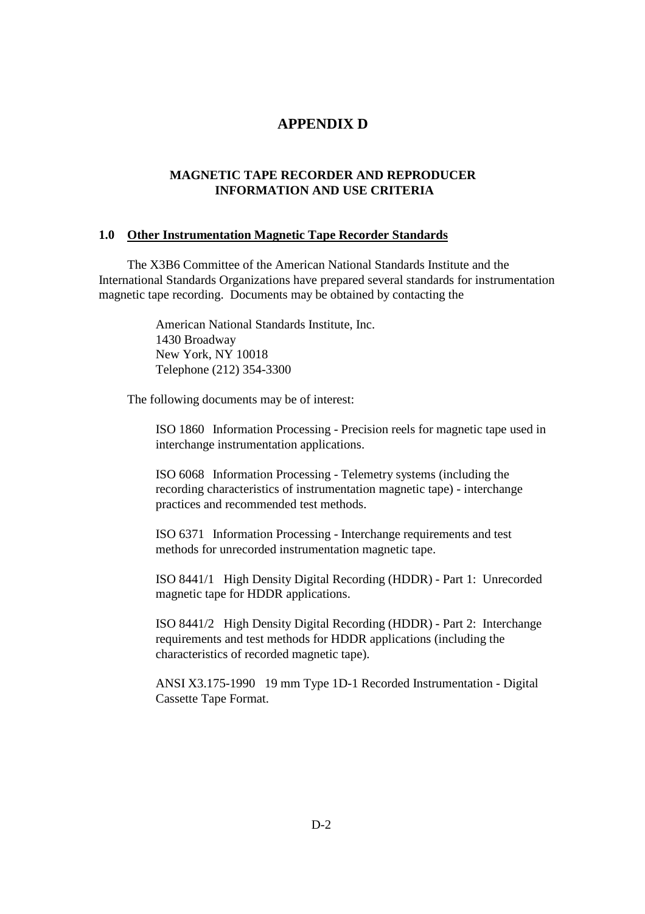# APPENDIX D

## MAGNETIC TAPE RECORDER AND REPRODUCER INFORMATION AND USE CRITERIA

### 1.0 Other Instrumentation Magnetic Tape Recorder Standards

The X3B6 Committee of the American National Standards Institute and the International Standards Organizations have prepared several standards for instrumentation magnetic tape recording. Documents may be obtained by contacting the

American National Standards Institute, Inc.
1430 Broadway
New York, NY 10018
Telephone (212) 354-3300

The following documents may be of interest:

ISO 1860 Information Processing - Precision reels for magnetic tape used in interchange instrumentation applications.

ISO 6068 Information Processing - Telemetry systems (including the recording characteristics of instrumentation magnetic tape) - interchange practices and recommended test methods.

ISO 6371 Information Processing - Interchange requirements and test methods for unrecorded instrumentation magnetic tape.

ISO 8441/1 High Density Digital Recording (HDDR) - Part 1: Unrecorded magnetic tape for HDDR applications.

ISO 8441/2 High Density Digital Recording (HDDR) - Part 2: Interchange requirements and test methods for HDDR applications (including the characteristics of recorded magnetic tape).

ANSI X3.175-1990 19 mm Type 1D-1 Recorded Instrumentation - Digital Cassette Tape Format.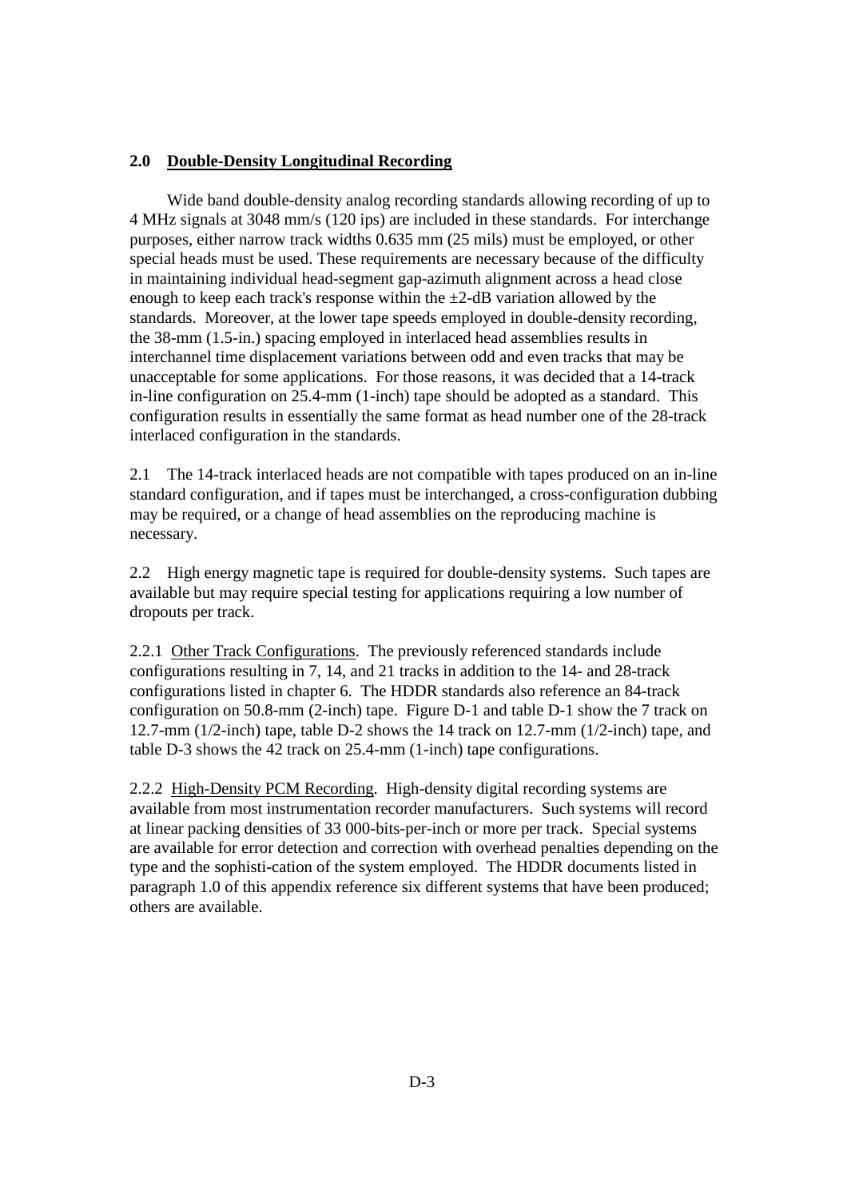## 2.0 Double-Density Longitudinal Recording

Wide band double-density analog recording standards allowing recording of up to 4 MHz signals at 3048 mm/s (120 ips) are included in these standards. For interchange purposes, either narrow track widths 0.635 mm (25 mils) must be employed, or other special heads must be used. These requirements are necessary because of the difficulty in maintaining individual head-segment gap-azimuth alignment across a head close enough to keep each track's response within the ±2-dB variation allowed by the standards. Moreover, at the lower tape speeds employed in double-density recording, the 38-mm (1.5-in.) spacing employed in interlaced head assemblies results in interchannel time displacement variations between odd and even tracks that may be unacceptable for some applications. For those reasons, it was decided that a 14-track in-line configuration on 25.4-mm (1-inch) tape should be adopted as a standard. This configuration results in essentially the same format as head number one of the 28-track interlaced configuration in the standards.

2.1 The 14-track interlaced heads are not compatible with tapes produced on an in-line standard configuration, and if tapes must be interchanged, a cross-configuration dubbing may be required, or a change of head assemblies on the reproducing machine is necessary.

2.2 High energy magnetic tape is required for double-density systems. Such tapes are available but may require special testing for applications requiring a low number of dropouts per track.

2.2.1 Other Track Configurations. The previously referenced standards include configurations resulting in 7, 14, and 21 tracks in addition to the 14- and 28-track configurations listed in chapter 6. The HDDR standards also reference an 84-track configuration on 50.8-mm (2-inch) tape. Figure D-1 and table D-1 show the 7 track on 12.7-mm (1/2-inch) tape, table D-2 shows the 14 track on 12.7-mm (1/2-inch) tape, and table D-3 shows the 42 track on 25.4-mm (1-inch) tape configurations.

2.2.2 High-Density PCM Recording. High-density digital recording systems are available from most instrumentation recorder manufacturers. Such systems will record at linear packing densities of 33 000-bits-per-inch or more per track. Special systems are available for error detection and correction with overhead penalties depending on the type and the sophisti-cation of the system employed. The HDDR documents listed in paragraph 1.0 of this appendix reference six different systems that have been produced; others are available.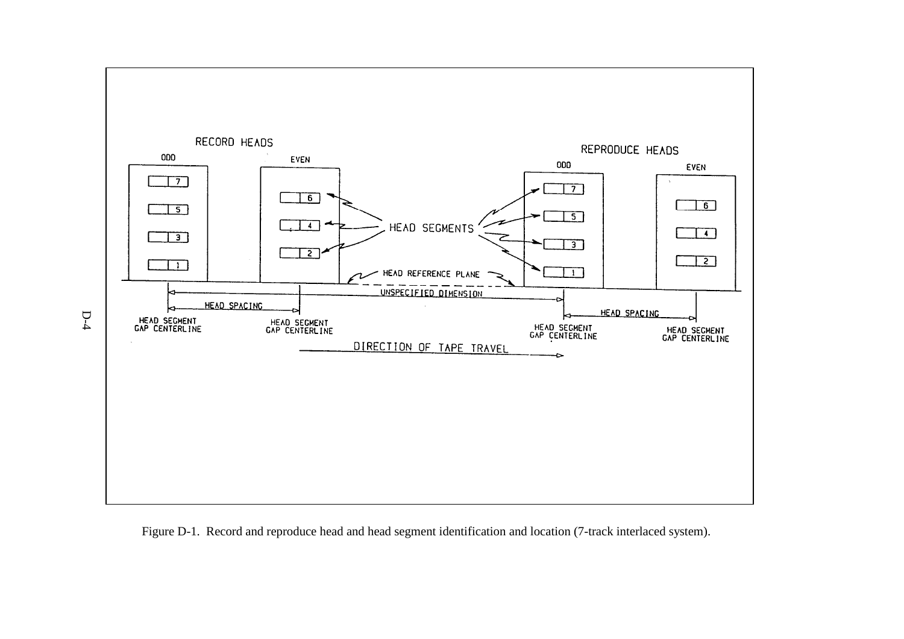RECORD HEADS

ODD

EVEN

REPRODUCE HEADS

ODD

EVEN

7

5

3

1

6

4

2

7

5

3

1

6

4

2

HEAD SEGMENTS

HEAD REFERENCE PLANE

UNSPECIFIED DIMENSION

HEAD SPACING

HEAD SPACING

HEAD SEGMENT GAP CENTERLINE

HEAD SEGMENT GAP CENTERLINE

HEAD SEGMENT GAP CENTERLINE

HEAD SEGMENT GAP CENTERLINE

DIRECTION OF TAPE TRAVEL

Figure D-1. Record and reproduce head and head segment identification and location (7-track interlaced system).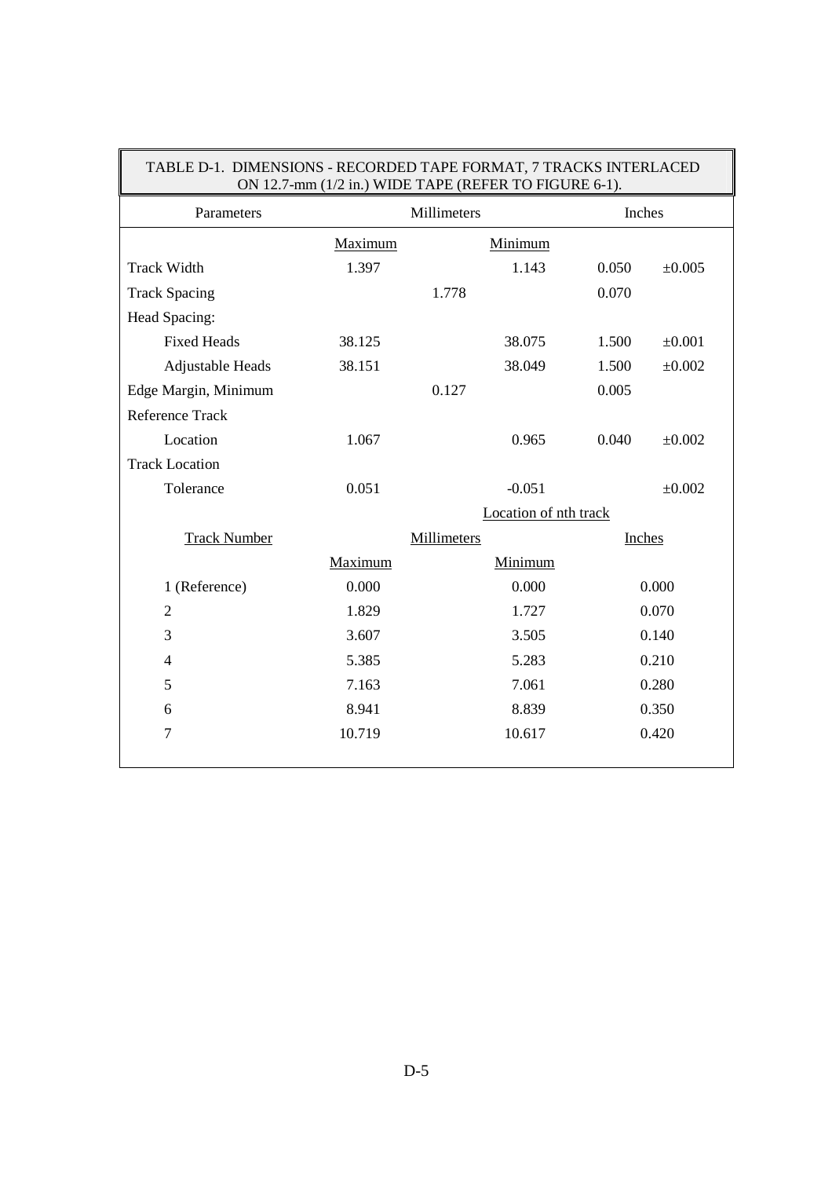TABLE D-1. DIMENSIONS - RECORDED TAPE FORMAT, 7 TRACKS INTERLACED ON 12.7-mm (1/2 in.) WIDE TAPE (REFER TO FIGURE 6-1).

| Parameters | Millimeters | | Inches | |
|---|---|---|---|---|
| | Maximum | Minimum | | |
| Track Width | 1.397 | 1.143 | 0.050 | ±0.005 |
| Track Spacing | 1.778 | | 0.070 | |
| Head Spacing: | | | | |
| Fixed Heads | 38.125 | 38.075 | 1.500 | ±0.001 |
| Adjustable Heads | 38.151 | 38.049 | 1.500 | ±0.002 |
| Edge Margin, Minimum | 0.127 | | 0.005 | |
| Reference Track | | | | |
| Location | 1.067 | 0.965 | 0.040 | ±0.002 |
| Track Location | | | | |
| Tolerance | 0.051 | -0.051 | | ±0.002 |

| | Location of nth track | | |
|---|---|---|---|
| Track Number | Millimeters | | Inches |
| | Maximum | Minimum | |
| 1 (Reference) | 0.000 | 0.000 | 0.000 |
| 2 | 1.829 | 1.727 | 0.070 |
| 3 | 3.607 | 3.505 | 0.140 |
| 4 | 5.385 | 5.283 | 0.210 |
| 5 | 7.163 | 7.061 | 0.280 |
| 6 | 8.941 | 8.839 | 0.350 |
| 7 | 10.719 | 10.617 | 0.420 |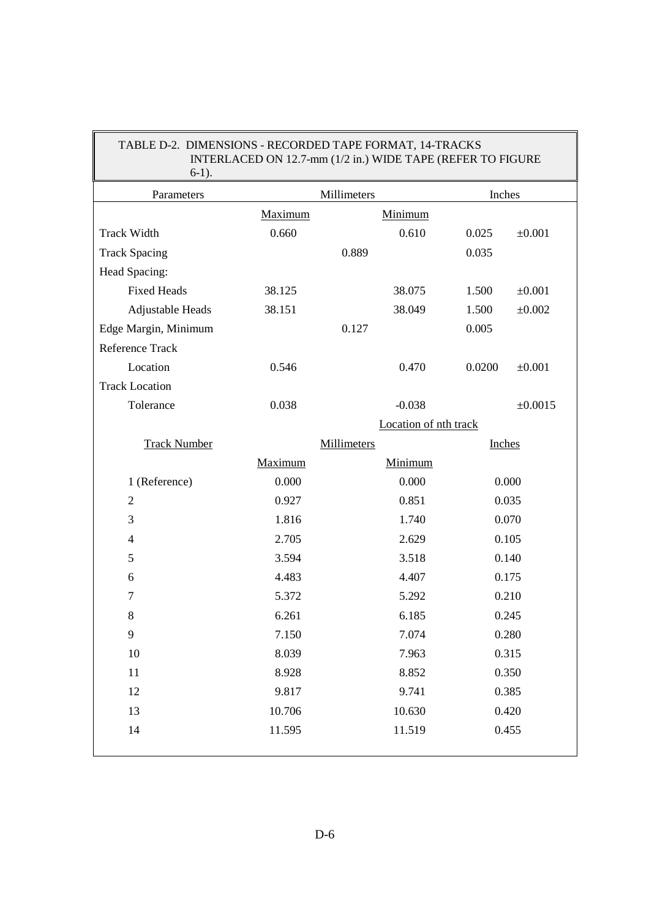TABLE D-2. DIMENSIONS - RECORDED TAPE FORMAT, 14-TRACKS INTERLACED ON 12.7-mm (1/2 in.) WIDE TAPE (REFER TO FIGURE 6-1).

| Parameters | Millimeters | | | Inches | |
|---|---|---|---|---|---|
| | Maximum | | Minimum | | |
| Track Width | 0.660 | | 0.610 | 0.025 | ±0.001 |
| Track Spacing | | 0.889 | | 0.035 | |
| Head Spacing: | | | | | |
| Fixed Heads | 38.125 | | 38.075 | 1.500 | ±0.001 |
| Adjustable Heads | 38.151 | | 38.049 | 1.500 | ±0.002 |
| Edge Margin, Minimum | | 0.127 | | 0.005 | |
| Reference Track | | | | | |
| Location | 0.546 | | 0.470 | 0.0200 | ±0.001 |
| Track Location | | | | | |
| Tolerance | 0.038 | | -0.038 | | ±0.0015 |
| | | | Location of nth track | | |
| Track Number | Millimeters | | | Inches | |
| | Maximum | | Minimum | | |
| 1 (Reference) | 0.000 | | 0.000 | 0.000 | |
| 2 | 0.927 | | 0.851 | 0.035 | |
| 3 | 1.816 | | 1.740 | 0.070 | |
| 4 | 2.705 | | 2.629 | 0.105 | |
| 5 | 3.594 | | 3.518 | 0.140 | |
| 6 | 4.483 | | 4.407 | 0.175 | |
| 7 | 5.372 | | 5.292 | 0.210 | |
| 8 | 6.261 | | 6.185 | 0.245 | |
| 9 | 7.150 | | 7.074 | 0.280 | |
| 10 | 8.039 | | 7.963 | 0.315 | |
| 11 | 8.928 | | 8.852 | 0.350 | |
| 12 | 9.817 | | 9.741 | 0.385 | |
| 13 | 10.706 | | 10.630 | 0.420 | |
| 14 | 11.595 | | 11.519 | 0.455 | |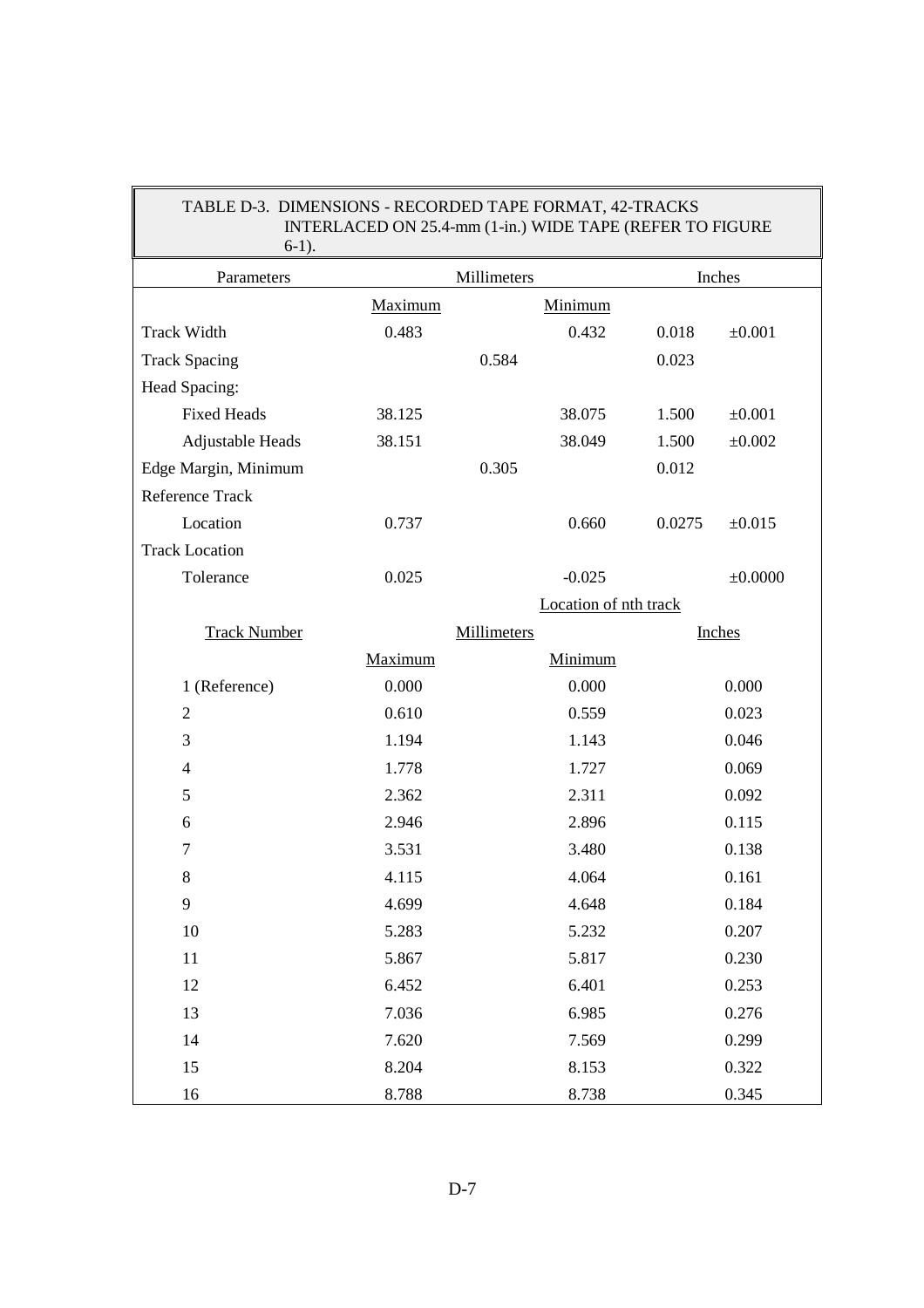TABLE D-3. DIMENSIONS - RECORDED TAPE FORMAT, 42-TRACKS INTERLACED ON 25.4-mm (1-in.) WIDE TAPE (REFER TO FIGURE 6-1).

| Parameters | Millimeters | | | Inches | |
|---|---|---|---|---|---|
| | Maximum | | Minimum | | |
| Track Width | 0.483 | | 0.432 | 0.018 | ±0.001 |
| Track Spacing | | 0.584 | | 0.023 | |
| Head Spacing: | | | | | |
| Fixed Heads | 38.125 | | 38.075 | 1.500 | ±0.001 |
| Adjustable Heads | 38.151 | | 38.049 | 1.500 | ±0.002 |
| Edge Margin, Minimum | | 0.305 | | 0.012 | |
| Reference Track | | | | | |
| Location | 0.737 | | 0.660 | 0.0275 | ±0.015 |
| Track Location | | | | | |
| Tolerance | 0.025 | | -0.025 | | ±0.0000 |
| | | | Location of nth track | | |
| Track Number | Millimeters | | | Inches | |
| | Maximum | | Minimum | | |
| 1 (Reference) | 0.000 | | 0.000 | | 0.000 |
| 2 | 0.610 | | 0.559 | | 0.023 |
| 3 | 1.194 | | 1.143 | | 0.046 |
| 4 | 1.778 | | 1.727 | | 0.069 |
| 5 | 2.362 | | 2.311 | | 0.092 |
| 6 | 2.946 | | 2.896 | | 0.115 |
| 7 | 3.531 | | 3.480 | | 0.138 |
| 8 | 4.115 | | 4.064 | | 0.161 |
| 9 | 4.699 | | 4.648 | | 0.184 |
| 10 | 5.283 | | 5.232 | | 0.207 |
| 11 | 5.867 | | 5.817 | | 0.230 |
| 12 | 6.452 | | 6.401 | | 0.253 |
| 13 | 7.036 | | 6.985 | | 0.276 |
| 14 | 7.620 | | 7.569 | | 0.299 |
| 15 | 8.204 | | 8.153 | | 0.322 |
| 16 | 8.788 | | 8.738 | | 0.345 |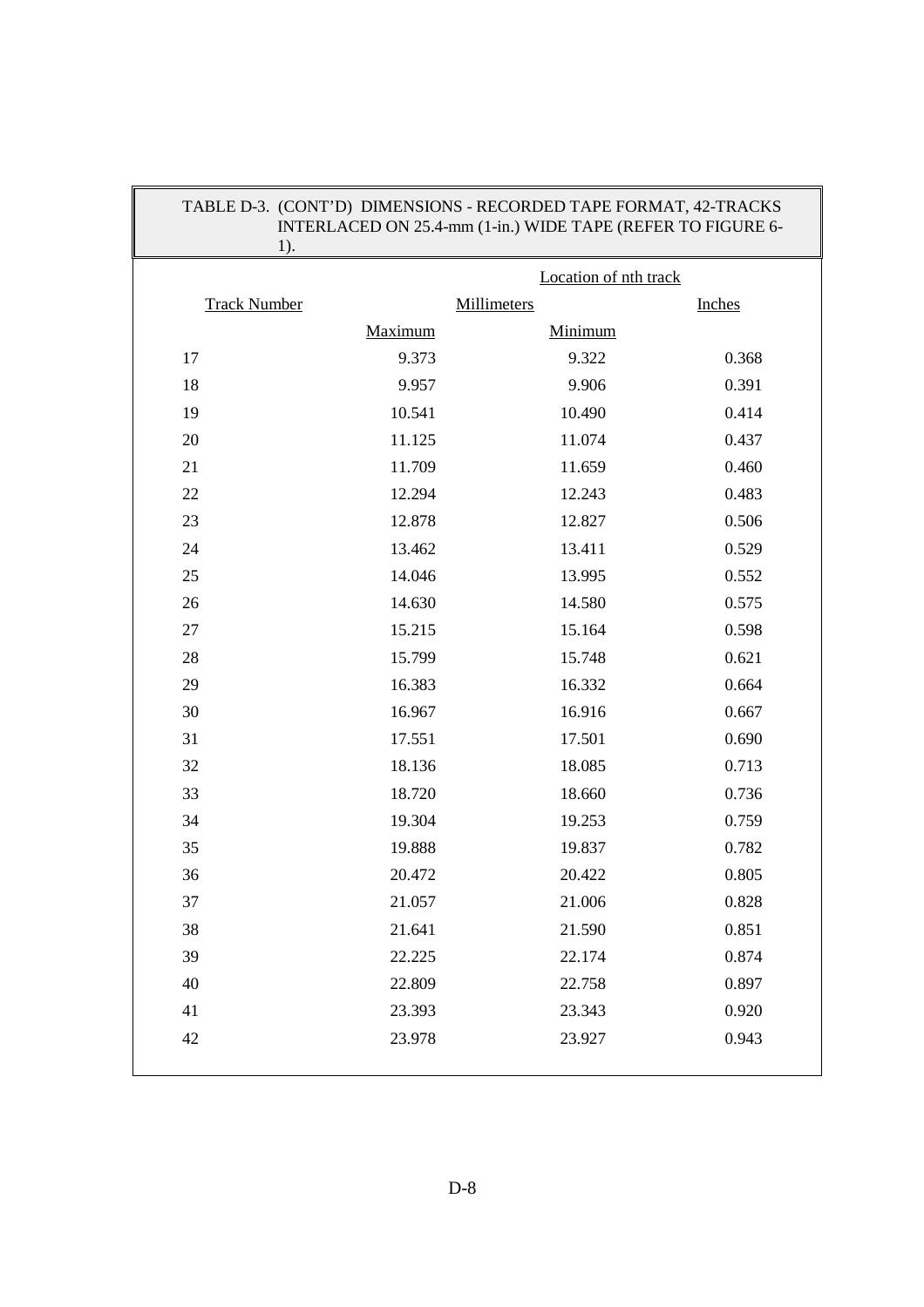TABLE D-3. (CONT'D) DIMENSIONS - RECORDED TAPE FORMAT, 42-TRACKS INTERLACED ON 25.4-mm (1-in.) WIDE TAPE (REFER TO FIGURE 6-1).

| Track Number | Location of nth track | | |
|---|---|---|---|
| | Millimeters | | Inches |
| | Maximum | Minimum | |
| 17 | 9.373 | 9.322 | 0.368 |
| 18 | 9.957 | 9.906 | 0.391 |
| 19 | 10.541 | 10.490 | 0.414 |
| 20 | 11.125 | 11.074 | 0.437 |
| 21 | 11.709 | 11.659 | 0.460 |
| 22 | 12.294 | 12.243 | 0.483 |
| 23 | 12.878 | 12.827 | 0.506 |
| 24 | 13.462 | 13.411 | 0.529 |
| 25 | 14.046 | 13.995 | 0.552 |
| 26 | 14.630 | 14.580 | 0.575 |
| 27 | 15.215 | 15.164 | 0.598 |
| 28 | 15.799 | 15.748 | 0.621 |
| 29 | 16.383 | 16.332 | 0.664 |
| 30 | 16.967 | 16.916 | 0.667 |
| 31 | 17.551 | 17.501 | 0.690 |
| 32 | 18.136 | 18.085 | 0.713 |
| 33 | 18.720 | 18.660 | 0.736 |
| 34 | 19.304 | 19.253 | 0.759 |
| 35 | 19.888 | 19.837 | 0.782 |
| 36 | 20.472 | 20.422 | 0.805 |
| 37 | 21.057 | 21.006 | 0.828 |
| 38 | 21.641 | 21.590 | 0.851 |
| 39 | 22.225 | 22.174 | 0.874 |
| 40 | 22.809 | 22.758 | 0.897 |
| 41 | 23.393 | 23.343 | 0.920 |
| 42 | 23.978 | 23.927 | 0.943 |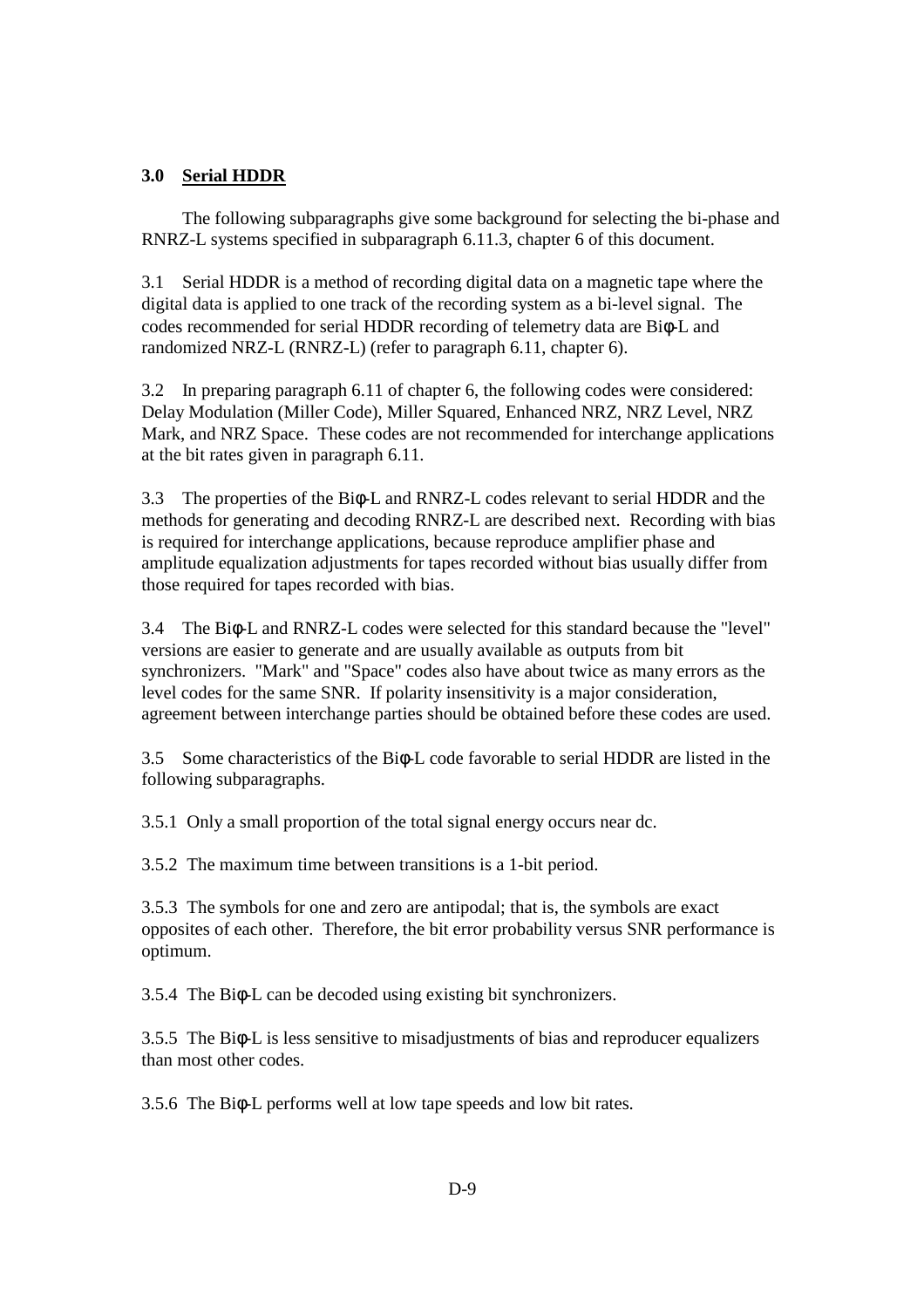## 3.0 Serial HDDR

The following subparagraphs give some background for selecting the bi-phase and RNRZ-L systems specified in subparagraph 6.11.3, chapter 6 of this document.

3.1 Serial HDDR is a method of recording digital data on a magnetic tape where the digital data is applied to one track of the recording system as a bi-level signal. The codes recommended for serial HDDR recording of telemetry data are Biφ-L and randomized NRZ-L (RNRZ-L) (refer to paragraph 6.11, chapter 6).

3.2 In preparing paragraph 6.11 of chapter 6, the following codes were considered: Delay Modulation (Miller Code), Miller Squared, Enhanced NRZ, NRZ Level, NRZ Mark, and NRZ Space. These codes are not recommended for interchange applications at the bit rates given in paragraph 6.11.

3.3 The properties of the Biφ-L and RNRZ-L codes relevant to serial HDDR and the methods for generating and decoding RNRZ-L are described next. Recording with bias is required for interchange applications, because reproduce amplifier phase and amplitude equalization adjustments for tapes recorded without bias usually differ from those required for tapes recorded with bias.

3.4 The Biφ-L and RNRZ-L codes were selected for this standard because the "level" versions are easier to generate and are usually available as outputs from bit synchronizers. "Mark" and "Space" codes also have about twice as many errors as the level codes for the same SNR. If polarity insensitivity is a major consideration, agreement between interchange parties should be obtained before these codes are used.

3.5 Some characteristics of the Biφ-L code favorable to serial HDDR are listed in the following subparagraphs.

3.5.1 Only a small proportion of the total signal energy occurs near dc.

3.5.2 The maximum time between transitions is a 1-bit period.

3.5.3 The symbols for one and zero are antipodal; that is, the symbols are exact opposites of each other. Therefore, the bit error probability versus SNR performance is optimum.

3.5.4 The Biφ-L can be decoded using existing bit synchronizers.

3.5.5 The Biφ-L is less sensitive to misadjustments of bias and reproducer equalizers than most other codes.

3.5.6 The Biφ-L performs well at low tape speeds and low bit rates.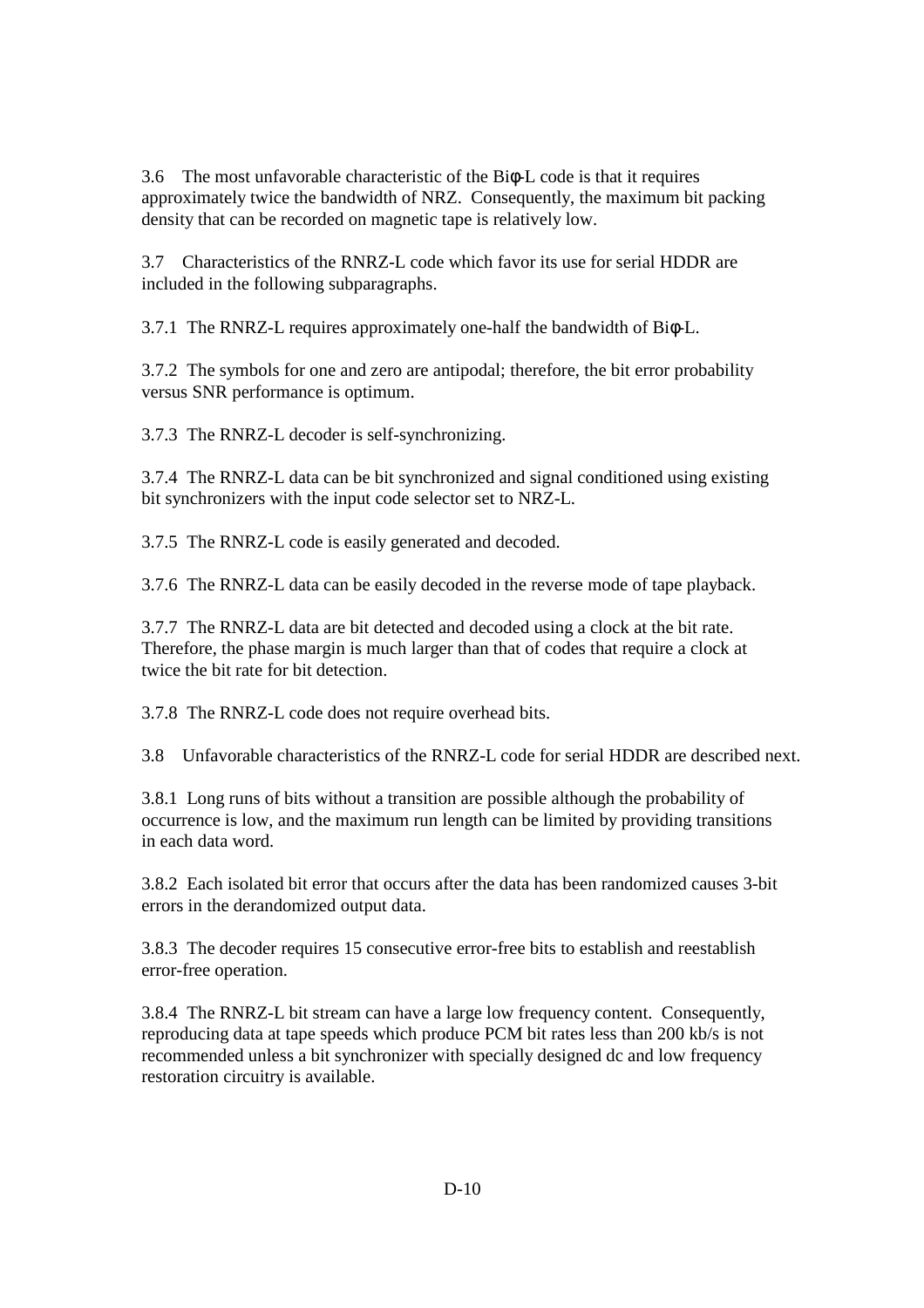3.6 The most unfavorable characteristic of the Biφ-L code is that it requires approximately twice the bandwidth of NRZ. Consequently, the maximum bit packing density that can be recorded on magnetic tape is relatively low.

3.7 Characteristics of the RNRZ-L code which favor its use for serial HDDR are included in the following subparagraphs.

3.7.1 The RNRZ-L requires approximately one-half the bandwidth of Biφ-L.

3.7.2 The symbols for one and zero are antipodal; therefore, the bit error probability versus SNR performance is optimum.

3.7.3 The RNRZ-L decoder is self-synchronizing.

3.7.4 The RNRZ-L data can be bit synchronized and signal conditioned using existing bit synchronizers with the input code selector set to NRZ-L.

3.7.5 The RNRZ-L code is easily generated and decoded.

3.7.6 The RNRZ-L data can be easily decoded in the reverse mode of tape playback.

3.7.7 The RNRZ-L data are bit detected and decoded using a clock at the bit rate. Therefore, the phase margin is much larger than that of codes that require a clock at twice the bit rate for bit detection.

3.7.8 The RNRZ-L code does not require overhead bits.

3.8 Unfavorable characteristics of the RNRZ-L code for serial HDDR are described next.

3.8.1 Long runs of bits without a transition are possible although the probability of occurrence is low, and the maximum run length can be limited by providing transitions in each data word.

3.8.2 Each isolated bit error that occurs after the data has been randomized causes 3-bit errors in the derandomized output data.

3.8.3 The decoder requires 15 consecutive error-free bits to establish and reestablish error-free operation.

3.8.4 The RNRZ-L bit stream can have a large low frequency content. Consequently, reproducing data at tape speeds which produce PCM bit rates less than 200 kb/s is not recommended unless a bit synchronizer with specially designed dc and low frequency restoration circuitry is available.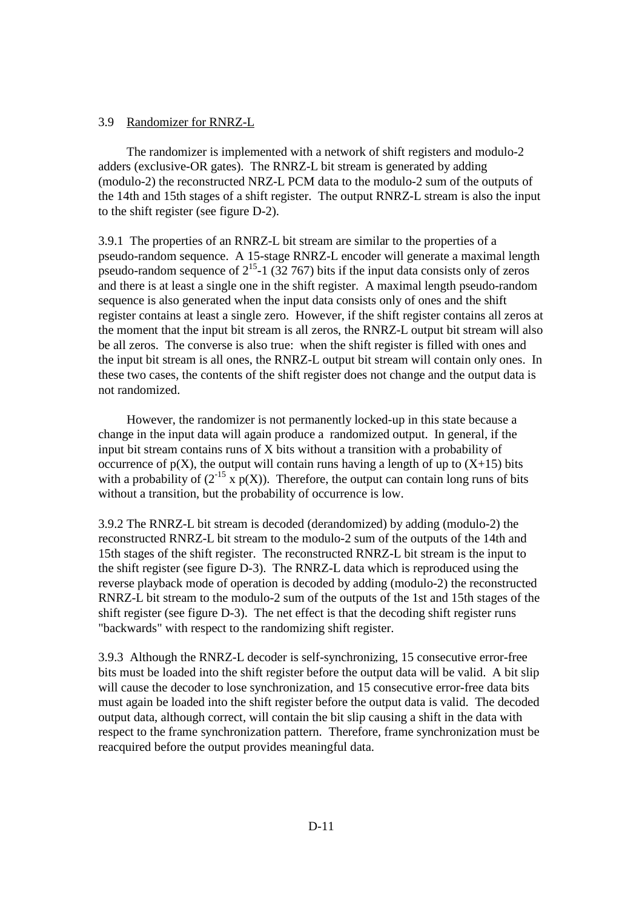### 3.9 Randomizer for RNRZ-L

The randomizer is implemented with a network of shift registers and modulo-2 adders (exclusive-OR gates). The RNRZ-L bit stream is generated by adding (modulo-2) the reconstructed NRZ-L PCM data to the modulo-2 sum of the outputs of the 14th and 15th stages of a shift register. The output RNRZ-L stream is also the input to the shift register (see figure D-2).

3.9.1 The properties of an RNRZ-L bit stream are similar to the properties of a pseudo-random sequence. A 15-stage RNRZ-L encoder will generate a maximal length pseudo-random sequence of $2^{15}$-1 (32 767) bits if the input data consists only of zeros and there is at least a single one in the shift register. A maximal length pseudo-random sequence is also generated when the input data consists only of ones and the shift register contains at least a single zero. However, if the shift register contains all zeros at the moment that the input bit stream is all zeros, the RNRZ-L output bit stream will also be all zeros. The converse is also true: when the shift register is filled with ones and the input bit stream is all ones, the RNRZ-L output bit stream will contain only ones. In these two cases, the contents of the shift register does not change and the output data is not randomized.

However, the randomizer is not permanently locked-up in this state because a change in the input data will again produce a randomized output. In general, if the input bit stream contains runs of X bits without a transition with a probability of occurrence of p(X), the output will contain runs having a length of up to (X+15) bits with a probability of ($2^{-15}$ x p(X)). Therefore, the output can contain long runs of bits without a transition, but the probability of occurrence is low.

3.9.2 The RNRZ-L bit stream is decoded (derandomized) by adding (modulo-2) the reconstructed RNRZ-L bit stream to the modulo-2 sum of the outputs of the 14th and 15th stages of the shift register. The reconstructed RNRZ-L bit stream is the input to the shift register (see figure D-3). The RNRZ-L data which is reproduced using the reverse playback mode of operation is decoded by adding (modulo-2) the reconstructed RNRZ-L bit stream to the modulo-2 sum of the outputs of the 1st and 15th stages of the shift register (see figure D-3). The net effect is that the decoding shift register runs "backwards" with respect to the randomizing shift register.

3.9.3 Although the RNRZ-L decoder is self-synchronizing, 15 consecutive error-free bits must be loaded into the shift register before the output data will be valid. A bit slip will cause the decoder to lose synchronization, and 15 consecutive error-free data bits must again be loaded into the shift register before the output data is valid. The decoded output data, although correct, will contain the bit slip causing a shift in the data with respect to the frame synchronization pattern. Therefore, frame synchronization must be reacquired before the output provides meaningful data.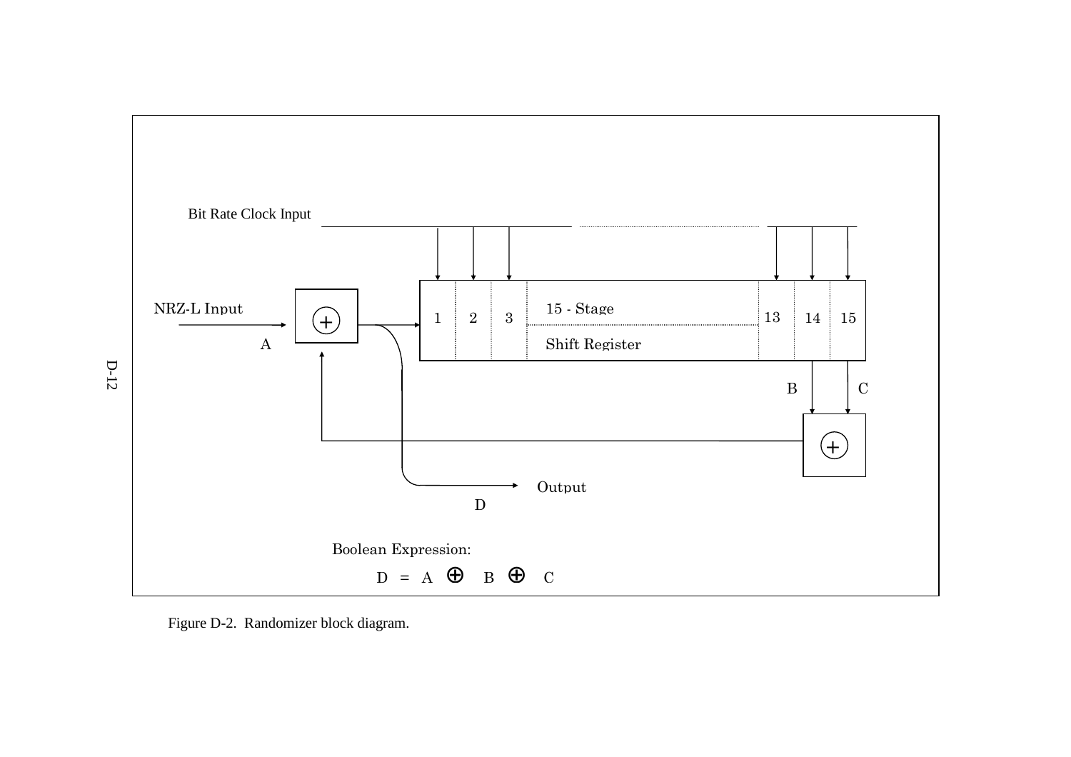Bit Rate Clock Input

NRZ-L Input

A

15 - Stage Shift Register

1 2 3 13 14 15

B C

Output

D

Boolean Expression:

$$D = A \oplus B \oplus C$$

Figure D-2. Randomizer block diagram.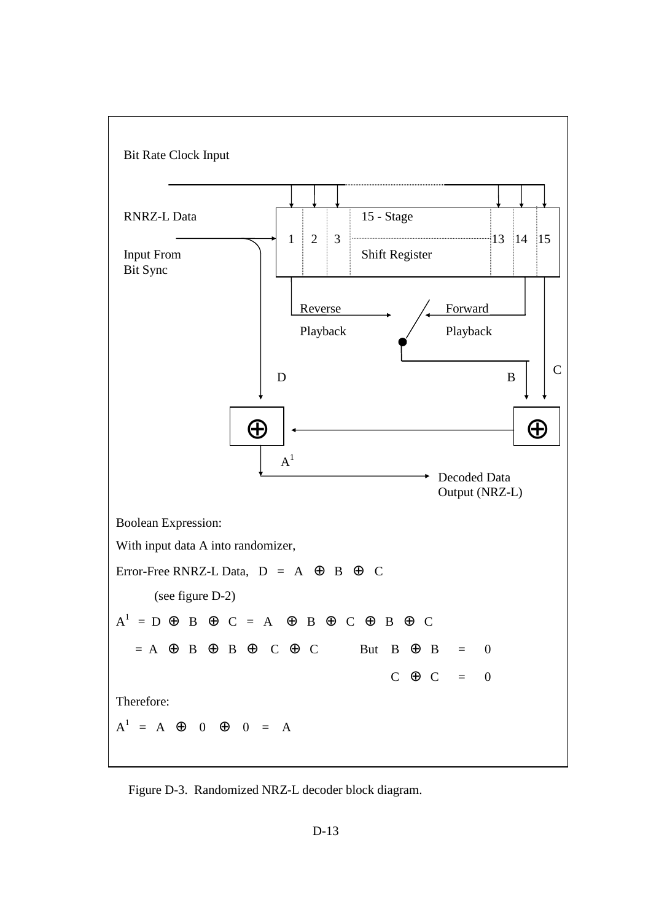Bit Rate Clock Input

RNRZ-L Data

Input From Bit Sync

15 - Stage Shift Register

1 2 3 13 14 15

Reverse Playback

Forward Playback

D

B

C

$A^1$

Decoded Data Output (NRZ-L)

Boolean Expression:

With input data A into randomizer,

Error-Free RNRZ-L Data, $D = A \oplus B \oplus C$

(see figure D-2)

$$A^1 = D \oplus B \oplus C = A \oplus B \oplus C \oplus B \oplus C$$

$$= A \oplus B \oplus B \oplus C \oplus C \qquad \text{But} \quad B \oplus B = 0$$

$$C \oplus C = 0$$

Therefore:

$$A^1 = A \oplus 0 \oplus 0 = A$$

Figure D-3. Randomized NRZ-L decoder block diagram.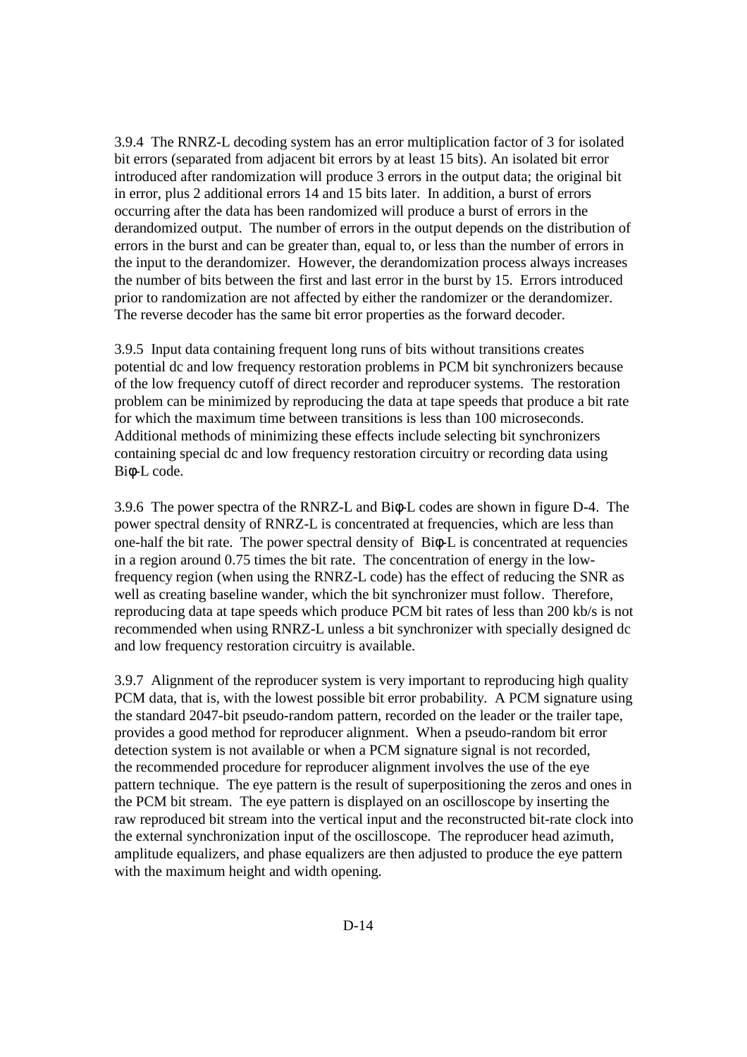3.9.4 The RNRZ-L decoding system has an error multiplication factor of 3 for isolated bit errors (separated from adjacent bit errors by at least 15 bits). An isolated bit error introduced after randomization will produce 3 errors in the output data; the original bit in error, plus 2 additional errors 14 and 15 bits later. In addition, a burst of errors occurring after the data has been randomized will produce a burst of errors in the derandomized output. The number of errors in the output depends on the distribution of errors in the burst and can be greater than, equal to, or less than the number of errors in the input to the derandomizer. However, the derandomization process always increases the number of bits between the first and last error in the burst by 15. Errors introduced prior to randomization are not affected by either the randomizer or the derandomizer. The reverse decoder has the same bit error properties as the forward decoder.

3.9.5 Input data containing frequent long runs of bits without transitions creates potential dc and low frequency restoration problems in PCM bit synchronizers because of the low frequency cutoff of direct recorder and reproducer systems. The restoration problem can be minimized by reproducing the data at tape speeds that produce a bit rate for which the maximum time between transitions is less than 100 microseconds. Additional methods of minimizing these effects include selecting bit synchronizers containing special dc and low frequency restoration circuitry or recording data using Biφ-L code.

3.9.6 The power spectra of the RNRZ-L and Biφ-L codes are shown in figure D-4. The power spectral density of RNRZ-L is concentrated at frequencies, which are less than one-half the bit rate. The power spectral density of Biφ-L is concentrated at requencies in a region around 0.75 times the bit rate. The concentration of energy in the low-frequency region (when using the RNRZ-L code) has the effect of reducing the SNR as well as creating baseline wander, which the bit synchronizer must follow. Therefore, reproducing data at tape speeds which produce PCM bit rates of less than 200 kb/s is not recommended when using RNRZ-L unless a bit synchronizer with specially designed dc and low frequency restoration circuitry is available.

3.9.7 Alignment of the reproducer system is very important to reproducing high quality PCM data, that is, with the lowest possible bit error probability. A PCM signature using the standard 2047-bit pseudo-random pattern, recorded on the leader or the trailer tape, provides a good method for reproducer alignment. When a pseudo-random bit error detection system is not available or when a PCM signature signal is not recorded, the recommended procedure for reproducer alignment involves the use of the eye pattern technique. The eye pattern is the result of superpositioning the zeros and ones in the PCM bit stream. The eye pattern is displayed on an oscilloscope by inserting the raw reproduced bit stream into the vertical input and the reconstructed bit-rate clock into the external synchronization input of the oscilloscope. The reproducer head azimuth, amplitude equalizers, and phase equalizers are then adjusted to produce the eye pattern with the maximum height and width opening.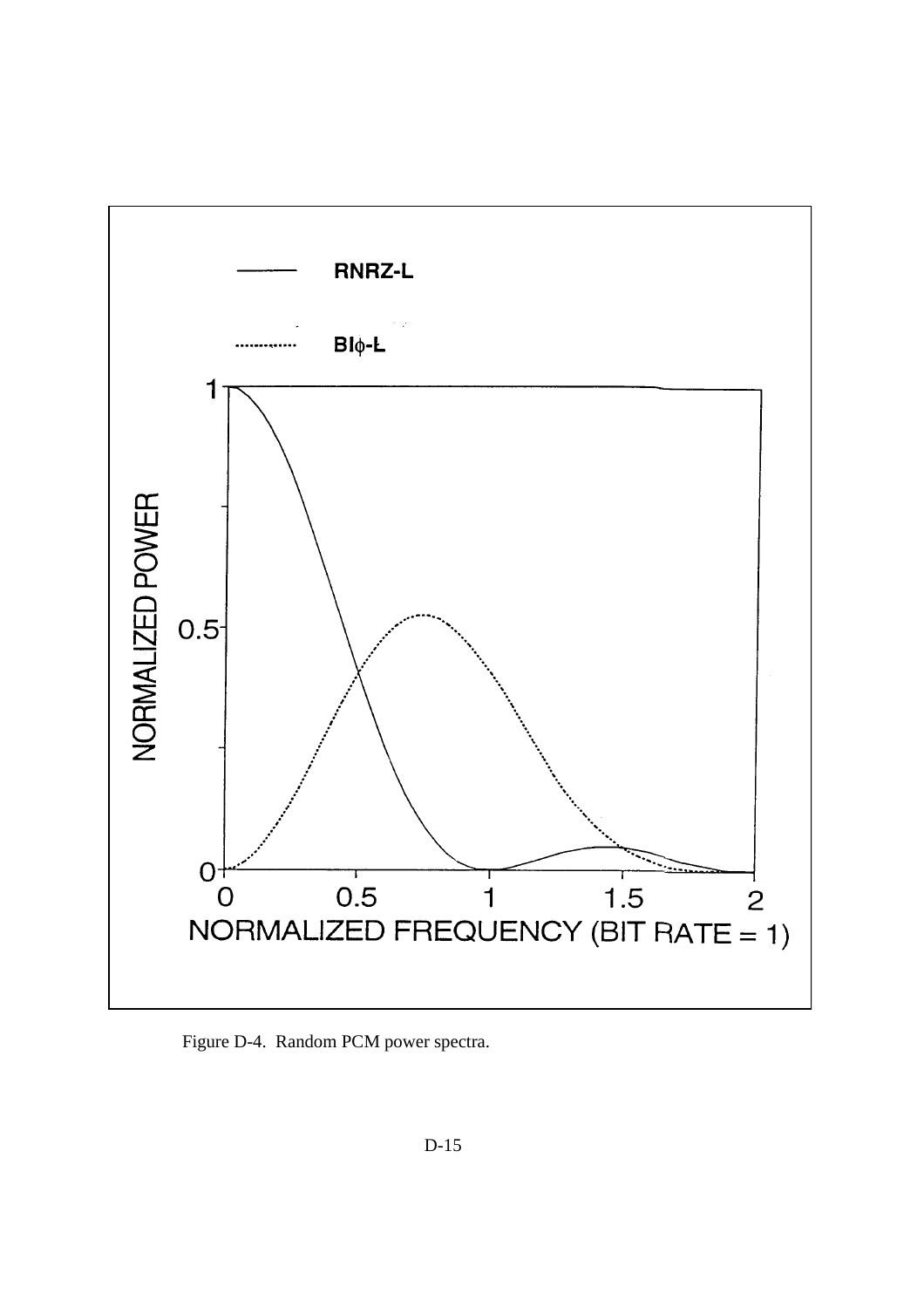Figure D-4.  Random PCM power spectra.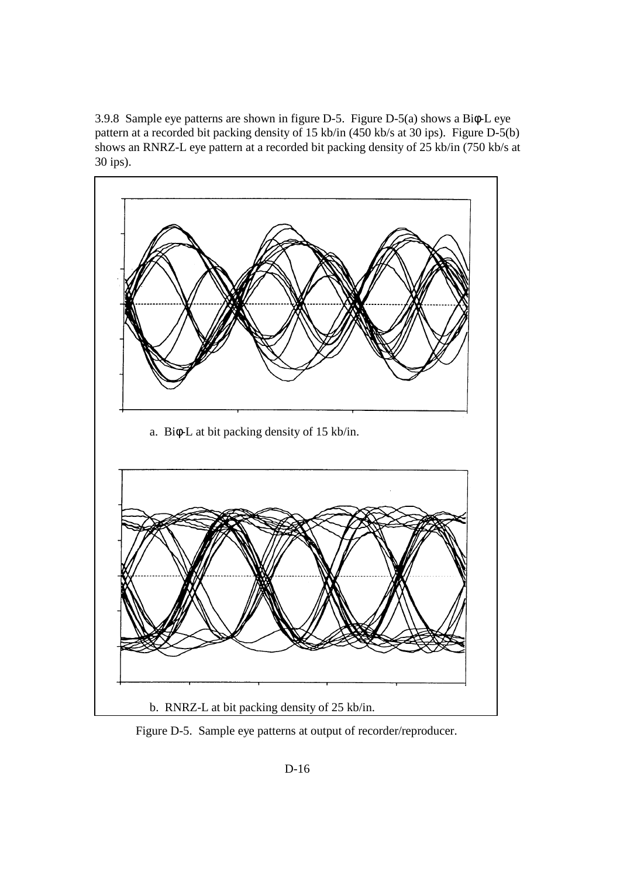3.9.8 Sample eye patterns are shown in figure D-5. Figure D-5(a) shows a Biφ-L eye pattern at a recorded bit packing density of 15 kb/in (450 kb/s at 30 ips). Figure D-5(b) shows an RNRZ-L eye pattern at a recorded bit packing density of 25 kb/in (750 kb/s at 30 ips).

a. Biφ-L at bit packing density of 15 kb/in.

b. RNRZ-L at bit packing density of 25 kb/in.

Figure D-5. Sample eye patterns at output of recorder/reproducer.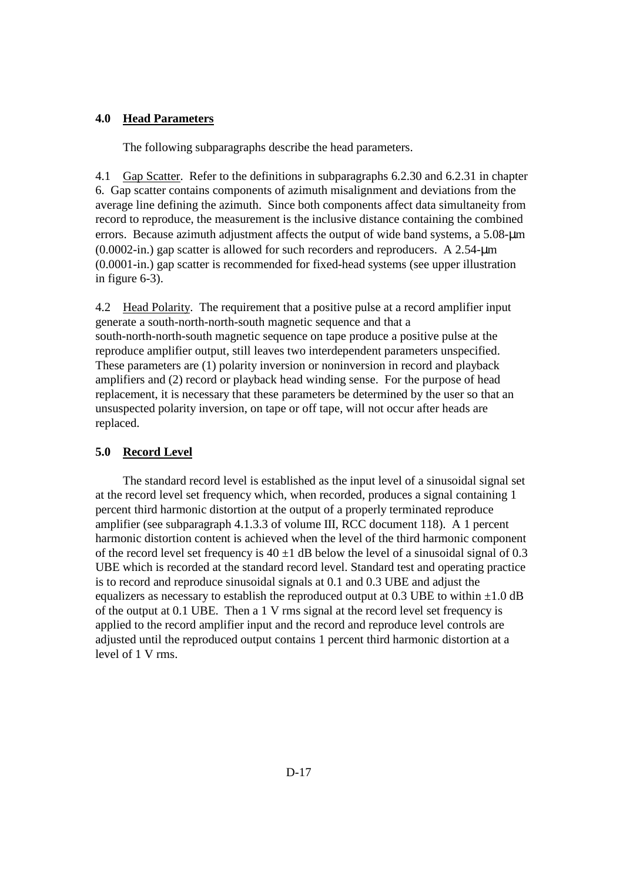## **4.0 Head Parameters**

The following subparagraphs describe the head parameters.

4.1 Gap Scatter. Refer to the definitions in subparagraphs 6.2.30 and 6.2.31 in chapter 6. Gap scatter contains components of azimuth misalignment and deviations from the average line defining the azimuth. Since both components affect data simultaneity from record to reproduce, the measurement is the inclusive distance containing the combined errors. Because azimuth adjustment affects the output of wide band systems, a 5.08-μm (0.0002-in.) gap scatter is allowed for such recorders and reproducers. A 2.54-μm (0.0001-in.) gap scatter is recommended for fixed-head systems (see upper illustration in figure 6-3).

4.2 Head Polarity. The requirement that a positive pulse at a record amplifier input generate a south-north-north-south magnetic sequence and that a south-north-north-south magnetic sequence on tape produce a positive pulse at the reproduce amplifier output, still leaves two interdependent parameters unspecified. These parameters are (1) polarity inversion or noninversion in record and playback amplifiers and (2) record or playback head winding sense. For the purpose of head replacement, it is necessary that these parameters be determined by the user so that an unsuspected polarity inversion, on tape or off tape, will not occur after heads are replaced.

## **5.0 Record Level**

The standard record level is established as the input level of a sinusoidal signal set at the record level set frequency which, when recorded, produces a signal containing 1 percent third harmonic distortion at the output of a properly terminated reproduce amplifier (see subparagraph 4.1.3.3 of volume III, RCC document 118). A 1 percent harmonic distortion content is achieved when the level of the third harmonic component of the record level set frequency is $40 \pm 1$ dB below the level of a sinusoidal signal of 0.3 UBE which is recorded at the standard record level. Standard test and operating practice is to record and reproduce sinusoidal signals at 0.1 and 0.3 UBE and adjust the equalizers as necessary to establish the reproduced output at 0.3 UBE to within $\pm 1.0$ dB of the output at 0.1 UBE. Then a 1 V rms signal at the record level set frequency is applied to the record amplifier input and the record and reproduce level controls are adjusted until the reproduced output contains 1 percent third harmonic distortion at a level of 1 V rms.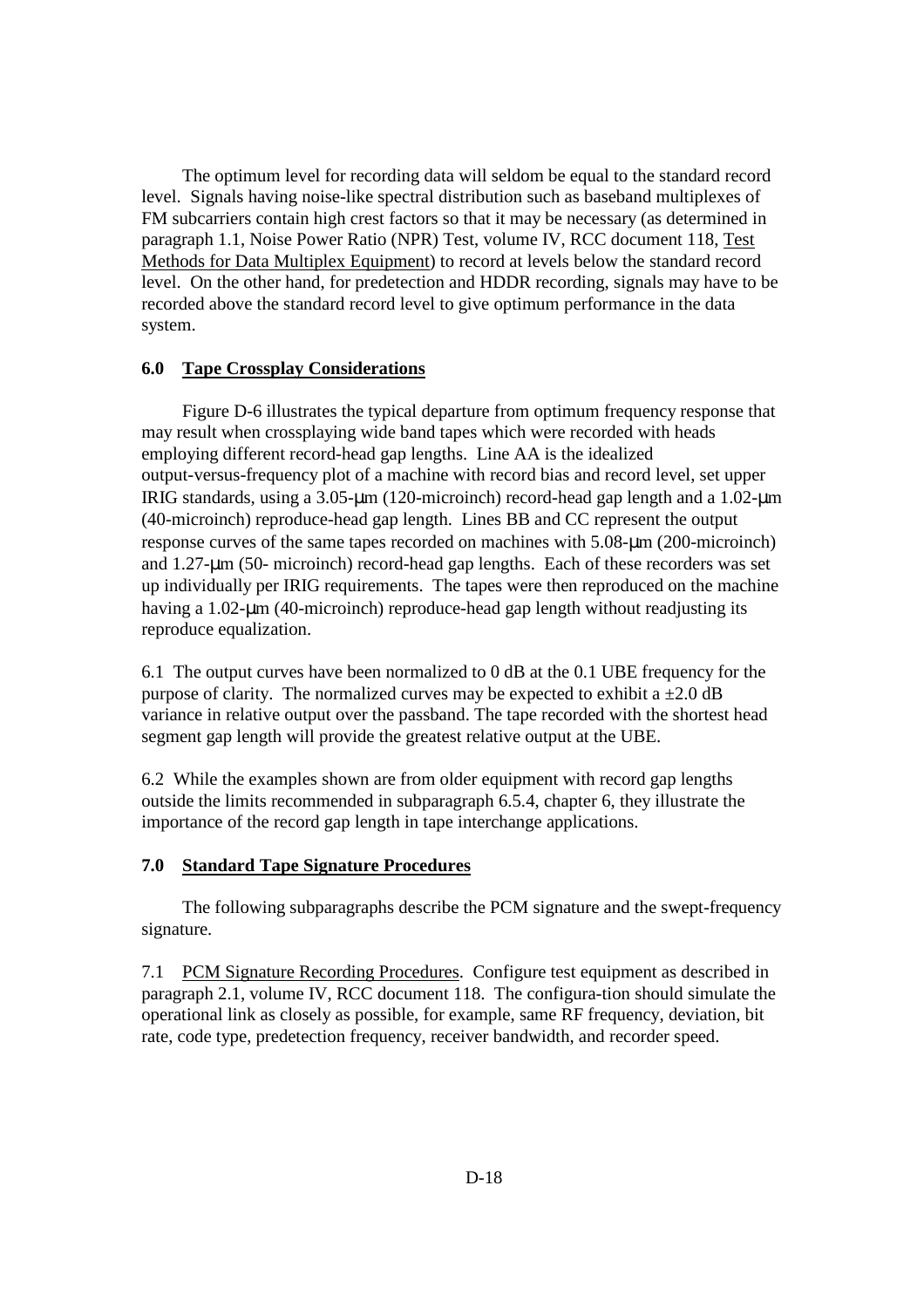The optimum level for recording data will seldom be equal to the standard record level. Signals having noise-like spectral distribution such as baseband multiplexes of FM subcarriers contain high crest factors so that it may be necessary (as determined in paragraph 1.1, Noise Power Ratio (NPR) Test, volume IV, RCC document 118, Test Methods for Data Multiplex Equipment) to record at levels below the standard record level. On the other hand, for predetection and HDDR recording, signals may have to be recorded above the standard record level to give optimum performance in the data system.

## 6.0 Tape Crossplay Considerations

Figure D-6 illustrates the typical departure from optimum frequency response that may result when crossplaying wide band tapes which were recorded with heads employing different record-head gap lengths. Line AA is the idealized output-versus-frequency plot of a machine with record bias and record level, set upper IRIG standards, using a 3.05-μm (120-microinch) record-head gap length and a 1.02-μm (40-microinch) reproduce-head gap length. Lines BB and CC represent the output response curves of the same tapes recorded on machines with 5.08-μm (200-microinch) and 1.27-μm (50- microinch) record-head gap lengths. Each of these recorders was set up individually per IRIG requirements. The tapes were then reproduced on the machine having a 1.02-μm (40-microinch) reproduce-head gap length without readjusting its reproduce equalization.

6.1 The output curves have been normalized to 0 dB at the 0.1 UBE frequency for the purpose of clarity. The normalized curves may be expected to exhibit a ±2.0 dB variance in relative output over the passband. The tape recorded with the shortest head segment gap length will provide the greatest relative output at the UBE.

6.2 While the examples shown are from older equipment with record gap lengths outside the limits recommended in subparagraph 6.5.4, chapter 6, they illustrate the importance of the record gap length in tape interchange applications.

## 7.0 Standard Tape Signature Procedures

The following subparagraphs describe the PCM signature and the swept-frequency signature.

7.1 PCM Signature Recording Procedures. Configure test equipment as described in paragraph 2.1, volume IV, RCC document 118. The configura-tion should simulate the operational link as closely as possible, for example, same RF frequency, deviation, bit rate, code type, predetection frequency, receiver bandwidth, and recorder speed.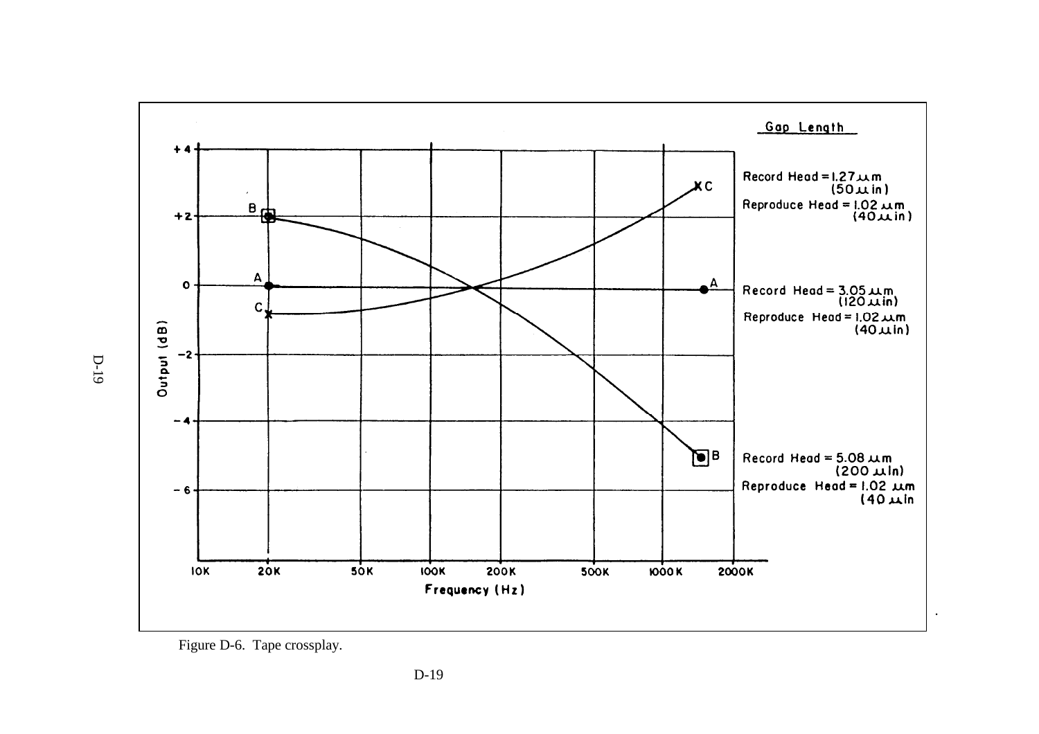Gap Length

Record Head = 1.27 µm (50 µin)
Reproduce Head = 1.02 µm (40 µin)

Record Head = 3.05 µm (120 µin)
Reproduce Head = 1.02 µm (40 µin)

Record Head = 5.08 µm (200 µin)
Reproduce Head = 1.02 µm (40 µin)

Output (dB)

Frequency (Hz)

Figure D-6. Tape crossplay.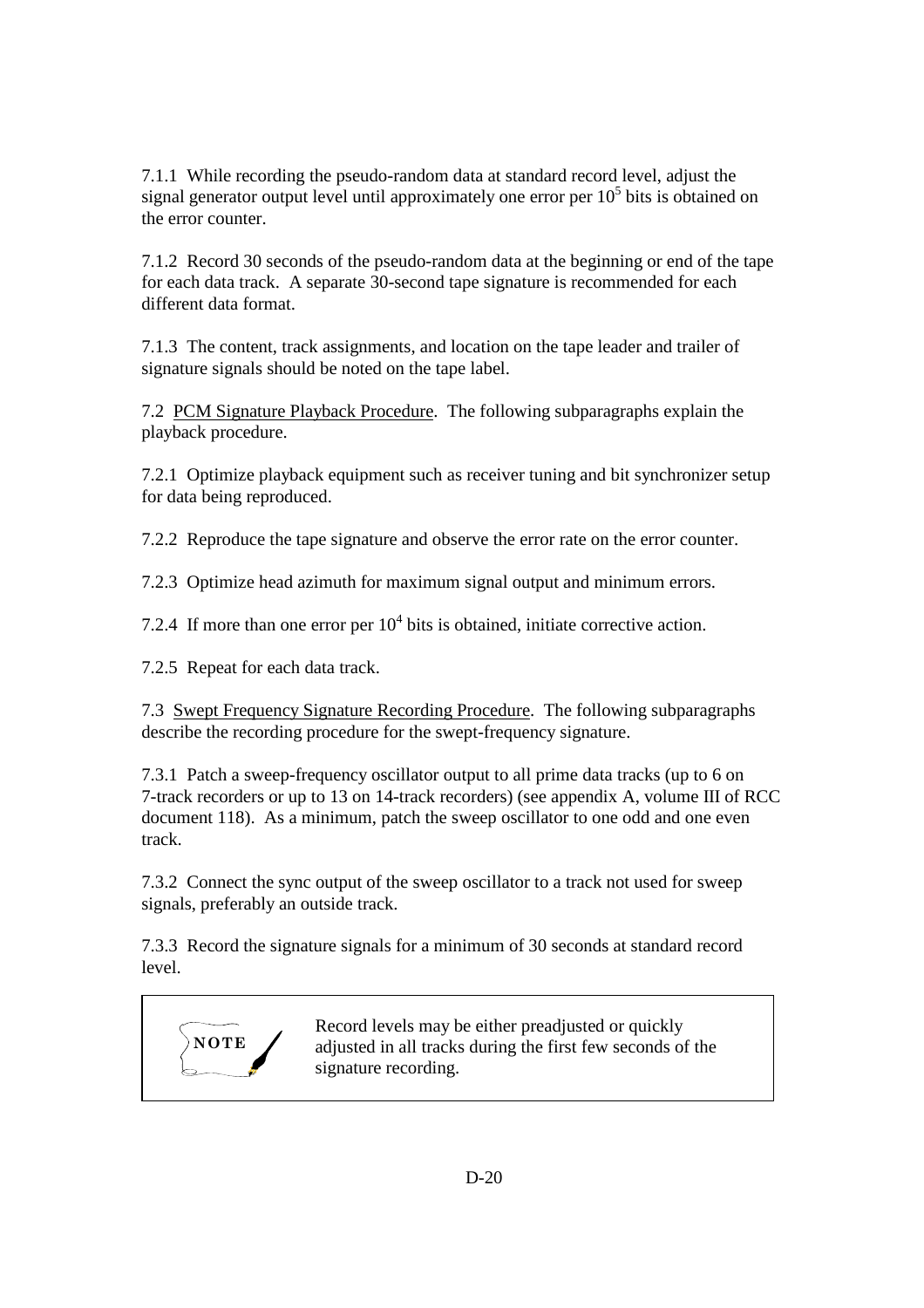7.1.1 While recording the pseudo-random data at standard record level, adjust the signal generator output level until approximately one error per $10^5$ bits is obtained on the error counter.

7.1.2 Record 30 seconds of the pseudo-random data at the beginning or end of the tape for each data track. A separate 30-second tape signature is recommended for each different data format.

7.1.3 The content, track assignments, and location on the tape leader and trailer of signature signals should be noted on the tape label.

7.2 PCM Signature Playback Procedure. The following subparagraphs explain the playback procedure.

7.2.1 Optimize playback equipment such as receiver tuning and bit synchronizer setup for data being reproduced.

7.2.2 Reproduce the tape signature and observe the error rate on the error counter.

7.2.3 Optimize head azimuth for maximum signal output and minimum errors.

7.2.4 If more than one error per $10^4$ bits is obtained, initiate corrective action.

7.2.5 Repeat for each data track.

7.3 Swept Frequency Signature Recording Procedure. The following subparagraphs describe the recording procedure for the swept-frequency signature.

7.3.1 Patch a sweep-frequency oscillator output to all prime data tracks (up to 6 on 7-track recorders or up to 13 on 14-track recorders) (see appendix A, volume III of RCC document 118). As a minimum, patch the sweep oscillator to one odd and one even track.

7.3.2 Connect the sync output of the sweep oscillator to a track not used for sweep signals, preferably an outside track.

7.3.3 Record the signature signals for a minimum of 30 seconds at standard record level.

> **NOTE**
>
> Record levels may be either preadjusted or quickly adjusted in all tracks during the first few seconds of the signature recording.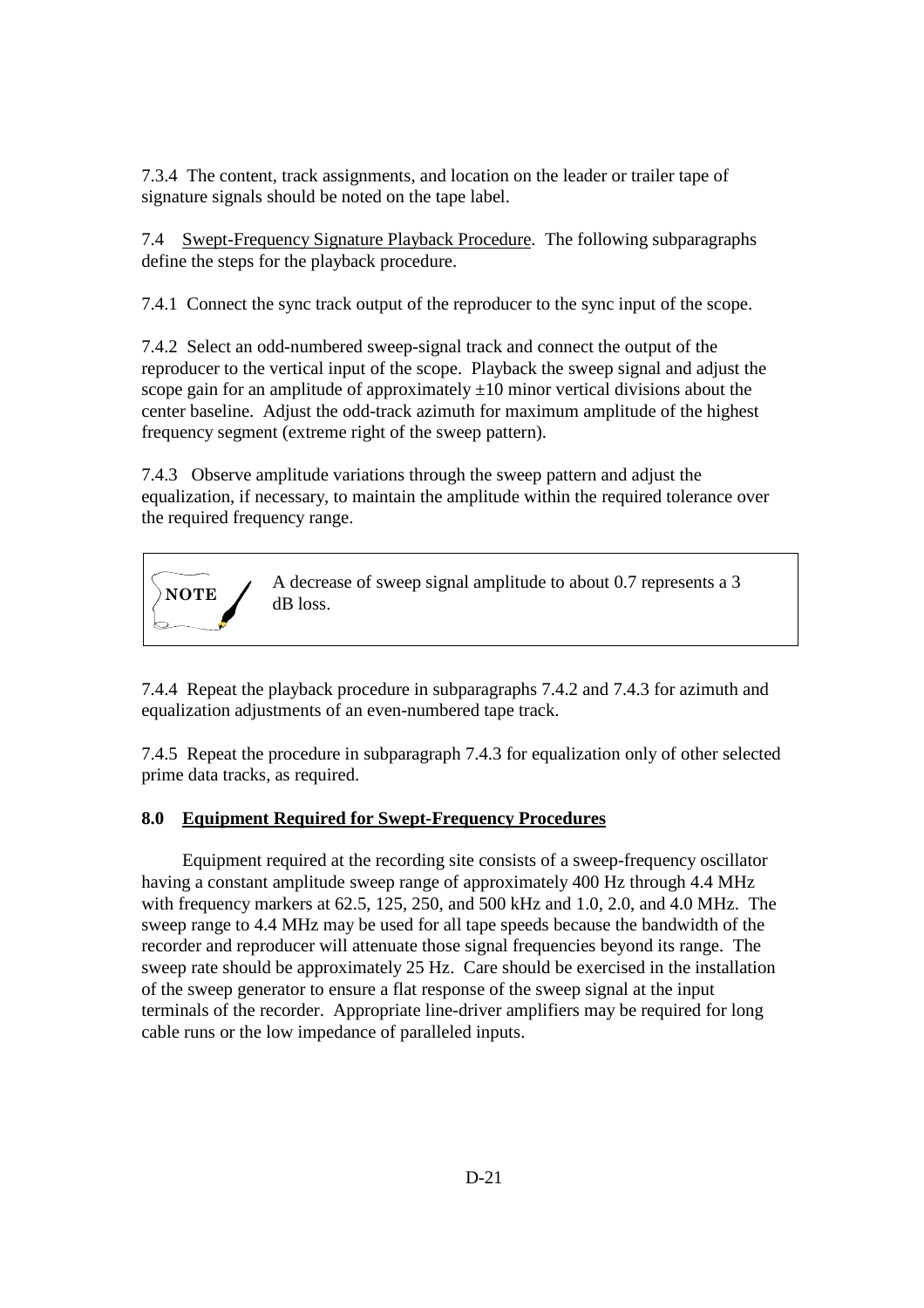7.3.4 The content, track assignments, and location on the leader or trailer tape of signature signals should be noted on the tape label.

7.4 Swept-Frequency Signature Playback Procedure. The following subparagraphs define the steps for the playback procedure.

7.4.1 Connect the sync track output of the reproducer to the sync input of the scope.

7.4.2 Select an odd-numbered sweep-signal track and connect the output of the reproducer to the vertical input of the scope. Playback the sweep signal and adjust the scope gain for an amplitude of approximately ±10 minor vertical divisions about the center baseline. Adjust the odd-track azimuth for maximum amplitude of the highest frequency segment (extreme right of the sweep pattern).

7.4.3 Observe amplitude variations through the sweep pattern and adjust the equalization, if necessary, to maintain the amplitude within the required tolerance over the required frequency range.

> **NOTE** A decrease of sweep signal amplitude to about 0.7 represents a 3 dB loss.

7.4.4 Repeat the playback procedure in subparagraphs 7.4.2 and 7.4.3 for azimuth and equalization adjustments of an even-numbered tape track.

7.4.5 Repeat the procedure in subparagraph 7.4.3 for equalization only of other selected prime data tracks, as required.

## 8.0 Equipment Required for Swept-Frequency Procedures

Equipment required at the recording site consists of a sweep-frequency oscillator having a constant amplitude sweep range of approximately 400 Hz through 4.4 MHz with frequency markers at 62.5, 125, 250, and 500 kHz and 1.0, 2.0, and 4.0 MHz. The sweep range to 4.4 MHz may be used for all tape speeds because the bandwidth of the recorder and reproducer will attenuate those signal frequencies beyond its range. The sweep rate should be approximately 25 Hz. Care should be exercised in the installation of the sweep generator to ensure a flat response of the sweep signal at the input terminals of the recorder. Appropriate line-driver amplifiers may be required for long cable runs or the low impedance of paralleled inputs.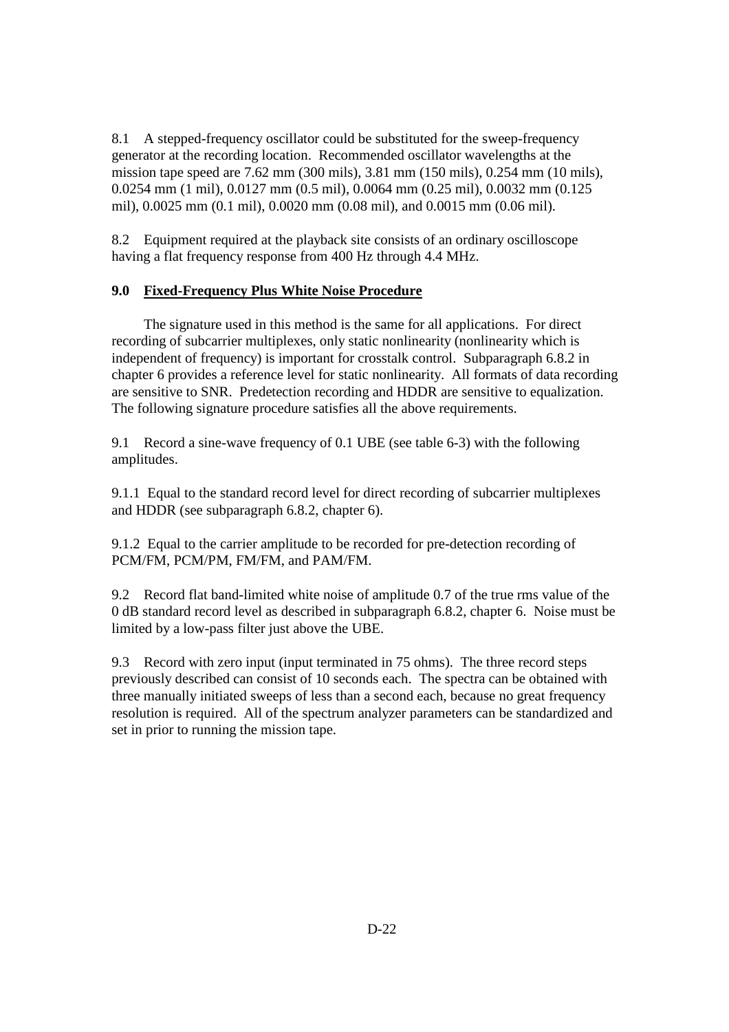8.1 A stepped-frequency oscillator could be substituted for the sweep-frequency generator at the recording location. Recommended oscillator wavelengths at the mission tape speed are 7.62 mm (300 mils), 3.81 mm (150 mils), 0.254 mm (10 mils), 0.0254 mm (1 mil), 0.0127 mm (0.5 mil), 0.0064 mm (0.25 mil), 0.0032 mm (0.125 mil), 0.0025 mm (0.1 mil), 0.0020 mm (0.08 mil), and 0.0015 mm (0.06 mil).

8.2 Equipment required at the playback site consists of an ordinary oscilloscope having a flat frequency response from 400 Hz through 4.4 MHz.

## 9.0 Fixed-Frequency Plus White Noise Procedure

The signature used in this method is the same for all applications. For direct recording of subcarrier multiplexes, only static nonlinearity (nonlinearity which is independent of frequency) is important for crosstalk control. Subparagraph 6.8.2 in chapter 6 provides a reference level for static nonlinearity. All formats of data recording are sensitive to SNR. Predetection recording and HDDR are sensitive to equalization. The following signature procedure satisfies all the above requirements.

9.1 Record a sine-wave frequency of 0.1 UBE (see table 6-3) with the following amplitudes.

9.1.1 Equal to the standard record level for direct recording of subcarrier multiplexes and HDDR (see subparagraph 6.8.2, chapter 6).

9.1.2 Equal to the carrier amplitude to be recorded for pre-detection recording of PCM/FM, PCM/PM, FM/FM, and PAM/FM.

9.2 Record flat band-limited white noise of amplitude 0.7 of the true rms value of the 0 dB standard record level as described in subparagraph 6.8.2, chapter 6. Noise must be limited by a low-pass filter just above the UBE.

9.3 Record with zero input (input terminated in 75 ohms). The three record steps previously described can consist of 10 seconds each. The spectra can be obtained with three manually initiated sweeps of less than a second each, because no great frequency resolution is required. All of the spectrum analyzer parameters can be standardized and set in prior to running the mission tape.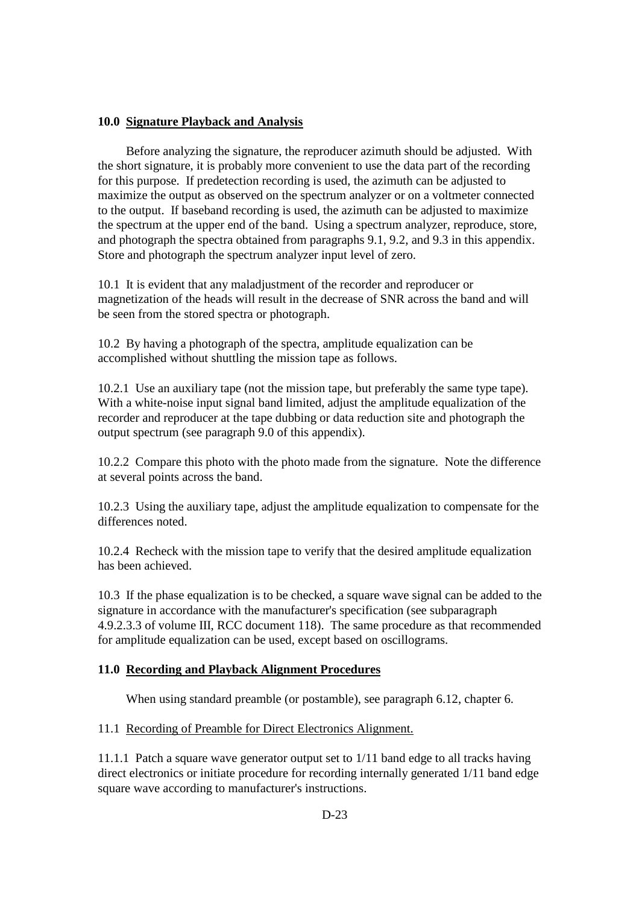## 10.0 Signature Playback and Analysis

Before analyzing the signature, the reproducer azimuth should be adjusted. With the short signature, it is probably more convenient to use the data part of the recording for this purpose. If predetection recording is used, the azimuth can be adjusted to maximize the output as observed on the spectrum analyzer or on a voltmeter connected to the output. If baseband recording is used, the azimuth can be adjusted to maximize the spectrum at the upper end of the band. Using a spectrum analyzer, reproduce, store, and photograph the spectra obtained from paragraphs 9.1, 9.2, and 9.3 in this appendix. Store and photograph the spectrum analyzer input level of zero.

10.1 It is evident that any maladjustment of the recorder and reproducer or magnetization of the heads will result in the decrease of SNR across the band and will be seen from the stored spectra or photograph.

10.2 By having a photograph of the spectra, amplitude equalization can be accomplished without shuttling the mission tape as follows.

10.2.1 Use an auxiliary tape (not the mission tape, but preferably the same type tape). With a white-noise input signal band limited, adjust the amplitude equalization of the recorder and reproducer at the tape dubbing or data reduction site and photograph the output spectrum (see paragraph 9.0 of this appendix).

10.2.2 Compare this photo with the photo made from the signature. Note the difference at several points across the band.

10.2.3 Using the auxiliary tape, adjust the amplitude equalization to compensate for the differences noted.

10.2.4 Recheck with the mission tape to verify that the desired amplitude equalization has been achieved.

10.3 If the phase equalization is to be checked, a square wave signal can be added to the signature in accordance with the manufacturer's specification (see subparagraph 4.9.2.3.3 of volume III, RCC document 118). The same procedure as that recommended for amplitude equalization can be used, except based on oscillograms.

## 11.0 Recording and Playback Alignment Procedures

When using standard preamble (or postamble), see paragraph 6.12, chapter 6.

11.1 Recording of Preamble for Direct Electronics Alignment.

11.1.1 Patch a square wave generator output set to 1/11 band edge to all tracks having direct electronics or initiate procedure for recording internally generated 1/11 band edge square wave according to manufacturer's instructions.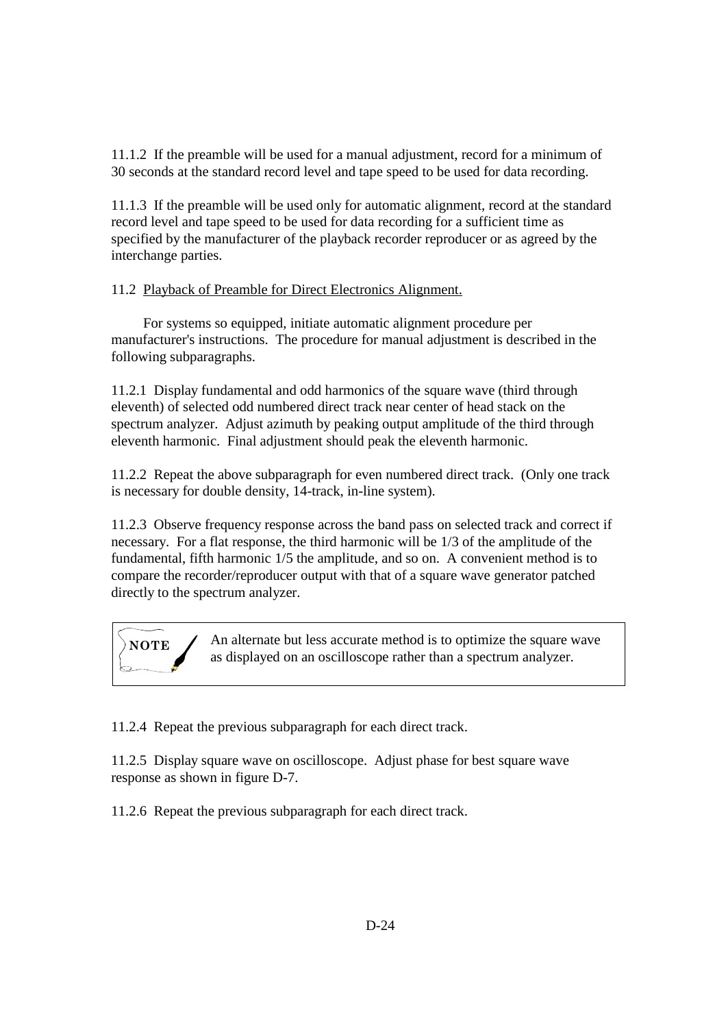11.1.2 If the preamble will be used for a manual adjustment, record for a minimum of 30 seconds at the standard record level and tape speed to be used for data recording.

11.1.3 If the preamble will be used only for automatic alignment, record at the standard record level and tape speed to be used for data recording for a sufficient time as specified by the manufacturer of the playback recorder reproducer or as agreed by the interchange parties.

11.2 Playback of Preamble for Direct Electronics Alignment.

For systems so equipped, initiate automatic alignment procedure per manufacturer's instructions. The procedure for manual adjustment is described in the following subparagraphs.

11.2.1 Display fundamental and odd harmonics of the square wave (third through eleventh) of selected odd numbered direct track near center of head stack on the spectrum analyzer. Adjust azimuth by peaking output amplitude of the third through eleventh harmonic. Final adjustment should peak the eleventh harmonic.

11.2.2 Repeat the above subparagraph for even numbered direct track. (Only one track is necessary for double density, 14-track, in-line system).

11.2.3 Observe frequency response across the band pass on selected track and correct if necessary. For a flat response, the third harmonic will be 1/3 of the amplitude of the fundamental, fifth harmonic 1/5 the amplitude, and so on. A convenient method is to compare the recorder/reproducer output with that of a square wave generator patched directly to the spectrum analyzer.

> **NOTE** An alternate but less accurate method is to optimize the square wave as displayed on an oscilloscope rather than a spectrum analyzer.

11.2.4 Repeat the previous subparagraph for each direct track.

11.2.5 Display square wave on oscilloscope. Adjust phase for best square wave response as shown in figure D-7.

11.2.6 Repeat the previous subparagraph for each direct track.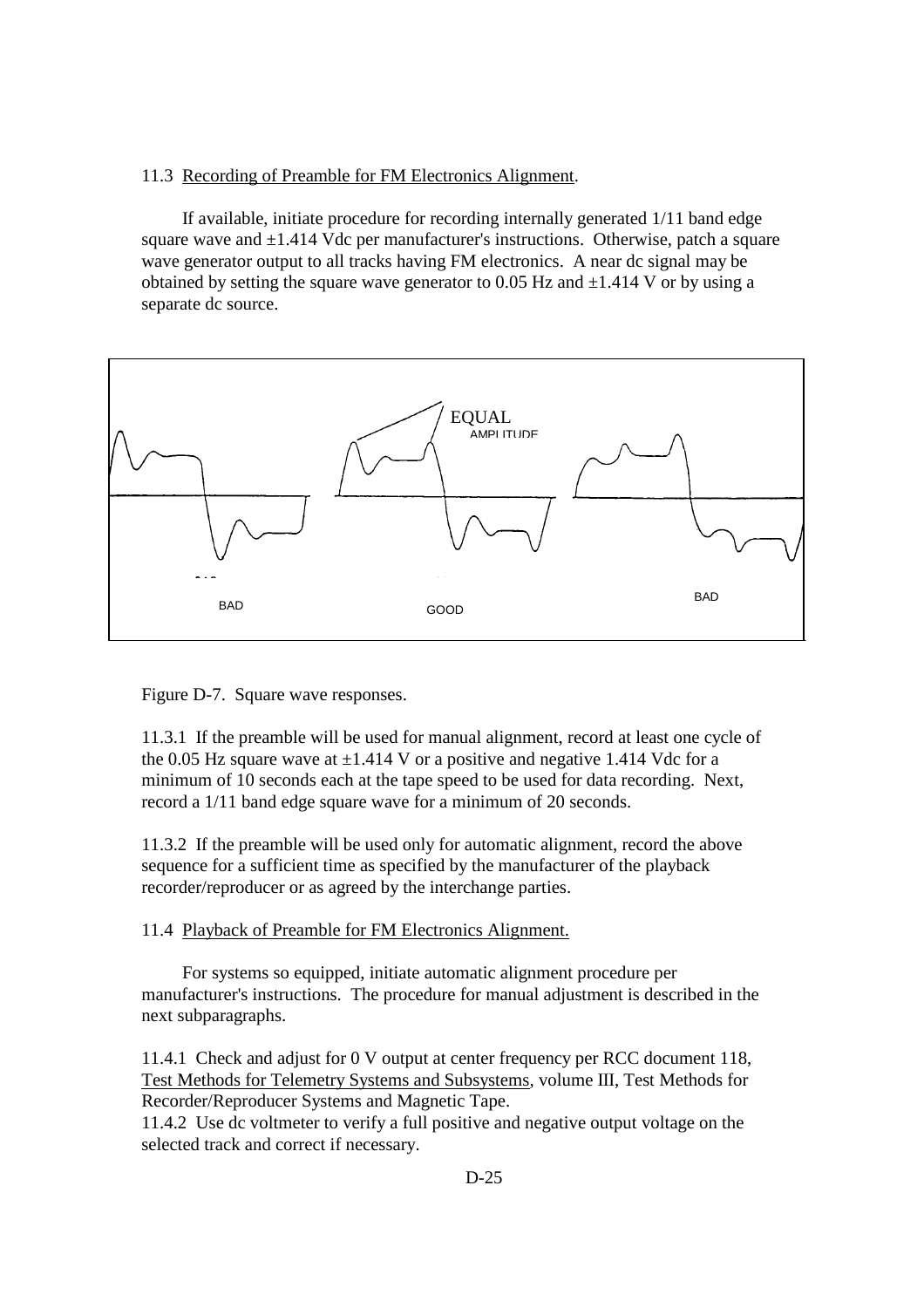11.3 Recording of Preamble for FM Electronics Alignment.

If available, initiate procedure for recording internally generated 1/11 band edge square wave and ±1.414 Vdc per manufacturer's instructions. Otherwise, patch a square wave generator output to all tracks having FM electronics. A near dc signal may be obtained by setting the square wave generator to 0.05 Hz and ±1.414 V or by using a separate dc source.

Figure D-7. Square wave responses.

11.3.1 If the preamble will be used for manual alignment, record at least one cycle of the 0.05 Hz square wave at ±1.414 V or a positive and negative 1.414 Vdc for a minimum of 10 seconds each at the tape speed to be used for data recording. Next, record a 1/11 band edge square wave for a minimum of 20 seconds.

11.3.2 If the preamble will be used only for automatic alignment, record the above sequence for a sufficient time as specified by the manufacturer of the playback recorder/reproducer or as agreed by the interchange parties.

11.4 Playback of Preamble for FM Electronics Alignment.

For systems so equipped, initiate automatic alignment procedure per manufacturer's instructions. The procedure for manual adjustment is described in the next subparagraphs.

11.4.1 Check and adjust for 0 V output at center frequency per RCC document 118, Test Methods for Telemetry Systems and Subsystems, volume III, Test Methods for Recorder/Reproducer Systems and Magnetic Tape.

11.4.2 Use dc voltmeter to verify a full positive and negative output voltage on the selected track and correct if necessary.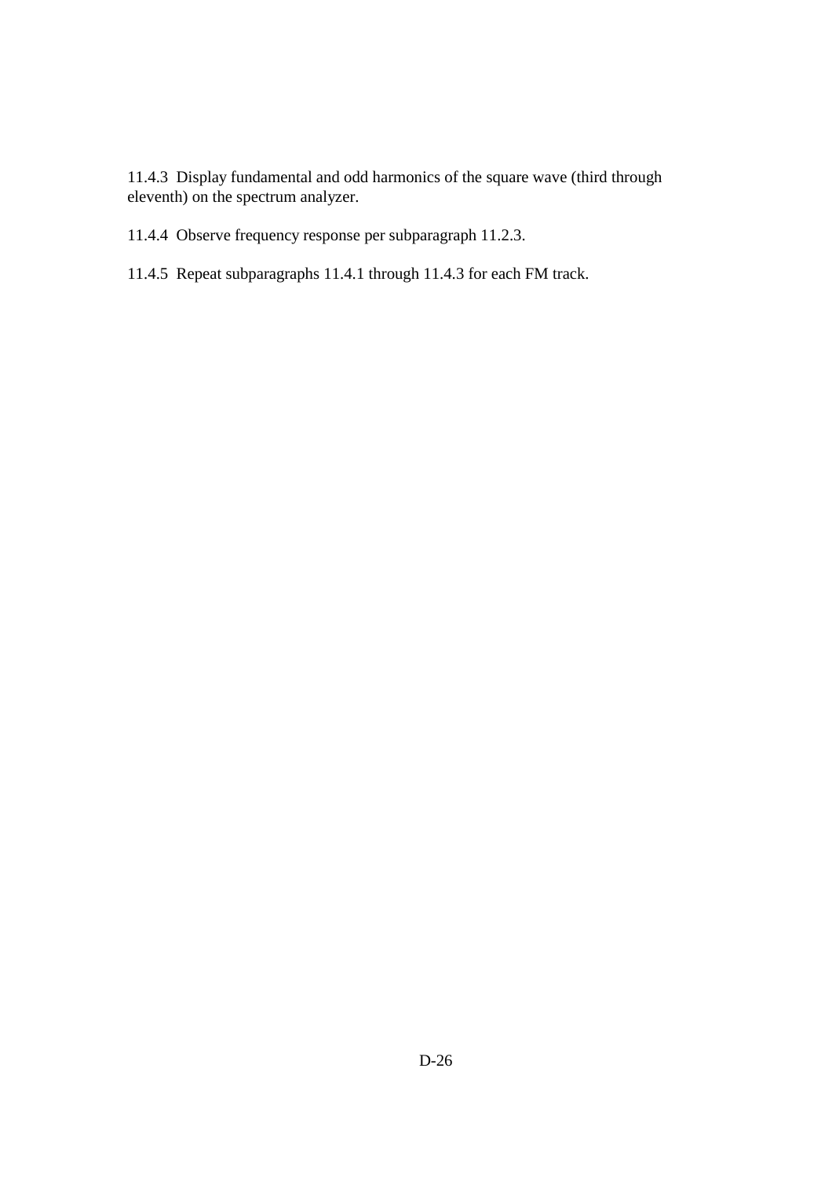11.4.3 Display fundamental and odd harmonics of the square wave (third through eleventh) on the spectrum analyzer.

11.4.4 Observe frequency response per subparagraph 11.2.3.

11.4.5 Repeat subparagraphs 11.4.1 through 11.4.3 for each FM track.